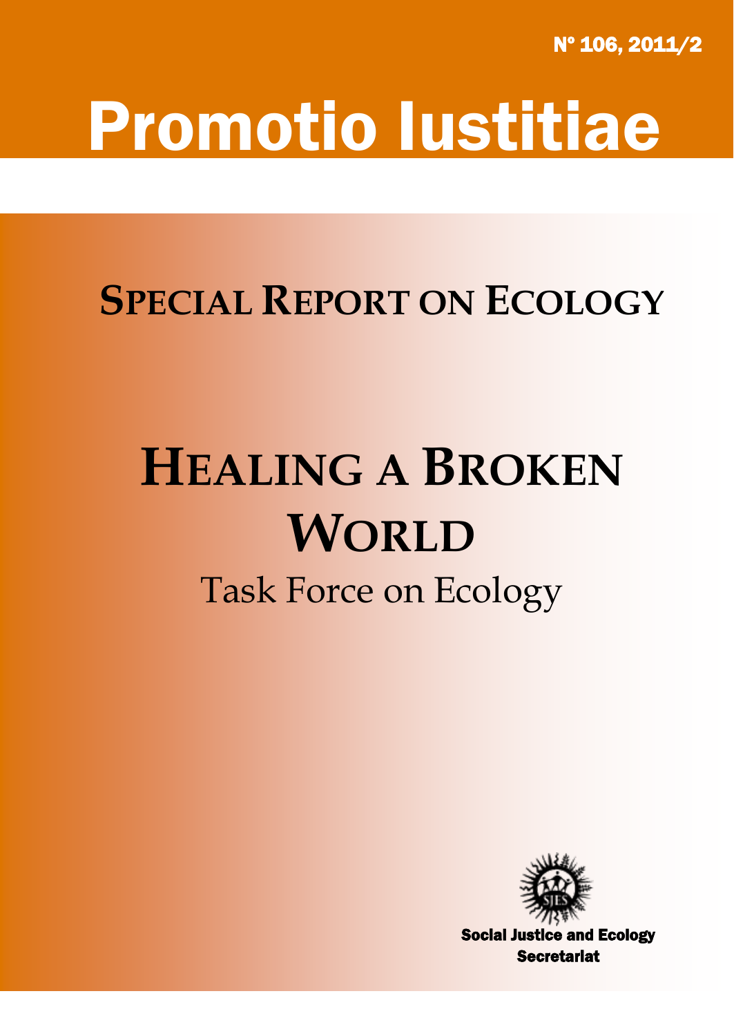Nº 106, 2011/2

# Promotio Iustitiae

## Special Report on Ecology

# Healing a Broken World

### Task Force on Ecology

Social Justice and Ecology Secretariat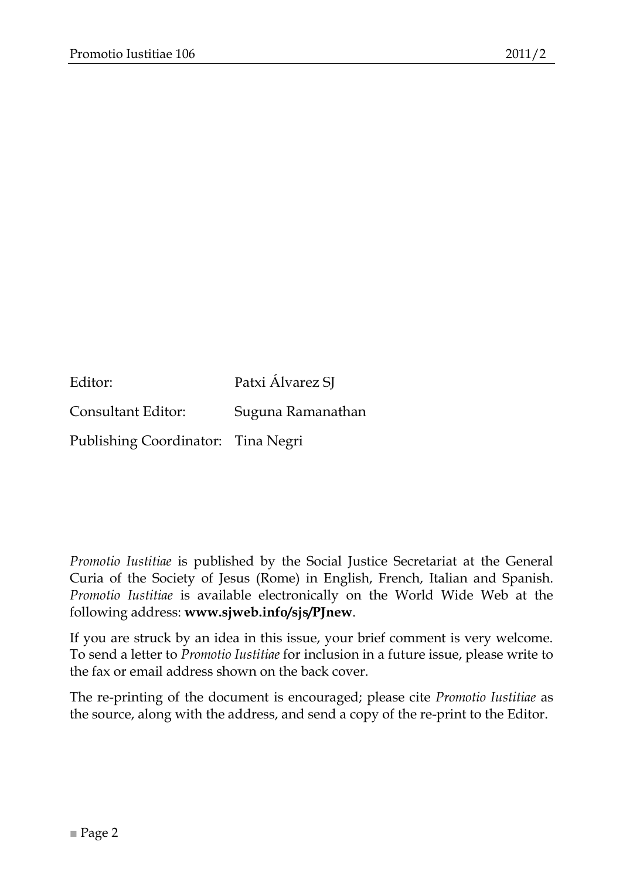| | |
|---|---|
| Editor: | Patxi Álvarez SJ |
| Consultant Editor: | Suguna Ramanathan |
| Publishing Coordinator: | Tina Negri |

*Promotio Iustitiae* is published by the Social Justice Secretariat at the General Curia of the Society of Jesus (Rome) in English, French, Italian and Spanish. *Promotio Iustitiae* is available electronically on the World Wide Web at the following address: **www.sjweb.info/sjs/PJnew**.

If you are struck by an idea in this issue, your brief comment is very welcome. To send a letter to *Promotio Iustitiae* for inclusion in a future issue, please write to the fax or email address shown on the back cover.

The re-printing of the document is encouraged; please cite *Promotio Iustitiae* as the source, along with the address, and send a copy of the re-print to the Editor.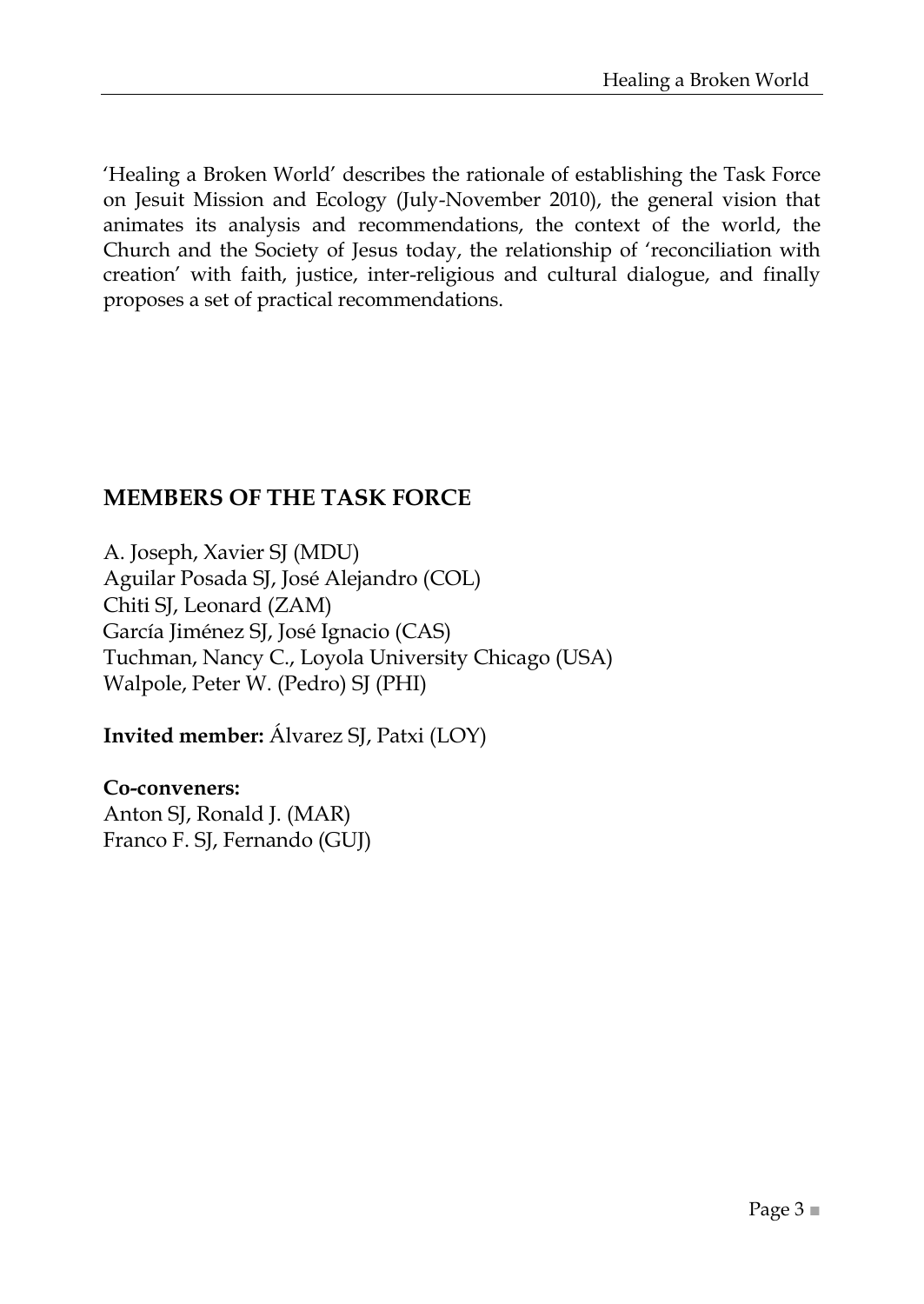'Healing a Broken World' describes the rationale of establishing the Task Force on Jesuit Mission and Ecology (July-November 2010), the general vision that animates its analysis and recommendations, the context of the world, the Church and the Society of Jesus today, the relationship of 'reconciliation with creation' with faith, justice, inter-religious and cultural dialogue, and finally proposes a set of practical recommendations.

## MEMBERS OF THE TASK FORCE

A. Joseph, Xavier SJ (MDU)
Aguilar Posada SJ, José Alejandro (COL)
Chiti SJ, Leonard (ZAM)
García Jiménez SJ, José Ignacio (CAS)
Tuchman, Nancy C., Loyola University Chicago (USA)
Walpole, Peter W. (Pedro) SJ (PHI)

**Invited member:** Álvarez SJ, Patxi (LOY)

**Co-conveners:**
Anton SJ, Ronald J. (MAR)
Franco F. SJ, Fernando (GUJ)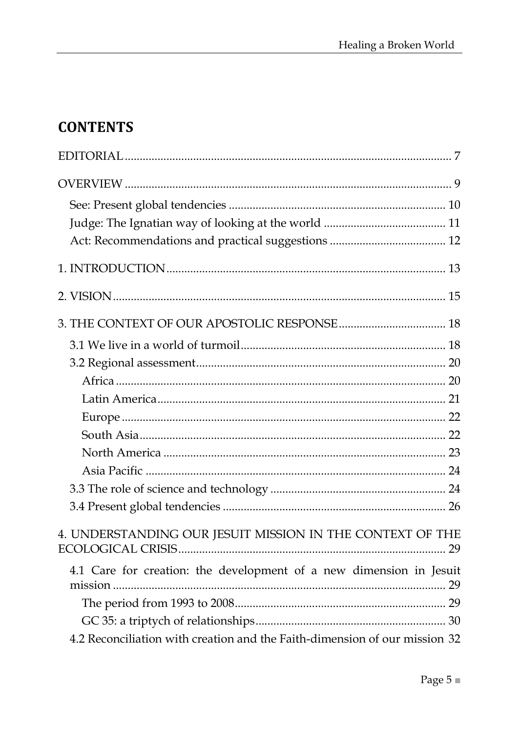## CONTENTS

EDITORIAL ........................................................................................................ 7

OVERVIEW ........................................................................................................ 9

- See: Present global tendencies ........................................................................ 10
- Judge: The Ignatian way of looking at the world ......................................... 11
- Act: Recommendations and practical suggestions ....................................... 12

1. INTRODUCTION ............................................................................................ 13

2. VISION ............................................................................................................. 15

3. THE CONTEXT OF OUR APOSTOLIC RESPONSE .................................... 18

- 3.1 We live in a world of turmoil .................................................................... 18
- 3.2 Regional assessment ................................................................................... 20
  - Africa ............................................................................................................ 20
  - Latin America ............................................................................................... 21
  - Europe ........................................................................................................... 22
  - South Asia ..................................................................................................... 22
  - North America .............................................................................................. 23
  - Asia Pacific ................................................................................................... 24
- 3.3 The role of science and technology ........................................................... 24
- 3.4 Present global tendencies ........................................................................... 26

4. UNDERSTANDING OUR JESUIT MISSION IN THE CONTEXT OF THE ECOLOGICAL CRISIS ........................................................................................ 29

- 4.1 Care for creation: the development of a new dimension in Jesuit mission ............................................................................................................. 29
  - The period from 1993 to 2008 ...................................................................... 29
  - GC 35: a triptych of relationships ............................................................... 30
- 4.2 Reconciliation with creation and the Faith-dimension of our mission 32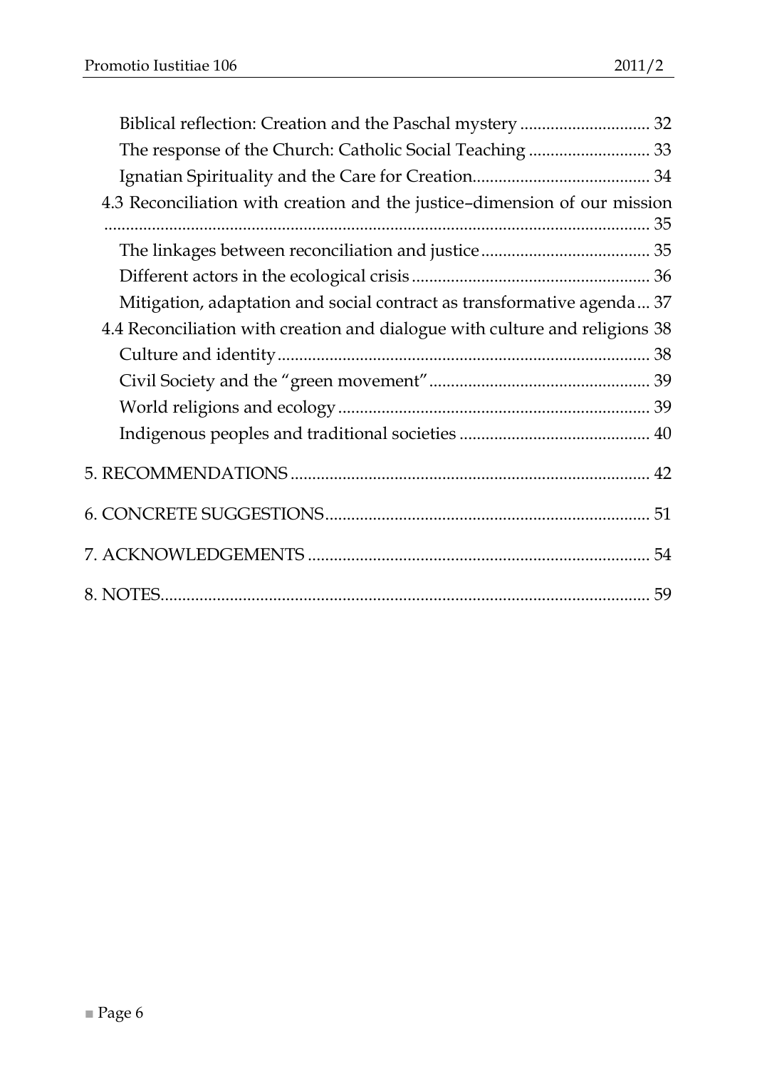Biblical reflection: Creation and the Paschal mystery .............................. 32

The response of the Church: Catholic Social Teaching ............................ 33

Ignatian Spirituality and the Care for Creation......................................... 34

4.3 Reconciliation with creation and the justice–dimension of our mission ............................................................................................................... 35

The linkages between reconciliation and justice....................................... 35

Different actors in the ecological crisis....................................................... 36

Mitigation, adaptation and social contract as transformative agenda... 37

4.4 Reconciliation with creation and dialogue with culture and religions 38

Culture and identity...................................................................................... 38

Civil Society and the "green movement"................................................... 39

World religions and ecology........................................................................ 39

Indigenous peoples and traditional societies ............................................ 40

5. RECOMMENDATIONS................................................................................ 42

6. CONCRETE SUGGESTIONS........................................................................ 51

7. ACKNOWLEDGEMENTS ............................................................................ 54

8. NOTES............................................................................................................. 59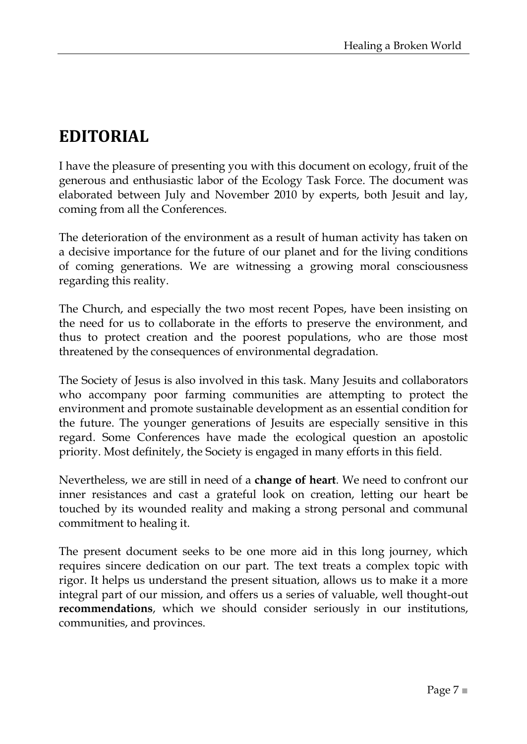# EDITORIAL

I have the pleasure of presenting you with this document on ecology, fruit of the generous and enthusiastic labor of the Ecology Task Force. The document was elaborated between July and November 2010 by experts, both Jesuit and lay, coming from all the Conferences.

The deterioration of the environment as a result of human activity has taken on a decisive importance for the future of our planet and for the living conditions of coming generations. We are witnessing a growing moral consciousness regarding this reality.

The Church, and especially the two most recent Popes, have been insisting on the need for us to collaborate in the efforts to preserve the environment, and thus to protect creation and the poorest populations, who are those most threatened by the consequences of environmental degradation.

The Society of Jesus is also involved in this task. Many Jesuits and collaborators who accompany poor farming communities are attempting to protect the environment and promote sustainable development as an essential condition for the future. The younger generations of Jesuits are especially sensitive in this regard. Some Conferences have made the ecological question an apostolic priority. Most definitely, the Society is engaged in many efforts in this field.

Nevertheless, we are still in need of a **change of heart**. We need to confront our inner resistances and cast a grateful look on creation, letting our heart be touched by its wounded reality and making a strong personal and communal commitment to healing it.

The present document seeks to be one more aid in this long journey, which requires sincere dedication on our part. The text treats a complex topic with rigor. It helps us understand the present situation, allows us to make it a more integral part of our mission, and offers us a series of valuable, well thought-out **recommendations**, which we should consider seriously in our institutions, communities, and provinces.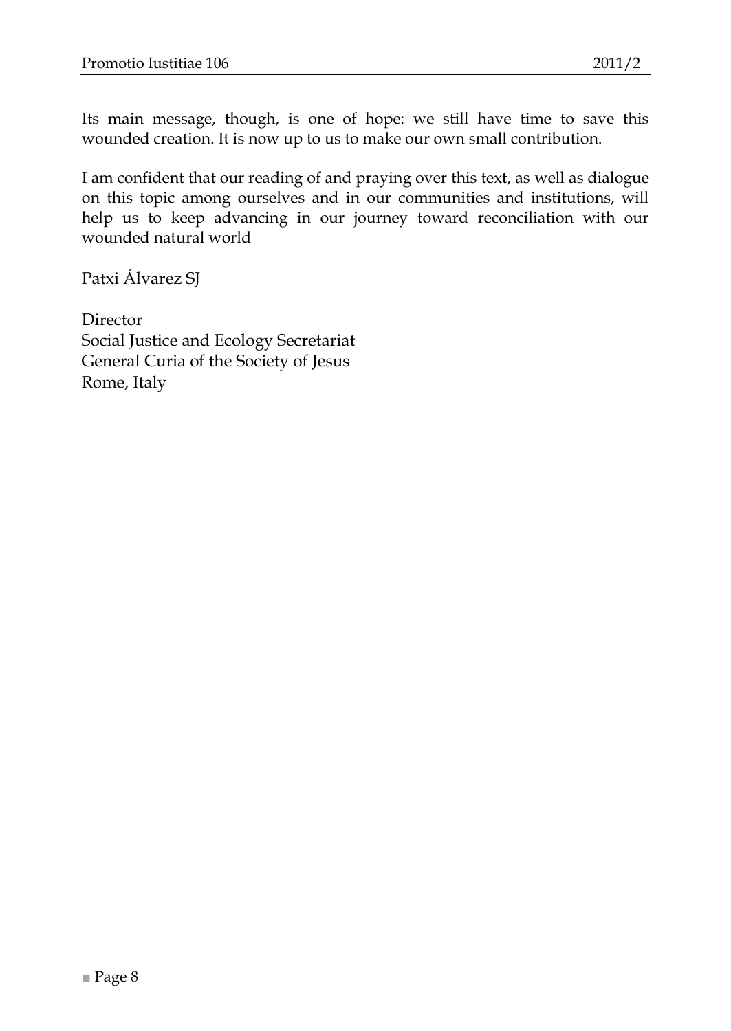Its main message, though, is one of hope: we still have time to save this wounded creation. It is now up to us to make our own small contribution.

I am confident that our reading of and praying over this text, as well as dialogue on this topic among ourselves and in our communities and institutions, will help us to keep advancing in our journey toward reconciliation with our wounded natural world

Patxi Álvarez SJ

Director
Social Justice and Ecology Secretariat
General Curia of the Society of Jesus
Rome, Italy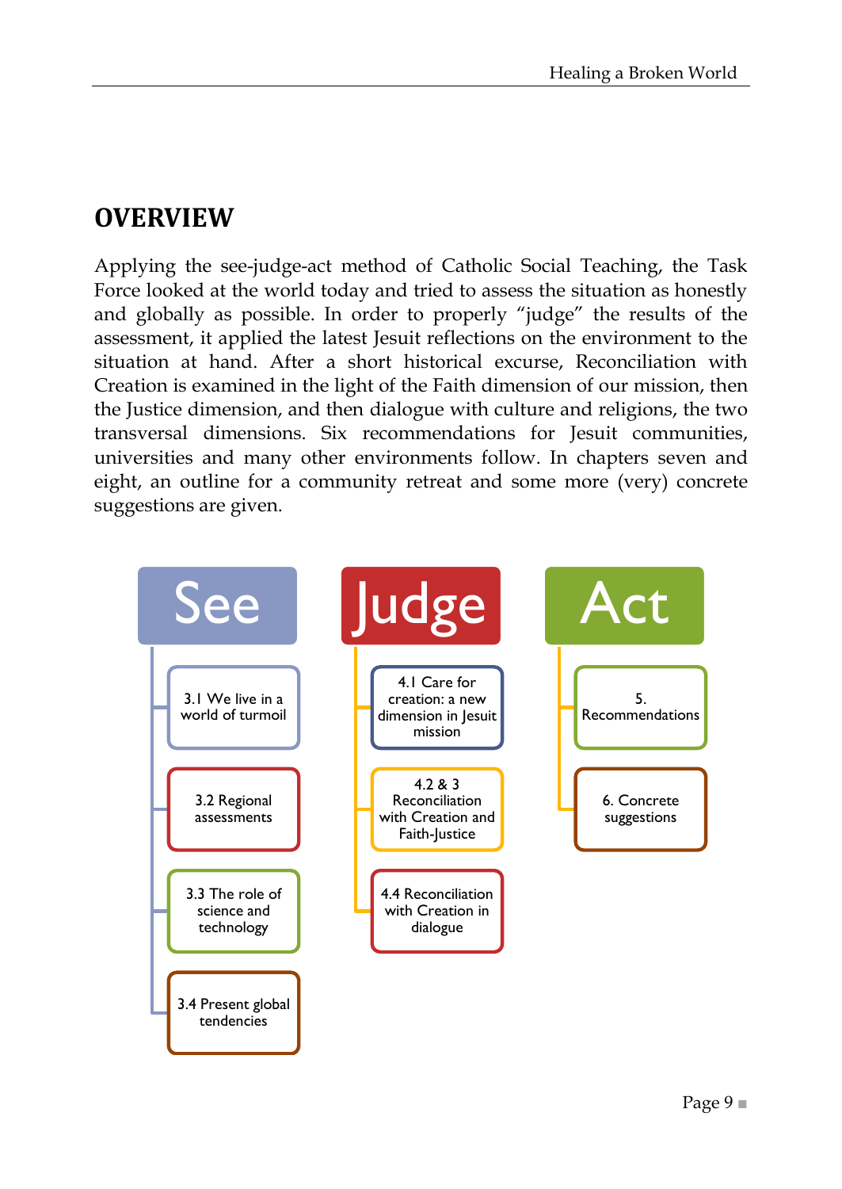# OVERVIEW

Applying the see-judge-act method of Catholic Social Teaching, the Task Force looked at the world today and tried to assess the situation as honestly and globally as possible. In order to properly "judge" the results of the assessment, it applied the latest Jesuit reflections on the environment to the situation at hand. After a short historical excurse, Reconciliation with Creation is examined in the light of the Faith dimension of our mission, then the Justice dimension, and then dialogue with culture and religions, the two transversal dimensions. Six recommendations for Jesuit communities, universities and many other environments follow. In chapters seven and eight, an outline for a community retreat and some more (very) concrete suggestions are given.

**See**
- 3.1 We live in a world of turmoil
- 3.2 Regional assessments
- 3.3 The role of science and technology
- 3.4 Present global tendencies

**Judge**
- 4.1 Care for creation: a new dimension in Jesuit mission
- 4.2 & 3 Reconciliation with Creation and Faith-Justice
- 4.4 Reconciliation with Creation in dialogue

**Act**
- 5. Recommendations
- 6. Concrete suggestions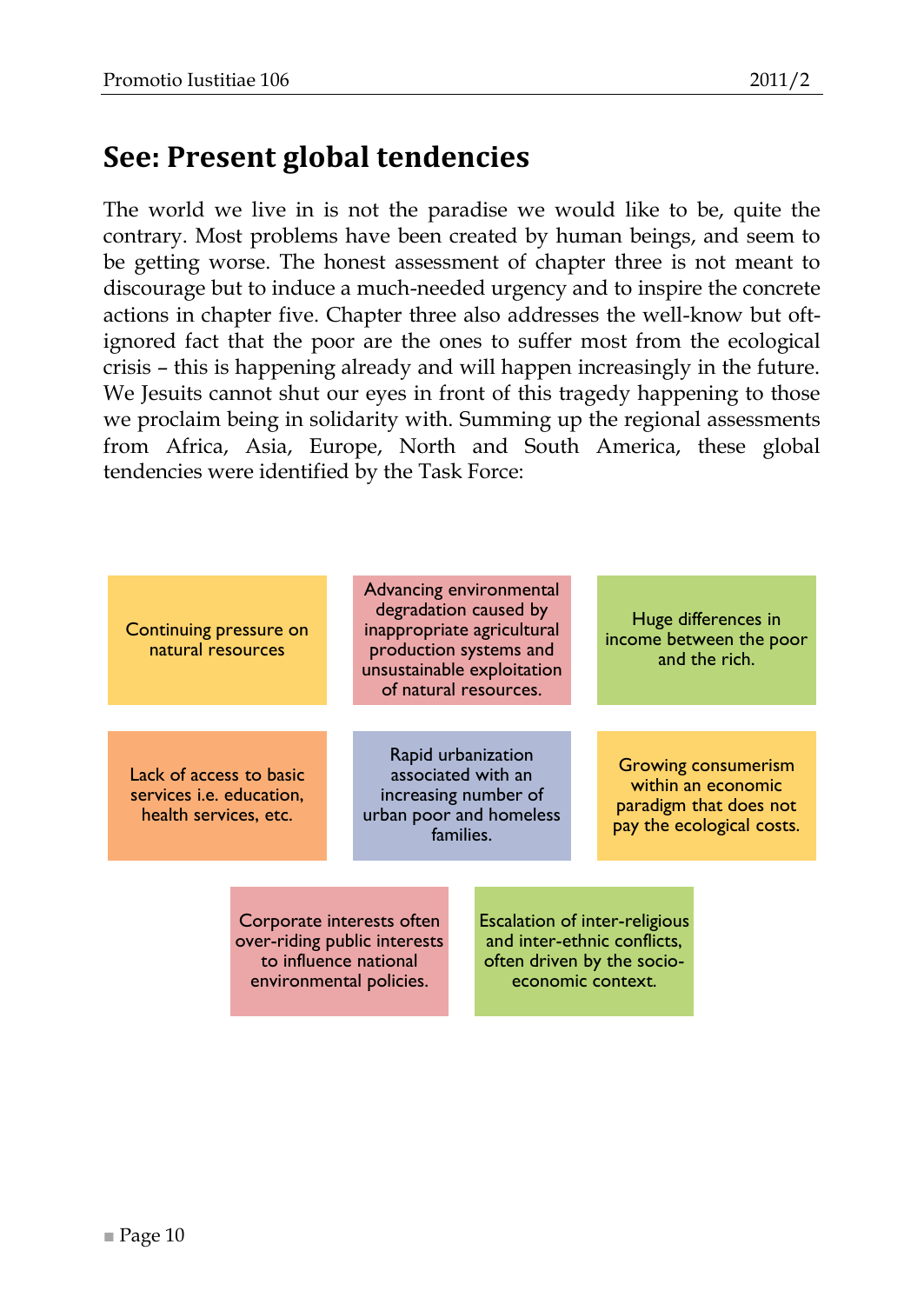## See: Present global tendencies

The world we live in is not the paradise we would like to be, quite the contrary. Most problems have been created by human beings, and seem to be getting worse. The honest assessment of chapter three is not meant to discourage but to induce a much-needed urgency and to inspire the concrete actions in chapter five. Chapter three also addresses the well-know but oft-ignored fact that the poor are the ones to suffer most from the ecological crisis – this is happening already and will happen increasingly in the future. We Jesuits cannot shut our eyes in front of this tragedy happening to those we proclaim being in solidarity with. Summing up the regional assessments from Africa, Asia, Europe, North and South America, these global tendencies were identified by the Task Force:

- Continuing pressure on natural resources
- Advancing environmental degradation caused by inappropriate agricultural production systems and unsustainable exploitation of natural resources.
- Huge differences in income between the poor and the rich.
- Lack of access to basic services i.e. education, health services, etc.
- Rapid urbanization associated with an increasing number of urban poor and homeless families.
- Growing consumerism within an economic paradigm that does not pay the ecological costs.
- Corporate interests often over-riding public interests to influence national environmental policies.
- Escalation of inter-religious and inter-ethnic conflicts, often driven by the socio-economic context.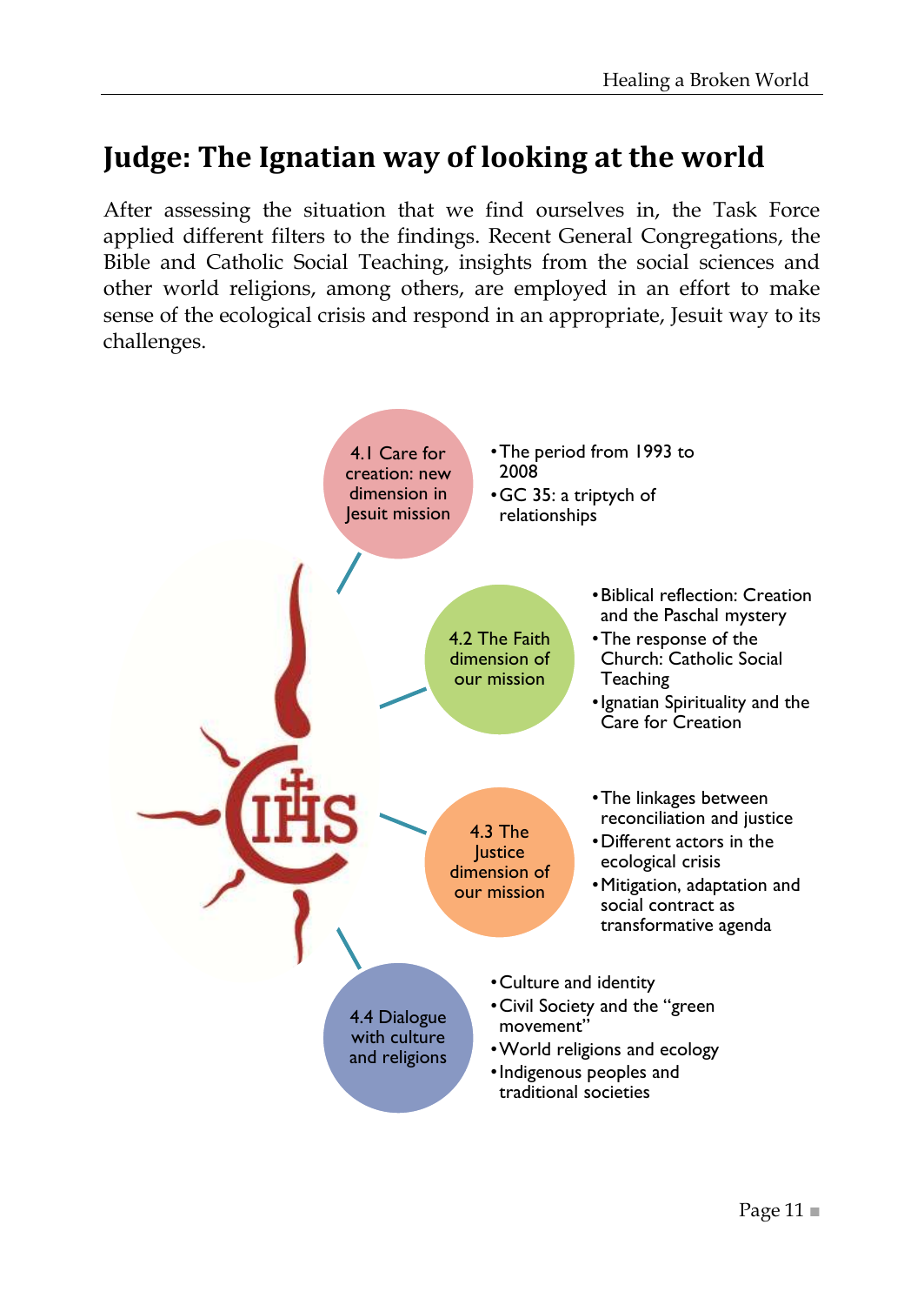# Judge: The Ignatian way of looking at the world

After assessing the situation that we find ourselves in, the Task Force applied different filters to the findings. Recent General Congregations, the Bible and Catholic Social Teaching, insights from the social sciences and other world religions, among others, are employed in an effort to make sense of the ecological crisis and respond in an appropriate, Jesuit way to its challenges.

**4.1 Care for creation: new dimension in Jesuit mission**

- The period from 1993 to 2008
- GC 35: a triptych of relationships

**4.2 The Faith dimension of our mission**

- Biblical reflection: Creation and the Paschal mystery
- The response of the Church: Catholic Social Teaching
- Ignatian Spirituality and the Care for Creation

**4.3 The Justice dimension of our mission**

- The linkages between reconciliation and justice
- Different actors in the ecological crisis
- Mitigation, adaptation and social contract as transformative agenda

**4.4 Dialogue with culture and religions**

- Culture and identity
- Civil Society and the “green movement”
- World religions and ecology
- Indigenous peoples and traditional societies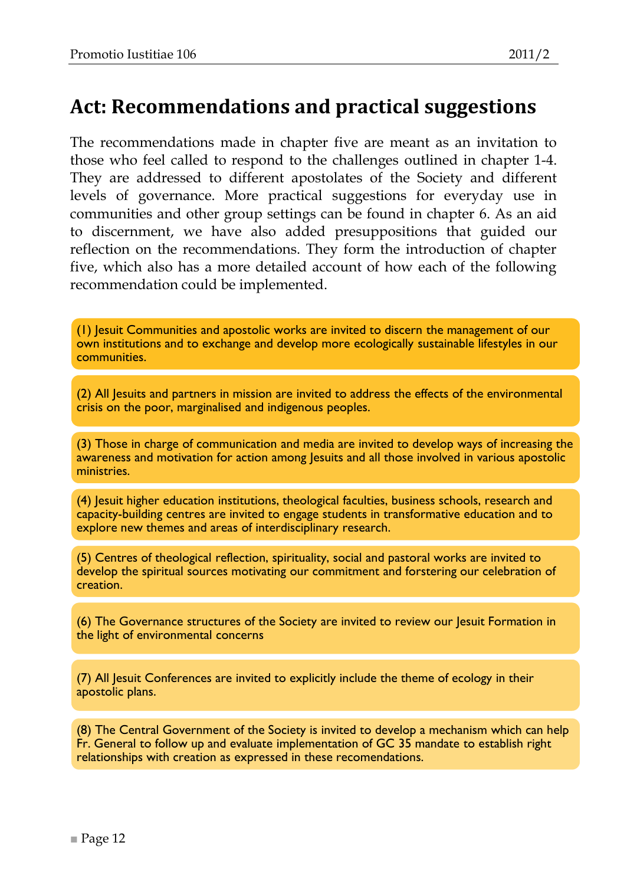# Act: Recommendations and practical suggestions

The recommendations made in chapter five are meant as an invitation to those who feel called to respond to the challenges outlined in chapter 1-4. They are addressed to different apostolates of the Society and different levels of governance. More practical suggestions for everyday use in communities and other group settings can be found in chapter 6. As an aid to discernment, we have also added presuppositions that guided our reflection on the recommendations. They form the introduction of chapter five, which also has a more detailed account of how each of the following recommendation could be implemented.

(1) Jesuit Communities and apostolic works are invited to discern the management of our own institutions and to exchange and develop more ecologically sustainable lifestyles in our communities.

(2) All Jesuits and partners in mission are invited to address the effects of the environmental crisis on the poor, marginalised and indigenous peoples.

(3) Those in charge of communication and media are invited to develop ways of increasing the awareness and motivation for action among Jesuits and all those involved in various apostolic ministries.

(4) Jesuit higher education institutions, theological faculties, business schools, research and capacity-building centres are invited to engage students in transformative education and to explore new themes and areas of interdisciplinary research.

(5) Centres of theological reflection, spirituality, social and pastoral works are invited to develop the spiritual sources motivating our commitment and forstering our celebration of creation.

(6) The Governance structures of the Society are invited to review our Jesuit Formation in the light of environmental concerns

(7) All Jesuit Conferences are invited to explicitly include the theme of ecology in their apostolic plans.

(8) The Central Government of the Society is invited to develop a mechanism which can help Fr. General to follow up and evaluate implementation of GC 35 mandate to establish right relationships with creation as expressed in these recomendations.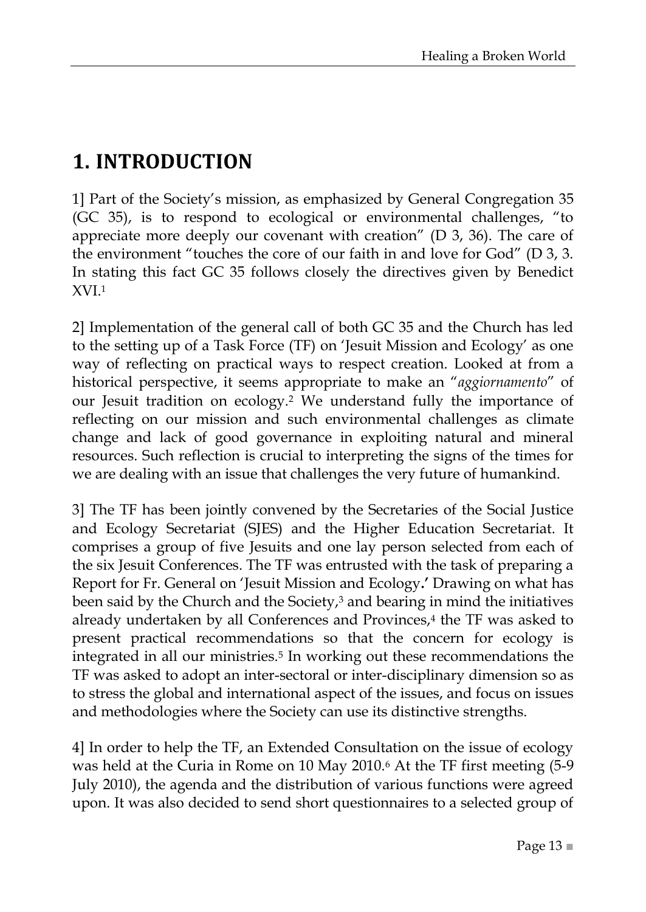# 1. INTRODUCTION

1] Part of the Society's mission, as emphasized by General Congregation 35 (GC 35), is to respond to ecological or environmental challenges, "to appreciate more deeply our covenant with creation" (D 3, 36). The care of the environment "touches the core of our faith in and love for God" (D 3, 3. In stating this fact GC 35 follows closely the directives given by Benedict XVI.[1]

2] Implementation of the general call of both GC 35 and the Church has led to the setting up of a Task Force (TF) on 'Jesuit Mission and Ecology' as one way of reflecting on practical ways to respect creation. Looked at from a historical perspective, it seems appropriate to make an "*aggiornamento*" of our Jesuit tradition on ecology.[2] We understand fully the importance of reflecting on our mission and such environmental challenges as climate change and lack of good governance in exploiting natural and mineral resources. Such reflection is crucial to interpreting the signs of the times for we are dealing with an issue that challenges the very future of humankind.

3] The TF has been jointly convened by the Secretaries of the Social Justice and Ecology Secretariat (SJES) and the Higher Education Secretariat. It comprises a group of five Jesuits and one lay person selected from each of the six Jesuit Conferences. The TF was entrusted with the task of preparing a Report for Fr. General on 'Jesuit Mission and Ecology**.'** Drawing on what has been said by the Church and the Society,[3] and bearing in mind the initiatives already undertaken by all Conferences and Provinces,[4] the TF was asked to present practical recommendations so that the concern for ecology is integrated in all our ministries.[5] In working out these recommendations the TF was asked to adopt an inter-sectoral or inter-disciplinary dimension so as to stress the global and international aspect of the issues, and focus on issues and methodologies where the Society can use its distinctive strengths.

4] In order to help the TF, an Extended Consultation on the issue of ecology was held at the Curia in Rome on 10 May 2010.[6] At the TF first meeting (5-9 July 2010), the agenda and the distribution of various functions were agreed upon. It was also decided to send short questionnaires to a selected group of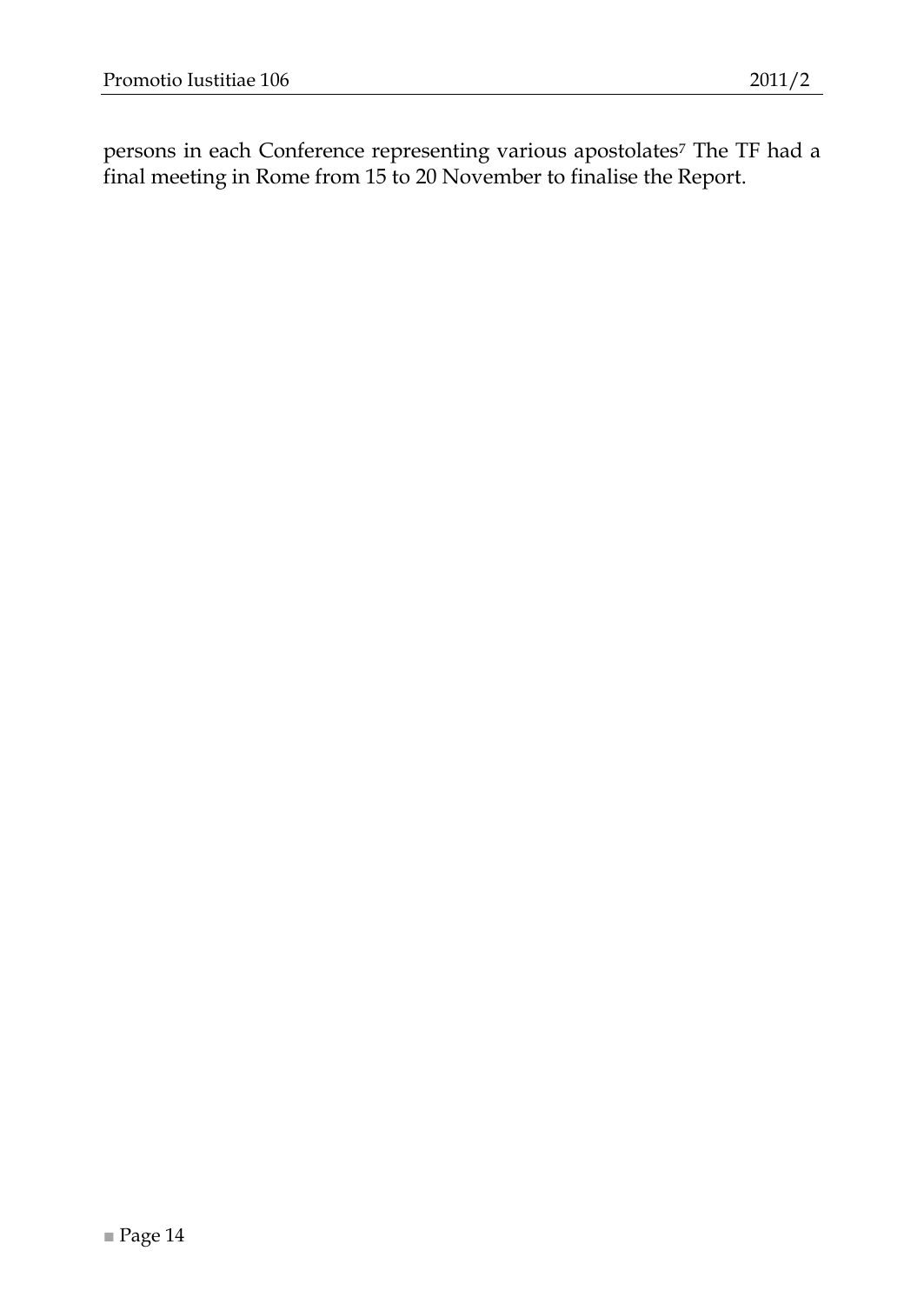persons in each Conference representing various apostolates[7] The TF had a final meeting in Rome from 15 to 20 November to finalise the Report.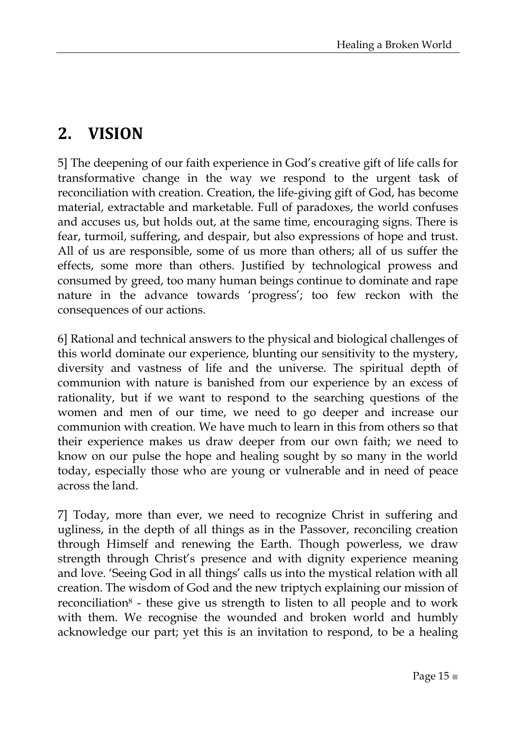## 2. VISION

5] The deepening of our faith experience in God's creative gift of life calls for transformative change in the way we respond to the urgent task of reconciliation with creation. Creation, the life-giving gift of God, has become material, extractable and marketable. Full of paradoxes, the world confuses and accuses us, but holds out, at the same time, encouraging signs. There is fear, turmoil, suffering, and despair, but also expressions of hope and trust. All of us are responsible, some of us more than others; all of us suffer the effects, some more than others. Justified by technological prowess and consumed by greed, too many human beings continue to dominate and rape nature in the advance towards 'progress'; too few reckon with the consequences of our actions.

6] Rational and technical answers to the physical and biological challenges of this world dominate our experience, blunting our sensitivity to the mystery, diversity and vastness of life and the universe. The spiritual depth of communion with nature is banished from our experience by an excess of rationality, but if we want to respond to the searching questions of the women and men of our time, we need to go deeper and increase our communion with creation. We have much to learn in this from others so that their experience makes us draw deeper from our own faith; we need to know on our pulse the hope and healing sought by so many in the world today, especially those who are young or vulnerable and in need of peace across the land.

7] Today, more than ever, we need to recognize Christ in suffering and ugliness, in the depth of all things as in the Passover, reconciling creation through Himself and renewing the Earth. Though powerless, we draw strength through Christ's presence and with dignity experience meaning and love. 'Seeing God in all things' calls us into the mystical relation with all creation. The wisdom of God and the new triptych explaining our mission of reconciliation[8] - these give us strength to listen to all people and to work with them. We recognise the wounded and broken world and humbly acknowledge our part; yet this is an invitation to respond, to be a healing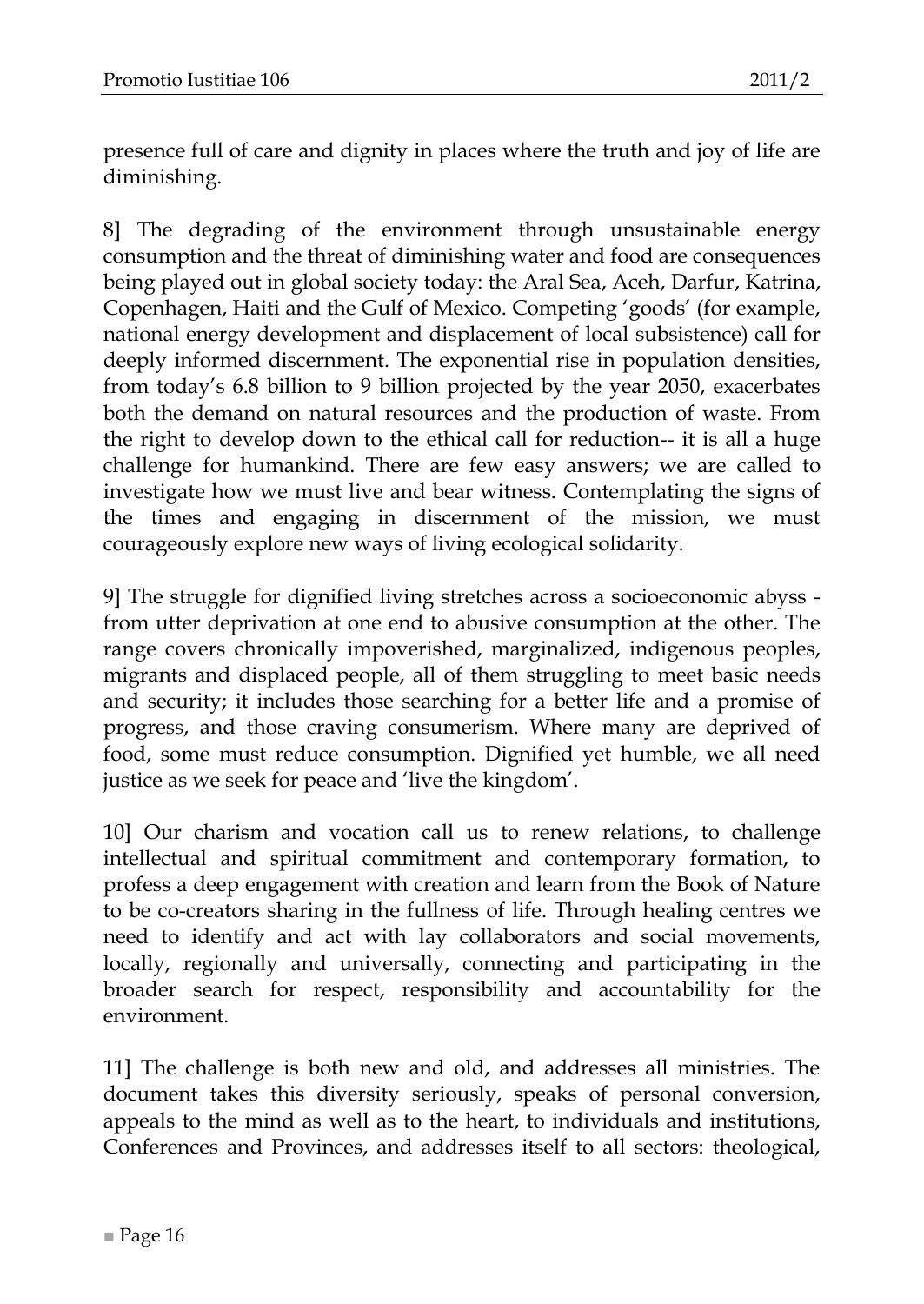presence full of care and dignity in places where the truth and joy of life are diminishing.

8] The degrading of the environment through unsustainable energy consumption and the threat of diminishing water and food are consequences being played out in global society today: the Aral Sea, Aceh, Darfur, Katrina, Copenhagen, Haiti and the Gulf of Mexico. Competing 'goods' (for example, national energy development and displacement of local subsistence) call for deeply informed discernment. The exponential rise in population densities, from today's 6.8 billion to 9 billion projected by the year 2050, exacerbates both the demand on natural resources and the production of waste. From the right to develop down to the ethical call for reduction-- it is all a huge challenge for humankind. There are few easy answers; we are called to investigate how we must live and bear witness. Contemplating the signs of the times and engaging in discernment of the mission, we must courageously explore new ways of living ecological solidarity.

9] The struggle for dignified living stretches across a socioeconomic abyss - from utter deprivation at one end to abusive consumption at the other. The range covers chronically impoverished, marginalized, indigenous peoples, migrants and displaced people, all of them struggling to meet basic needs and security; it includes those searching for a better life and a promise of progress, and those craving consumerism. Where many are deprived of food, some must reduce consumption. Dignified yet humble, we all need justice as we seek for peace and 'live the kingdom'.

10] Our charism and vocation call us to renew relations, to challenge intellectual and spiritual commitment and contemporary formation, to profess a deep engagement with creation and learn from the Book of Nature to be co-creators sharing in the fullness of life. Through healing centres we need to identify and act with lay collaborators and social movements, locally, regionally and universally, connecting and participating in the broader search for respect, responsibility and accountability for the environment.

11] The challenge is both new and old, and addresses all ministries. The document takes this diversity seriously, speaks of personal conversion, appeals to the mind as well as to the heart, to individuals and institutions, Conferences and Provinces, and addresses itself to all sectors: theological,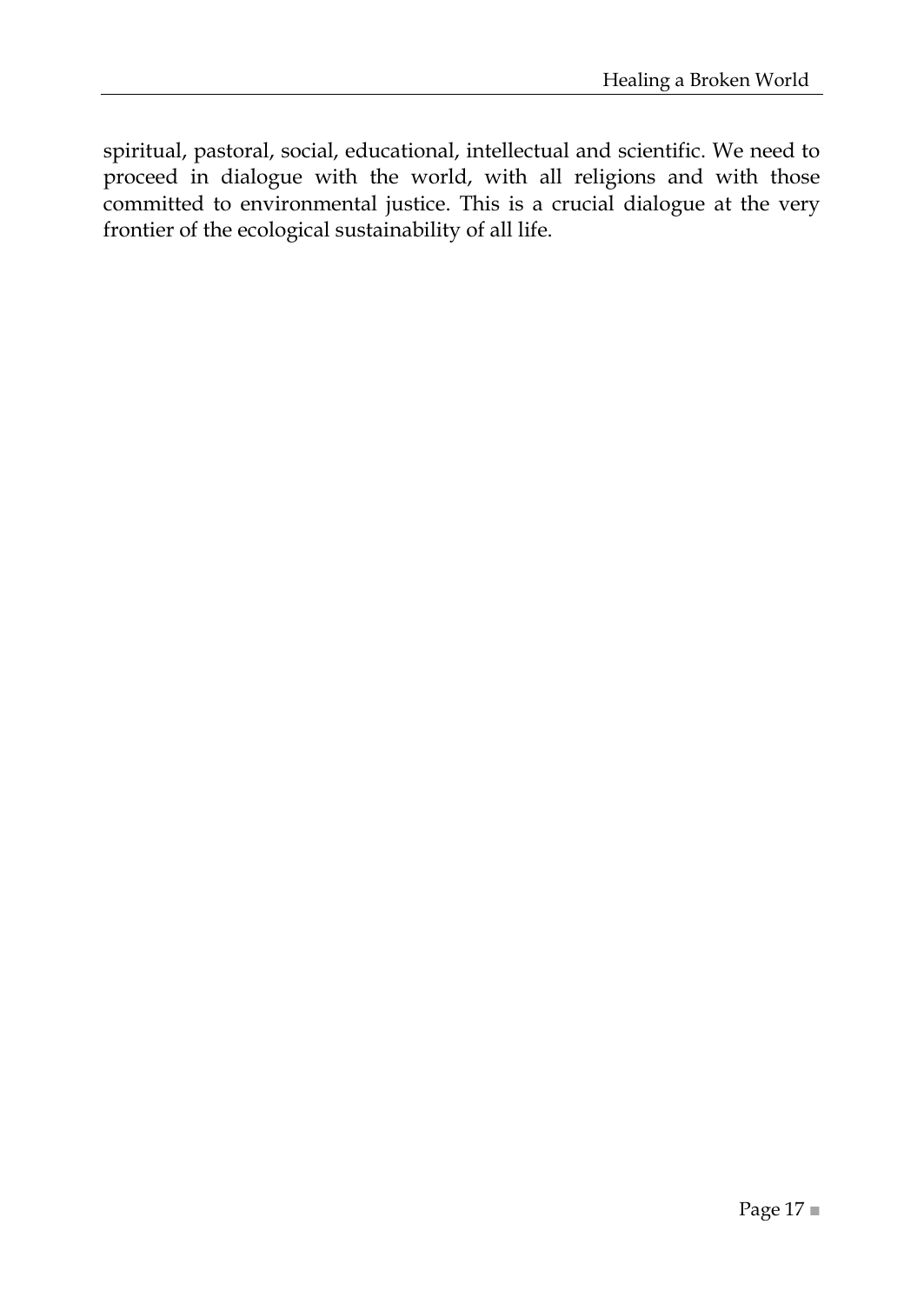spiritual, pastoral, social, educational, intellectual and scientific. We need to proceed in dialogue with the world, with all religions and with those committed to environmental justice. This is a crucial dialogue at the very frontier of the ecological sustainability of all life.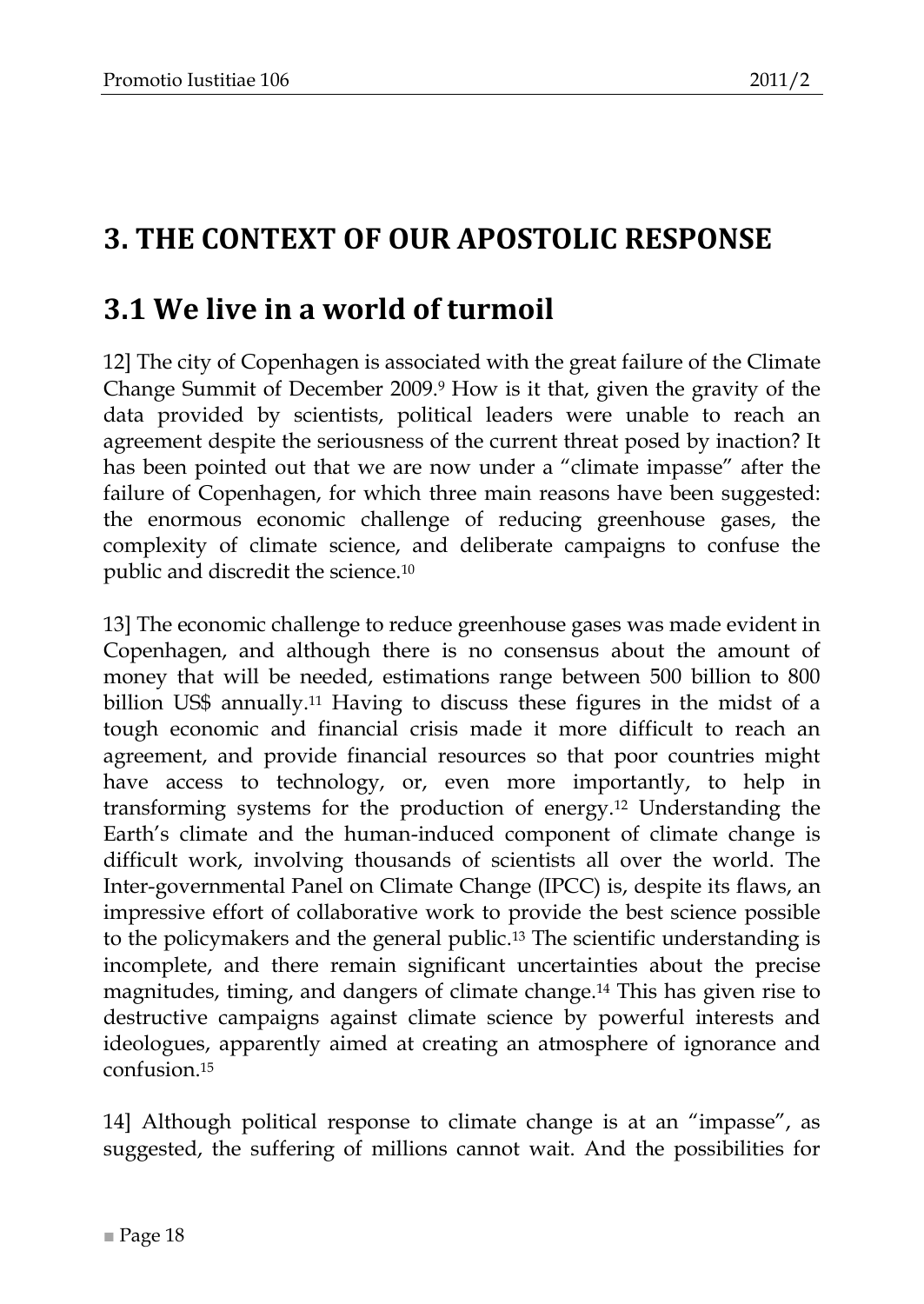# 3. THE CONTEXT OF OUR APOSTOLIC RESPONSE

## 3.1 We live in a world of turmoil

12] The city of Copenhagen is associated with the great failure of the Climate Change Summit of December 2009.[9] How is it that, given the gravity of the data provided by scientists, political leaders were unable to reach an agreement despite the seriousness of the current threat posed by inaction? It has been pointed out that we are now under a "climate impasse" after the failure of Copenhagen, for which three main reasons have been suggested: the enormous economic challenge of reducing greenhouse gases, the complexity of climate science, and deliberate campaigns to confuse the public and discredit the science.[10]

13] The economic challenge to reduce greenhouse gases was made evident in Copenhagen, and although there is no consensus about the amount of money that will be needed, estimations range between 500 billion to 800 billion US$ annually.[11] Having to discuss these figures in the midst of a tough economic and financial crisis made it more difficult to reach an agreement, and provide financial resources so that poor countries might have access to technology, or, even more importantly, to help in transforming systems for the production of energy.[12] Understanding the Earth's climate and the human-induced component of climate change is difficult work, involving thousands of scientists all over the world. The Inter-governmental Panel on Climate Change (IPCC) is, despite its flaws, an impressive effort of collaborative work to provide the best science possible to the policymakers and the general public.[13] The scientific understanding is incomplete, and there remain significant uncertainties about the precise magnitudes, timing, and dangers of climate change.[14] This has given rise to destructive campaigns against climate science by powerful interests and ideologues, apparently aimed at creating an atmosphere of ignorance and confusion.[15]

14] Although political response to climate change is at an "impasse", as suggested, the suffering of millions cannot wait. And the possibilities for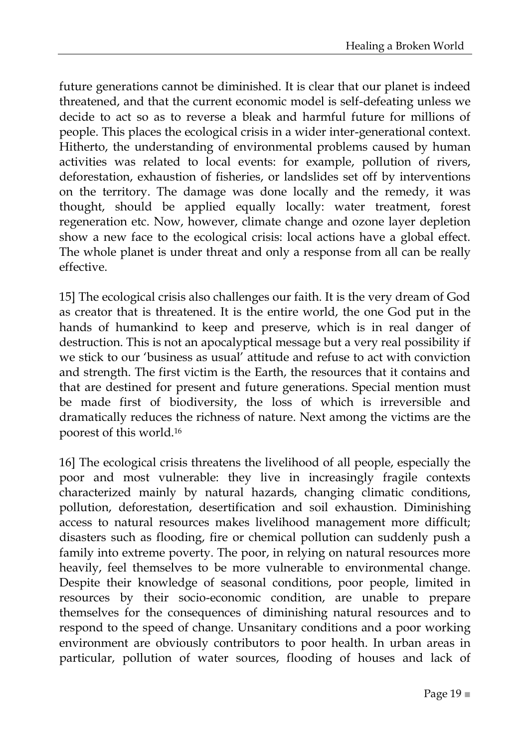future generations cannot be diminished. It is clear that our planet is indeed threatened, and that the current economic model is self-defeating unless we decide to act so as to reverse a bleak and harmful future for millions of people. This places the ecological crisis in a wider inter-generational context. Hitherto, the understanding of environmental problems caused by human activities was related to local events: for example, pollution of rivers, deforestation, exhaustion of fisheries, or landslides set off by interventions on the territory. The damage was done locally and the remedy, it was thought, should be applied equally locally: water treatment, forest regeneration etc. Now, however, climate change and ozone layer depletion show a new face to the ecological crisis: local actions have a global effect. The whole planet is under threat and only a response from all can be really effective.

15] The ecological crisis also challenges our faith. It is the very dream of God as creator that is threatened. It is the entire world, the one God put in the hands of humankind to keep and preserve, which is in real danger of destruction. This is not an apocalyptical message but a very real possibility if we stick to our 'business as usual' attitude and refuse to act with conviction and strength. The first victim is the Earth, the resources that it contains and that are destined for present and future generations. Special mention must be made first of biodiversity, the loss of which is irreversible and dramatically reduces the richness of nature. Next among the victims are the poorest of this world.[16]

16] The ecological crisis threatens the livelihood of all people, especially the poor and most vulnerable: they live in increasingly fragile contexts characterized mainly by natural hazards, changing climatic conditions, pollution, deforestation, desertification and soil exhaustion. Diminishing access to natural resources makes livelihood management more difficult; disasters such as flooding, fire or chemical pollution can suddenly push a family into extreme poverty. The poor, in relying on natural resources more heavily, feel themselves to be more vulnerable to environmental change. Despite their knowledge of seasonal conditions, poor people, limited in resources by their socio-economic condition, are unable to prepare themselves for the consequences of diminishing natural resources and to respond to the speed of change. Unsanitary conditions and a poor working environment are obviously contributors to poor health. In urban areas in particular, pollution of water sources, flooding of houses and lack of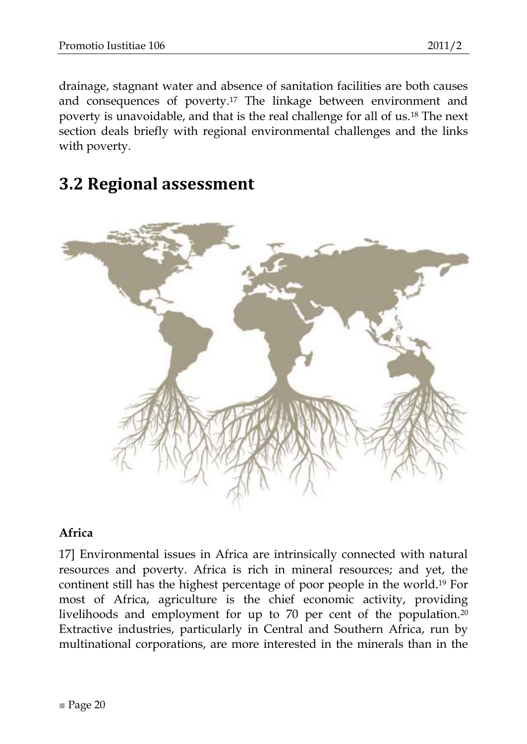drainage, stagnant water and absence of sanitation facilities are both causes and consequences of poverty.[17] The linkage between environment and poverty is unavoidable, and that is the real challenge for all of us.[18] The next section deals briefly with regional environmental challenges and the links with poverty.

## 3.2 Regional assessment

### Africa

17] Environmental issues in Africa are intrinsically connected with natural resources and poverty. Africa is rich in mineral resources; and yet, the continent still has the highest percentage of poor people in the world.[19] For most of Africa, agriculture is the chief economic activity, providing livelihoods and employment for up to 70 per cent of the population.[20] Extractive industries, particularly in Central and Southern Africa, run by multinational corporations, are more interested in the minerals than in the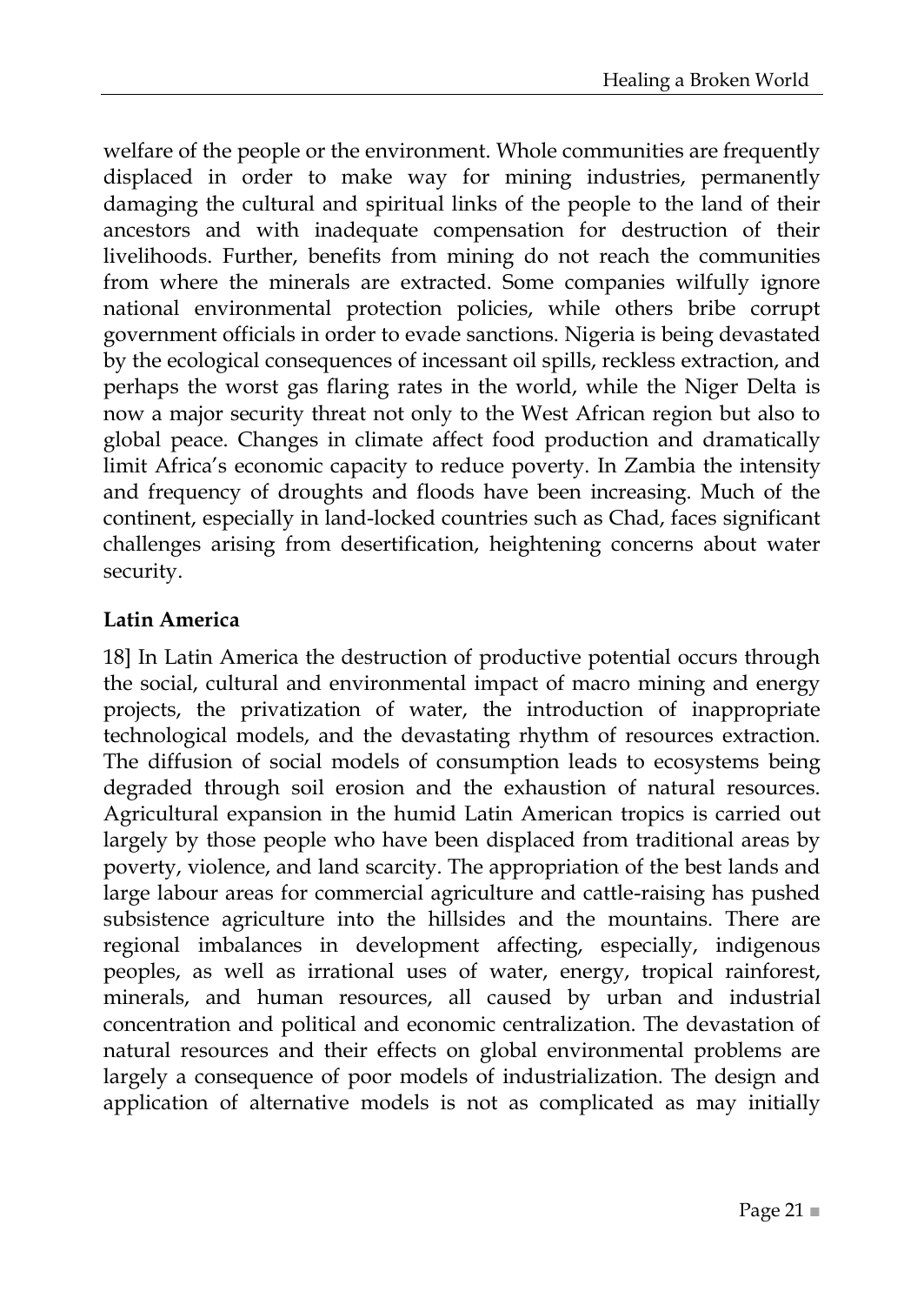welfare of the people or the environment. Whole communities are frequently displaced in order to make way for mining industries, permanently damaging the cultural and spiritual links of the people to the land of their ancestors and with inadequate compensation for destruction of their livelihoods. Further, benefits from mining do not reach the communities from where the minerals are extracted. Some companies wilfully ignore national environmental protection policies, while others bribe corrupt government officials in order to evade sanctions. Nigeria is being devastated by the ecological consequences of incessant oil spills, reckless extraction, and perhaps the worst gas flaring rates in the world, while the Niger Delta is now a major security threat not only to the West African region but also to global peace. Changes in climate affect food production and dramatically limit Africa's economic capacity to reduce poverty. In Zambia the intensity and frequency of droughts and floods have been increasing. Much of the continent, especially in land-locked countries such as Chad, faces significant challenges arising from desertification, heightening concerns about water security.

**Latin America**

18] In Latin America the destruction of productive potential occurs through the social, cultural and environmental impact of macro mining and energy projects, the privatization of water, the introduction of inappropriate technological models, and the devastating rhythm of resources extraction. The diffusion of social models of consumption leads to ecosystems being degraded through soil erosion and the exhaustion of natural resources. Agricultural expansion in the humid Latin American tropics is carried out largely by those people who have been displaced from traditional areas by poverty, violence, and land scarcity. The appropriation of the best lands and large labour areas for commercial agriculture and cattle-raising has pushed subsistence agriculture into the hillsides and the mountains. There are regional imbalances in development affecting, especially, indigenous peoples, as well as irrational uses of water, energy, tropical rainforest, minerals, and human resources, all caused by urban and industrial concentration and political and economic centralization. The devastation of natural resources and their effects on global environmental problems are largely a consequence of poor models of industrialization. The design and application of alternative models is not as complicated as may initially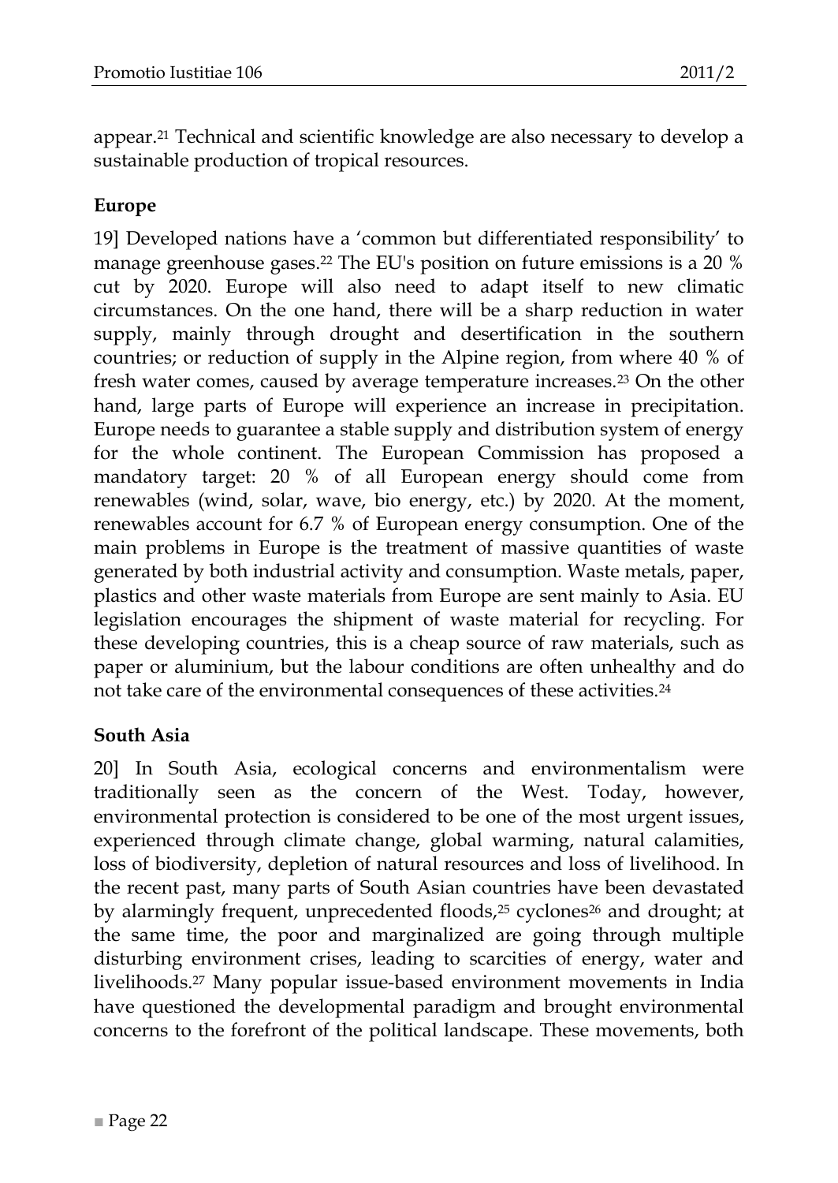appear.[21] Technical and scientific knowledge are also necessary to develop a sustainable production of tropical resources.

**Europe**

19] Developed nations have a 'common but differentiated responsibility' to manage greenhouse gases.[22] The EU's position on future emissions is a 20 % cut by 2020. Europe will also need to adapt itself to new climatic circumstances. On the one hand, there will be a sharp reduction in water supply, mainly through drought and desertification in the southern countries; or reduction of supply in the Alpine region, from where 40 % of fresh water comes, caused by average temperature increases.[23] On the other hand, large parts of Europe will experience an increase in precipitation. Europe needs to guarantee a stable supply and distribution system of energy for the whole continent. The European Commission has proposed a mandatory target: 20 % of all European energy should come from renewables (wind, solar, wave, bio energy, etc.) by 2020. At the moment, renewables account for 6.7 % of European energy consumption. One of the main problems in Europe is the treatment of massive quantities of waste generated by both industrial activity and consumption. Waste metals, paper, plastics and other waste materials from Europe are sent mainly to Asia. EU legislation encourages the shipment of waste material for recycling. For these developing countries, this is a cheap source of raw materials, such as paper or aluminium, but the labour conditions are often unhealthy and do not take care of the environmental consequences of these activities.[24]

**South Asia**

20] In South Asia, ecological concerns and environmentalism were traditionally seen as the concern of the West. Today, however, environmental protection is considered to be one of the most urgent issues, experienced through climate change, global warming, natural calamities, loss of biodiversity, depletion of natural resources and loss of livelihood. In the recent past, many parts of South Asian countries have been devastated by alarmingly frequent, unprecedented floods,[25] cyclones[26] and drought; at the same time, the poor and marginalized are going through multiple disturbing environment crises, leading to scarcities of energy, water and livelihoods.[27] Many popular issue-based environment movements in India have questioned the developmental paradigm and brought environmental concerns to the forefront of the political landscape. These movements, both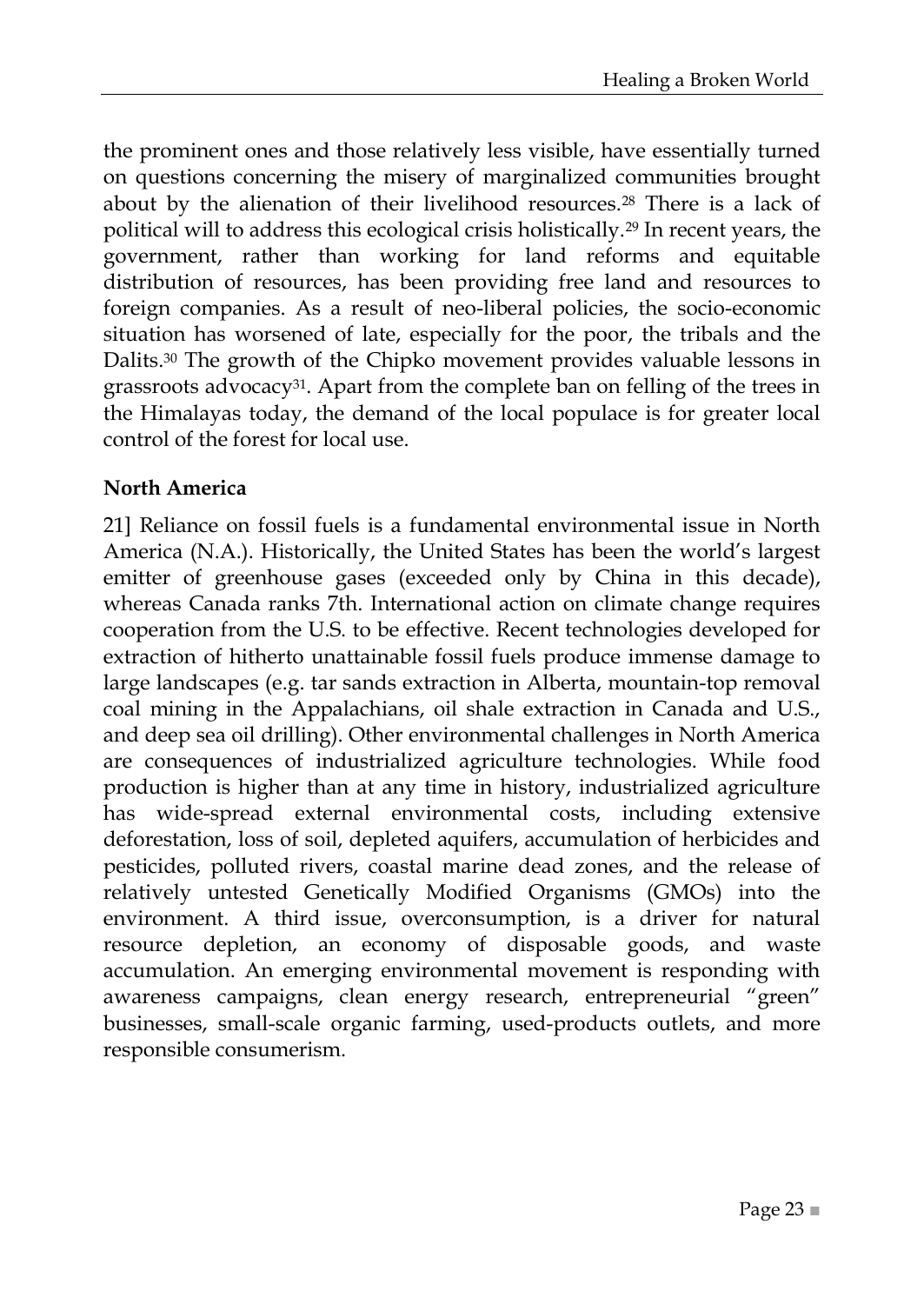the prominent ones and those relatively less visible, have essentially turned on questions concerning the misery of marginalized communities brought about by the alienation of their livelihood resources.[28] There is a lack of political will to address this ecological crisis holistically.[29] In recent years, the government, rather than working for land reforms and equitable distribution of resources, has been providing free land and resources to foreign companies. As a result of neo-liberal policies, the socio-economic situation has worsened of late, especially for the poor, the tribals and the Dalits.[30] The growth of the Chipko movement provides valuable lessons in grassroots advocacy[31]. Apart from the complete ban on felling of the trees in the Himalayas today, the demand of the local populace is for greater local control of the forest for local use.

**North America**

21] Reliance on fossil fuels is a fundamental environmental issue in North America (N.A.). Historically, the United States has been the world's largest emitter of greenhouse gases (exceeded only by China in this decade), whereas Canada ranks 7th. International action on climate change requires cooperation from the U.S. to be effective. Recent technologies developed for extraction of hitherto unattainable fossil fuels produce immense damage to large landscapes (e.g. tar sands extraction in Alberta, mountain-top removal coal mining in the Appalachians, oil shale extraction in Canada and U.S., and deep sea oil drilling). Other environmental challenges in North America are consequences of industrialized agriculture technologies. While food production is higher than at any time in history, industrialized agriculture has wide-spread external environmental costs, including extensive deforestation, loss of soil, depleted aquifers, accumulation of herbicides and pesticides, polluted rivers, coastal marine dead zones, and the release of relatively untested Genetically Modified Organisms (GMOs) into the environment. A third issue, overconsumption, is a driver for natural resource depletion, an economy of disposable goods, and waste accumulation. An emerging environmental movement is responding with awareness campaigns, clean energy research, entrepreneurial "green" businesses, small-scale organic farming, used-products outlets, and more responsible consumerism.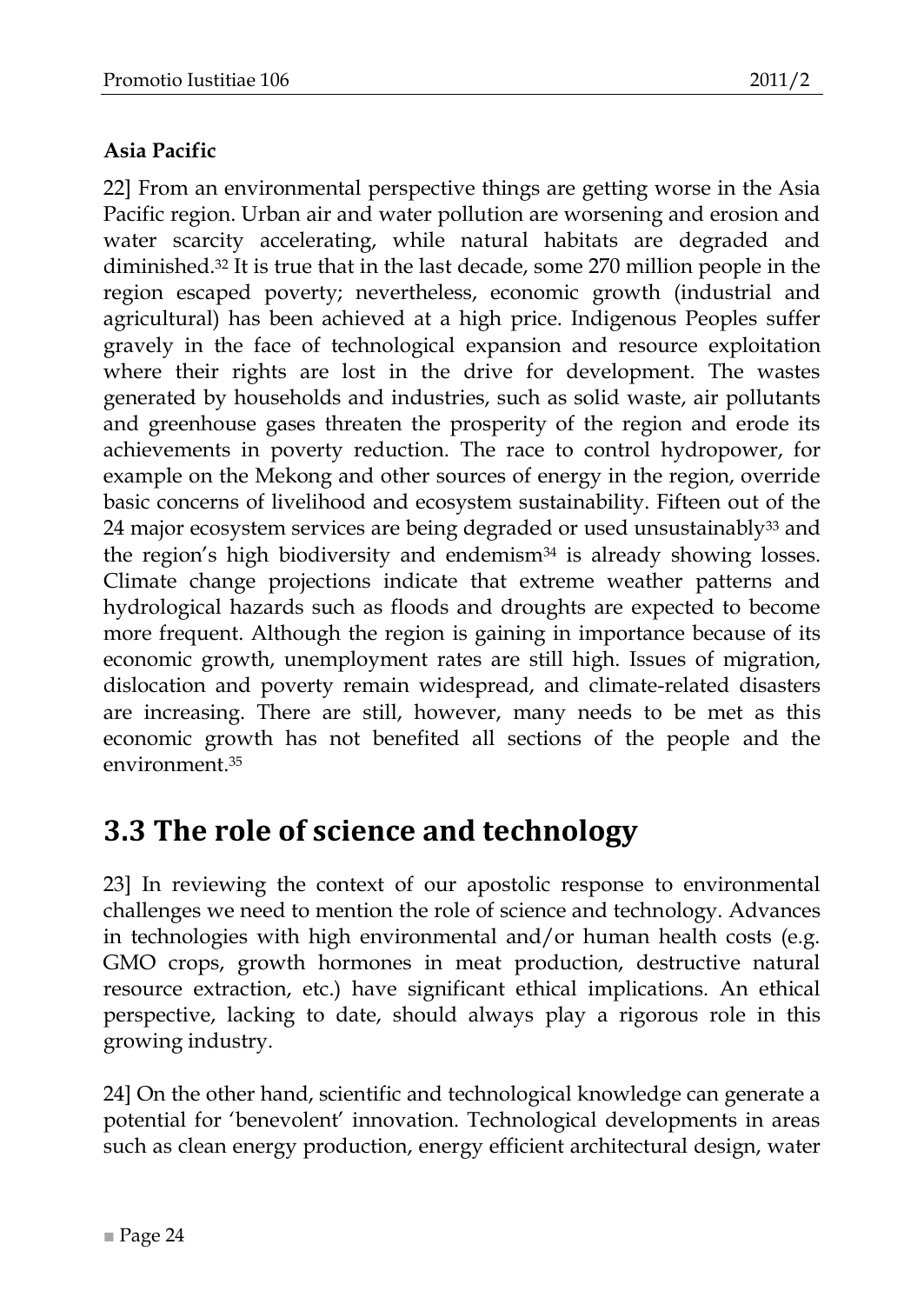**Asia Pacific**

22] From an environmental perspective things are getting worse in the Asia Pacific region. Urban air and water pollution are worsening and erosion and water scarcity accelerating, while natural habitats are degraded and diminished.[32] It is true that in the last decade, some 270 million people in the region escaped poverty; nevertheless, economic growth (industrial and agricultural) has been achieved at a high price. Indigenous Peoples suffer gravely in the face of technological expansion and resource exploitation where their rights are lost in the drive for development. The wastes generated by households and industries, such as solid waste, air pollutants and greenhouse gases threaten the prosperity of the region and erode its achievements in poverty reduction. The race to control hydropower, for example on the Mekong and other sources of energy in the region, override basic concerns of livelihood and ecosystem sustainability. Fifteen out of the 24 major ecosystem services are being degraded or used unsustainably[33] and the region's high biodiversity and endemism[34] is already showing losses. Climate change projections indicate that extreme weather patterns and hydrological hazards such as floods and droughts are expected to become more frequent. Although the region is gaining in importance because of its economic growth, unemployment rates are still high. Issues of migration, dislocation and poverty remain widespread, and climate-related disasters are increasing. There are still, however, many needs to be met as this economic growth has not benefited all sections of the people and the environment.[35]

## 3.3 The role of science and technology

23] In reviewing the context of our apostolic response to environmental challenges we need to mention the role of science and technology. Advances in technologies with high environmental and/or human health costs (e.g. GMO crops, growth hormones in meat production, destructive natural resource extraction, etc.) have significant ethical implications. An ethical perspective, lacking to date, should always play a rigorous role in this growing industry.

24] On the other hand, scientific and technological knowledge can generate a potential for 'benevolent' innovation. Technological developments in areas such as clean energy production, energy efficient architectural design, water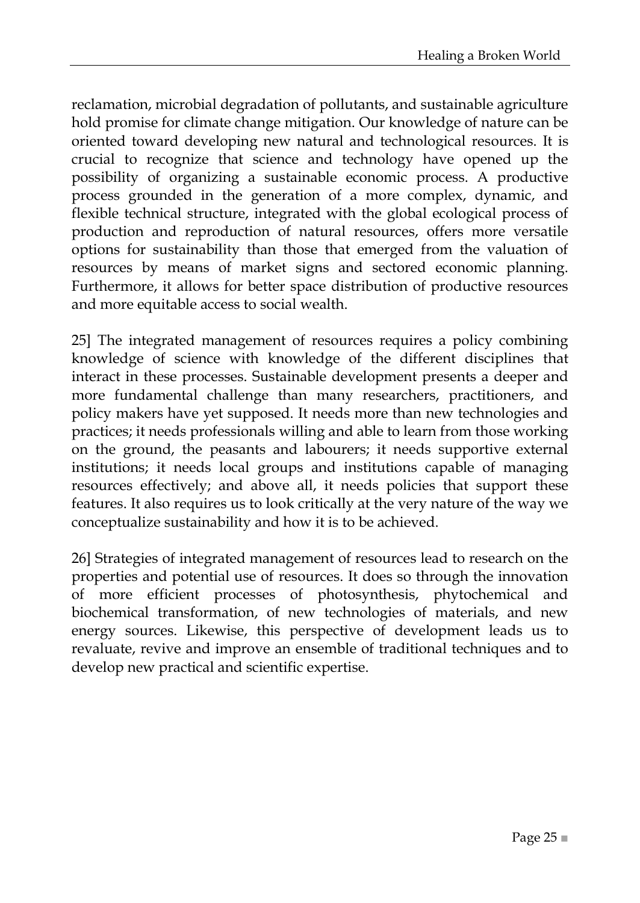reclamation, microbial degradation of pollutants, and sustainable agriculture hold promise for climate change mitigation. Our knowledge of nature can be oriented toward developing new natural and technological resources. It is crucial to recognize that science and technology have opened up the possibility of organizing a sustainable economic process. A productive process grounded in the generation of a more complex, dynamic, and flexible technical structure, integrated with the global ecological process of production and reproduction of natural resources, offers more versatile options for sustainability than those that emerged from the valuation of resources by means of market signs and sectored economic planning. Furthermore, it allows for better space distribution of productive resources and more equitable access to social wealth.

25] The integrated management of resources requires a policy combining knowledge of science with knowledge of the different disciplines that interact in these processes. Sustainable development presents a deeper and more fundamental challenge than many researchers, practitioners, and policy makers have yet supposed. It needs more than new technologies and practices; it needs professionals willing and able to learn from those working on the ground, the peasants and labourers; it needs supportive external institutions; it needs local groups and institutions capable of managing resources effectively; and above all, it needs policies that support these features. It also requires us to look critically at the very nature of the way we conceptualize sustainability and how it is to be achieved.

26] Strategies of integrated management of resources lead to research on the properties and potential use of resources. It does so through the innovation of more efficient processes of photosynthesis, phytochemical and biochemical transformation, of new technologies of materials, and new energy sources. Likewise, this perspective of development leads us to revaluate, revive and improve an ensemble of traditional techniques and to develop new practical and scientific expertise.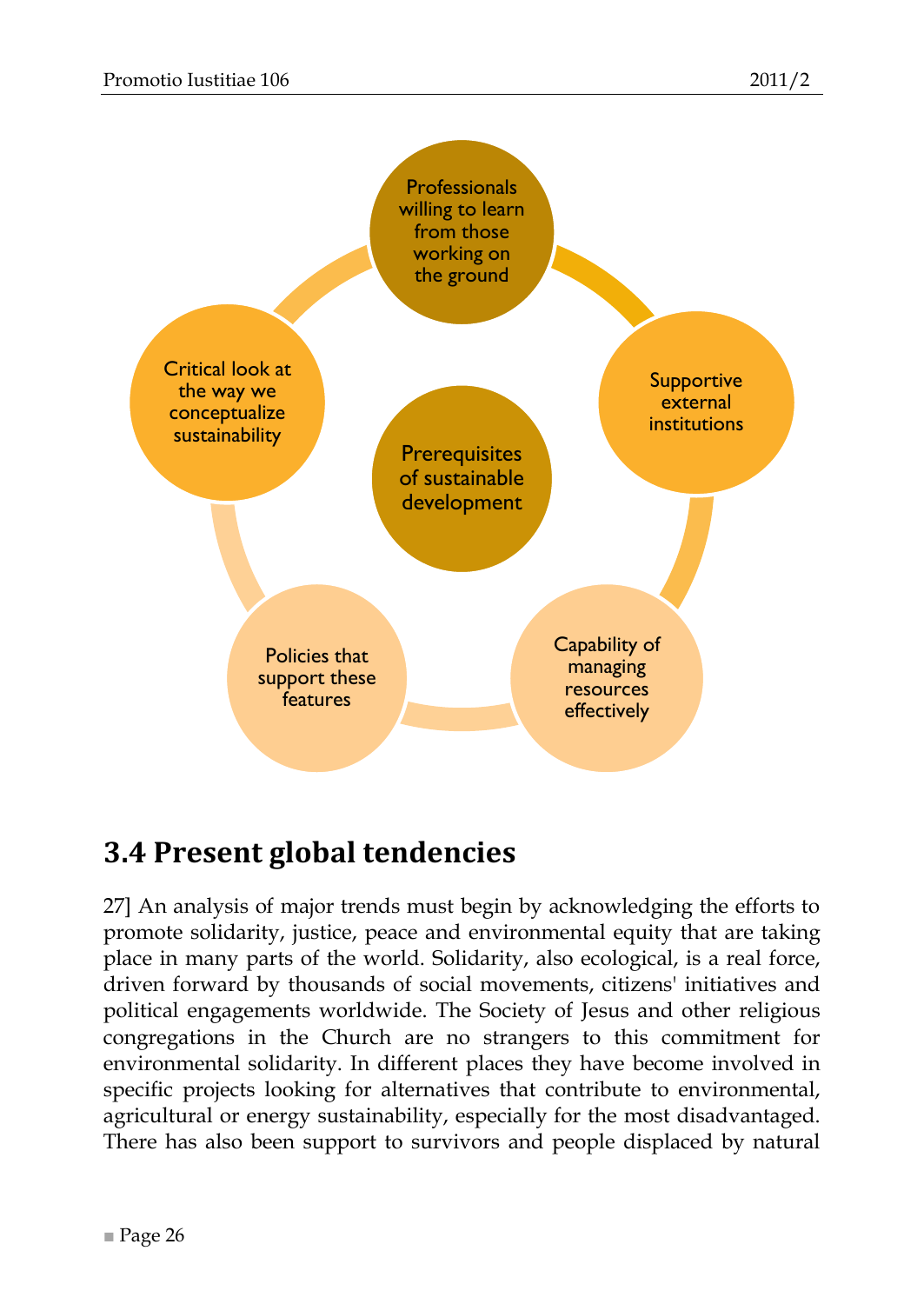Prerequisites of sustainable development

- Professionals willing to learn from those working on the ground
- Supportive external institutions
- Capability of managing resources effectively
- Policies that support these features
- Critical look at the way we conceptualize sustainability

## 3.4 Present global tendencies

27] An analysis of major trends must begin by acknowledging the efforts to promote solidarity, justice, peace and environmental equity that are taking place in many parts of the world. Solidarity, also ecological, is a real force, driven forward by thousands of social movements, citizens' initiatives and political engagements worldwide. The Society of Jesus and other religious congregations in the Church are no strangers to this commitment for environmental solidarity. In different places they have become involved in specific projects looking for alternatives that contribute to environmental, agricultural or energy sustainability, especially for the most disadvantaged. There has also been support to survivors and people displaced by natural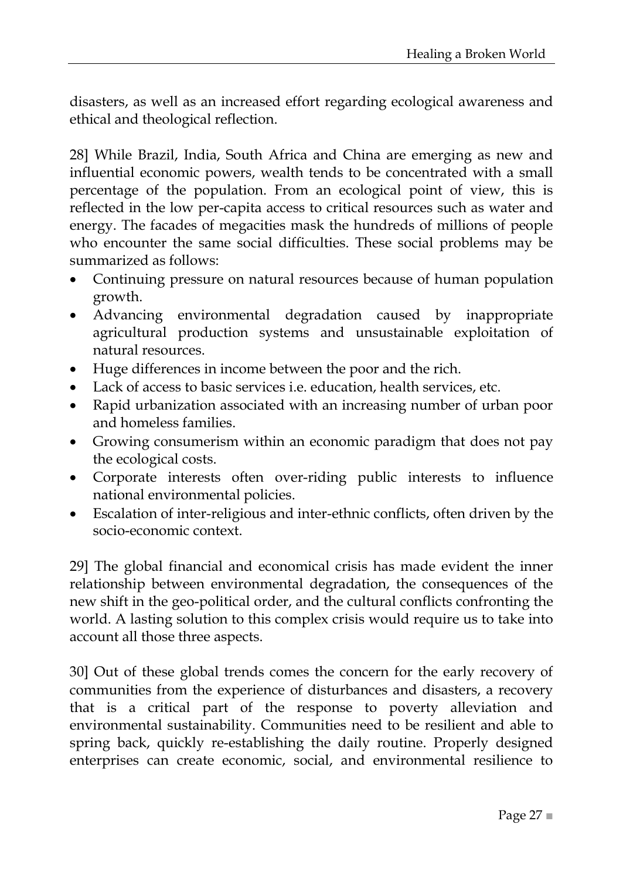disasters, as well as an increased effort regarding ecological awareness and ethical and theological reflection.

28] While Brazil, India, South Africa and China are emerging as new and influential economic powers, wealth tends to be concentrated with a small percentage of the population. From an ecological point of view, this is reflected in the low per-capita access to critical resources such as water and energy. The facades of megacities mask the hundreds of millions of people who encounter the same social difficulties. These social problems may be summarized as follows:

- Continuing pressure on natural resources because of human population growth.
- Advancing environmental degradation caused by inappropriate agricultural production systems and unsustainable exploitation of natural resources.
- Huge differences in income between the poor and the rich.
- Lack of access to basic services i.e. education, health services, etc.
- Rapid urbanization associated with an increasing number of urban poor and homeless families.
- Growing consumerism within an economic paradigm that does not pay the ecological costs.
- Corporate interests often over-riding public interests to influence national environmental policies.
- Escalation of inter-religious and inter-ethnic conflicts, often driven by the socio-economic context.

29] The global financial and economical crisis has made evident the inner relationship between environmental degradation, the consequences of the new shift in the geo-political order, and the cultural conflicts confronting the world. A lasting solution to this complex crisis would require us to take into account all those three aspects.

30] Out of these global trends comes the concern for the early recovery of communities from the experience of disturbances and disasters, a recovery that is a critical part of the response to poverty alleviation and environmental sustainability. Communities need to be resilient and able to spring back, quickly re-establishing the daily routine. Properly designed enterprises can create economic, social, and environmental resilience to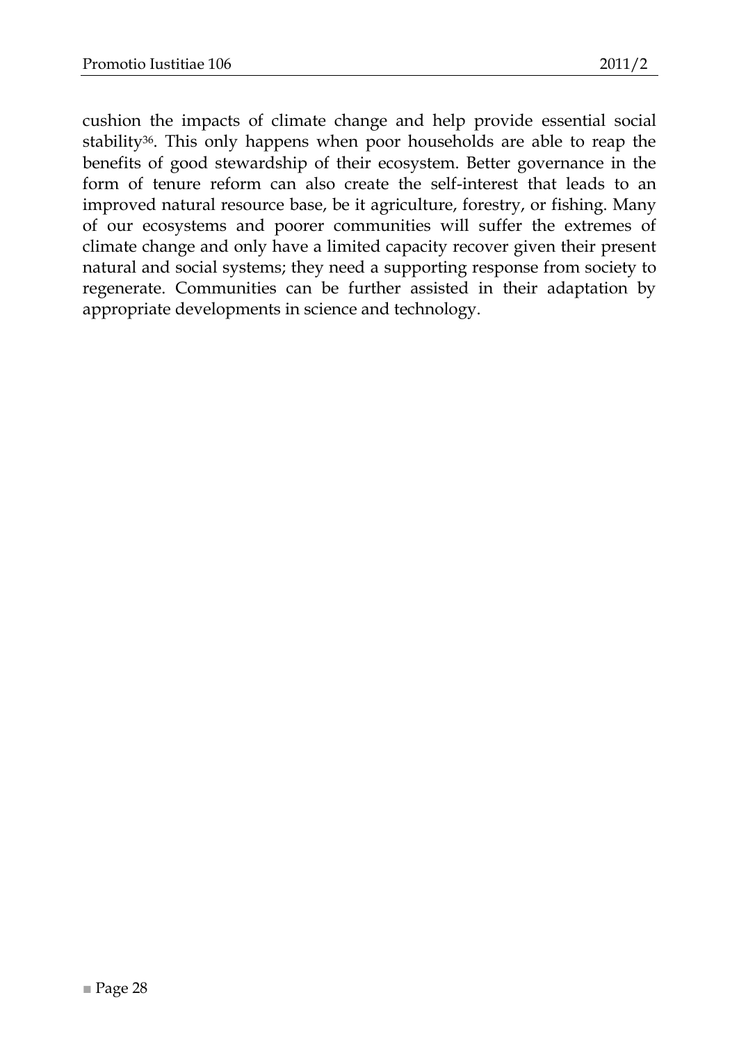cushion the impacts of climate change and help provide essential social stability[36]. This only happens when poor households are able to reap the benefits of good stewardship of their ecosystem. Better governance in the form of tenure reform can also create the self-interest that leads to an improved natural resource base, be it agriculture, forestry, or fishing. Many of our ecosystems and poorer communities will suffer the extremes of climate change and only have a limited capacity recover given their present natural and social systems; they need a supporting response from society to regenerate. Communities can be further assisted in their adaptation by appropriate developments in science and technology.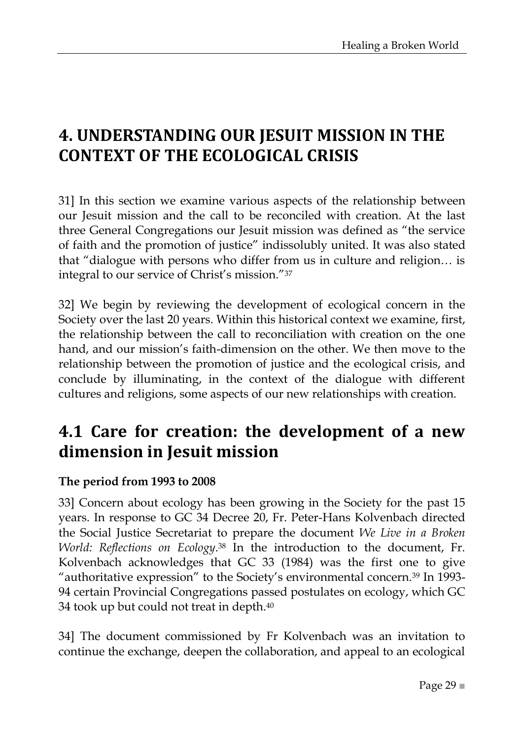# 4. UNDERSTANDING OUR JESUIT MISSION IN THE CONTEXT OF THE ECOLOGICAL CRISIS

31] In this section we examine various aspects of the relationship between our Jesuit mission and the call to be reconciled with creation. At the last three General Congregations our Jesuit mission was defined as "the service of faith and the promotion of justice" indissolubly united. It was also stated that "dialogue with persons who differ from us in culture and religion… is integral to our service of Christ's mission."[37]

32] We begin by reviewing the development of ecological concern in the Society over the last 20 years. Within this historical context we examine, first, the relationship between the call to reconciliation with creation on the one hand, and our mission's faith-dimension on the other. We then move to the relationship between the promotion of justice and the ecological crisis, and conclude by illuminating, in the context of the dialogue with different cultures and religions, some aspects of our new relationships with creation.

## 4.1 Care for creation: the development of a new dimension in Jesuit mission

**The period from 1993 to 2008**

33] Concern about ecology has been growing in the Society for the past 15 years. In response to GC 34 Decree 20, Fr. Peter-Hans Kolvenbach directed the Social Justice Secretariat to prepare the document *We Live in a Broken World: Reflections on Ecology*.[38] In the introduction to the document, Fr. Kolvenbach acknowledges that GC 33 (1984) was the first one to give "authoritative expression" to the Society's environmental concern.[39] In 1993-94 certain Provincial Congregations passed postulates on ecology, which GC 34 took up but could not treat in depth.[40]

34] The document commissioned by Fr Kolvenbach was an invitation to continue the exchange, deepen the collaboration, and appeal to an ecological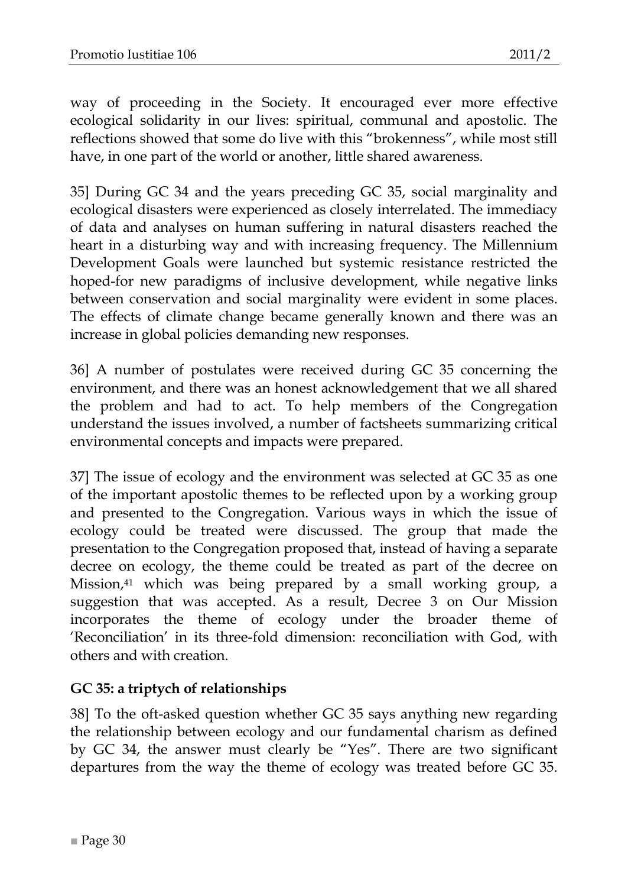way of proceeding in the Society. It encouraged ever more effective ecological solidarity in our lives: spiritual, communal and apostolic. The reflections showed that some do live with this "brokenness", while most still have, in one part of the world or another, little shared awareness.

35] During GC 34 and the years preceding GC 35, social marginality and ecological disasters were experienced as closely interrelated. The immediacy of data and analyses on human suffering in natural disasters reached the heart in a disturbing way and with increasing frequency. The Millennium Development Goals were launched but systemic resistance restricted the hoped-for new paradigms of inclusive development, while negative links between conservation and social marginality were evident in some places. The effects of climate change became generally known and there was an increase in global policies demanding new responses.

36] A number of postulates were received during GC 35 concerning the environment, and there was an honest acknowledgement that we all shared the problem and had to act. To help members of the Congregation understand the issues involved, a number of factsheets summarizing critical environmental concepts and impacts were prepared.

37] The issue of ecology and the environment was selected at GC 35 as one of the important apostolic themes to be reflected upon by a working group and presented to the Congregation. Various ways in which the issue of ecology could be treated were discussed. The group that made the presentation to the Congregation proposed that, instead of having a separate decree on ecology, the theme could be treated as part of the decree on Mission,[41] which was being prepared by a small working group, a suggestion that was accepted. As a result, Decree 3 on Our Mission incorporates the theme of ecology under the broader theme of 'Reconciliation' in its three-fold dimension: reconciliation with God, with others and with creation.

### GC 35: a triptych of relationships

38] To the oft-asked question whether GC 35 says anything new regarding the relationship between ecology and our fundamental charism as defined by GC 34, the answer must clearly be "Yes". There are two significant departures from the way the theme of ecology was treated before GC 35.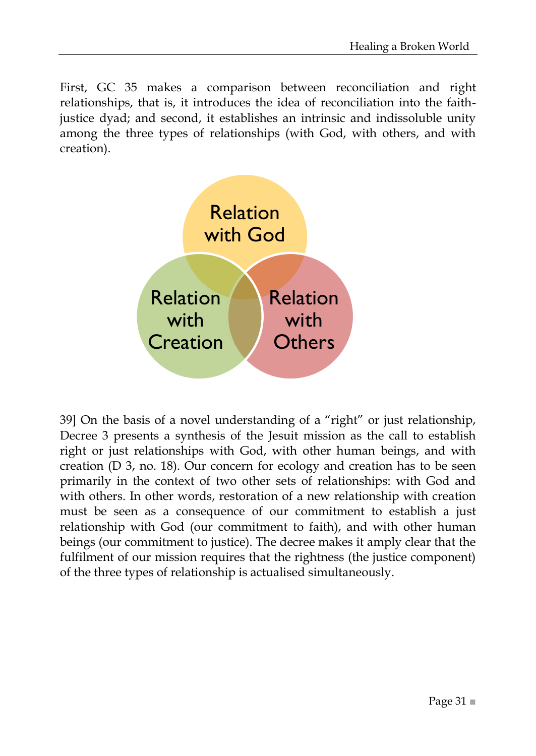First, GC 35 makes a comparison between reconciliation and right relationships, that is, it introduces the idea of reconciliation into the faith-justice dyad; and second, it establishes an intrinsic and indissoluble unity among the three types of relationships (with God, with others, and with creation).

Relation with God

Relation with Creation

Relation with Others

39] On the basis of a novel understanding of a "right" or just relationship, Decree 3 presents a synthesis of the Jesuit mission as the call to establish right or just relationships with God, with other human beings, and with creation (D 3, no. 18). Our concern for ecology and creation has to be seen primarily in the context of two other sets of relationships: with God and with others. In other words, restoration of a new relationship with creation must be seen as a consequence of our commitment to establish a just relationship with God (our commitment to faith), and with other human beings (our commitment to justice). The decree makes it amply clear that the fulfilment of our mission requires that the rightness (the justice component) of the three types of relationship is actualised simultaneously.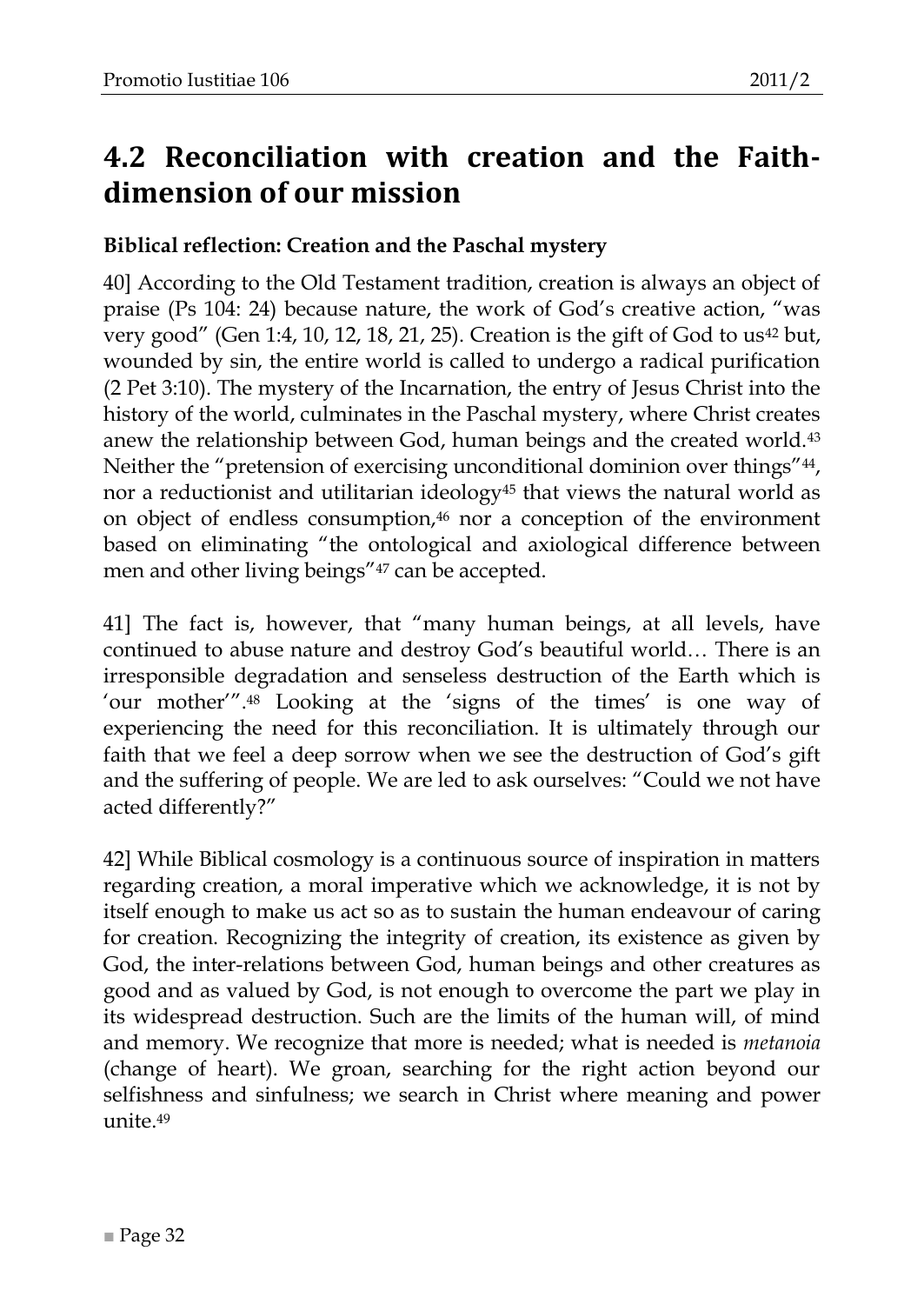## 4.2 Reconciliation with creation and the Faith-dimension of our mission

**Biblical reflection: Creation and the Paschal mystery**

40] According to the Old Testament tradition, creation is always an object of praise (Ps 104: 24) because nature, the work of God's creative action, "was very good" (Gen 1:4, 10, 12, 18, 21, 25). Creation is the gift of God to us[42] but, wounded by sin, the entire world is called to undergo a radical purification (2 Pet 3:10). The mystery of the Incarnation, the entry of Jesus Christ into the history of the world, culminates in the Paschal mystery, where Christ creates anew the relationship between God, human beings and the created world.[43] Neither the "pretension of exercising unconditional dominion over things"[44], nor a reductionist and utilitarian ideology[45] that views the natural world as on object of endless consumption,[46] nor a conception of the environment based on eliminating "the ontological and axiological difference between men and other living beings"[47] can be accepted.

41] The fact is, however, that "many human beings, at all levels, have continued to abuse nature and destroy God's beautiful world… There is an irresponsible degradation and senseless destruction of the Earth which is 'our mother'".[48] Looking at the 'signs of the times' is one way of experiencing the need for this reconciliation. It is ultimately through our faith that we feel a deep sorrow when we see the destruction of God's gift and the suffering of people. We are led to ask ourselves: "Could we not have acted differently?"

42] While Biblical cosmology is a continuous source of inspiration in matters regarding creation, a moral imperative which we acknowledge, it is not by itself enough to make us act so as to sustain the human endeavour of caring for creation. Recognizing the integrity of creation, its existence as given by God, the inter-relations between God, human beings and other creatures as good and as valued by God, is not enough to overcome the part we play in its widespread destruction. Such are the limits of the human will, of mind and memory. We recognize that more is needed; what is needed is *metanoia* (change of heart). We groan, searching for the right action beyond our selfishness and sinfulness; we search in Christ where meaning and power unite.[49]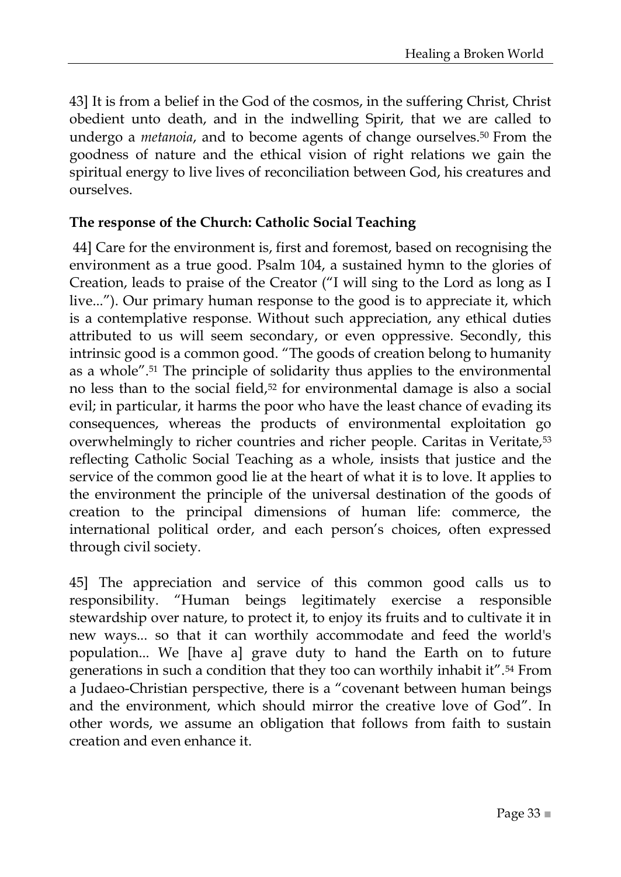43] It is from a belief in the God of the cosmos, in the suffering Christ, Christ obedient unto death, and in the indwelling Spirit, that we are called to undergo a *metanoia*, and to become agents of change ourselves.[50] From the goodness of nature and the ethical vision of right relations we gain the spiritual energy to live lives of reconciliation between God, his creatures and ourselves.

**The response of the Church: Catholic Social Teaching**

44] Care for the environment is, first and foremost, based on recognising the environment as a true good. Psalm 104, a sustained hymn to the glories of Creation, leads to praise of the Creator ("I will sing to the Lord as long as I live..."). Our primary human response to the good is to appreciate it, which is a contemplative response. Without such appreciation, any ethical duties attributed to us will seem secondary, or even oppressive. Secondly, this intrinsic good is a common good. "The goods of creation belong to humanity as a whole".[51] The principle of solidarity thus applies to the environmental no less than to the social field,[52] for environmental damage is also a social evil; in particular, it harms the poor who have the least chance of evading its consequences, whereas the products of environmental exploitation go overwhelmingly to richer countries and richer people. Caritas in Veritate,[53] reflecting Catholic Social Teaching as a whole, insists that justice and the service of the common good lie at the heart of what it is to love. It applies to the environment the principle of the universal destination of the goods of creation to the principal dimensions of human life: commerce, the international political order, and each person's choices, often expressed through civil society.

45] The appreciation and service of this common good calls us to responsibility. "Human beings legitimately exercise a responsible stewardship over nature, to protect it, to enjoy its fruits and to cultivate it in new ways... so that it can worthily accommodate and feed the world's population... We [have a] grave duty to hand the Earth on to future generations in such a condition that they too can worthily inhabit it".[54] From a Judaeo-Christian perspective, there is a "covenant between human beings and the environment, which should mirror the creative love of God". In other words, we assume an obligation that follows from faith to sustain creation and even enhance it.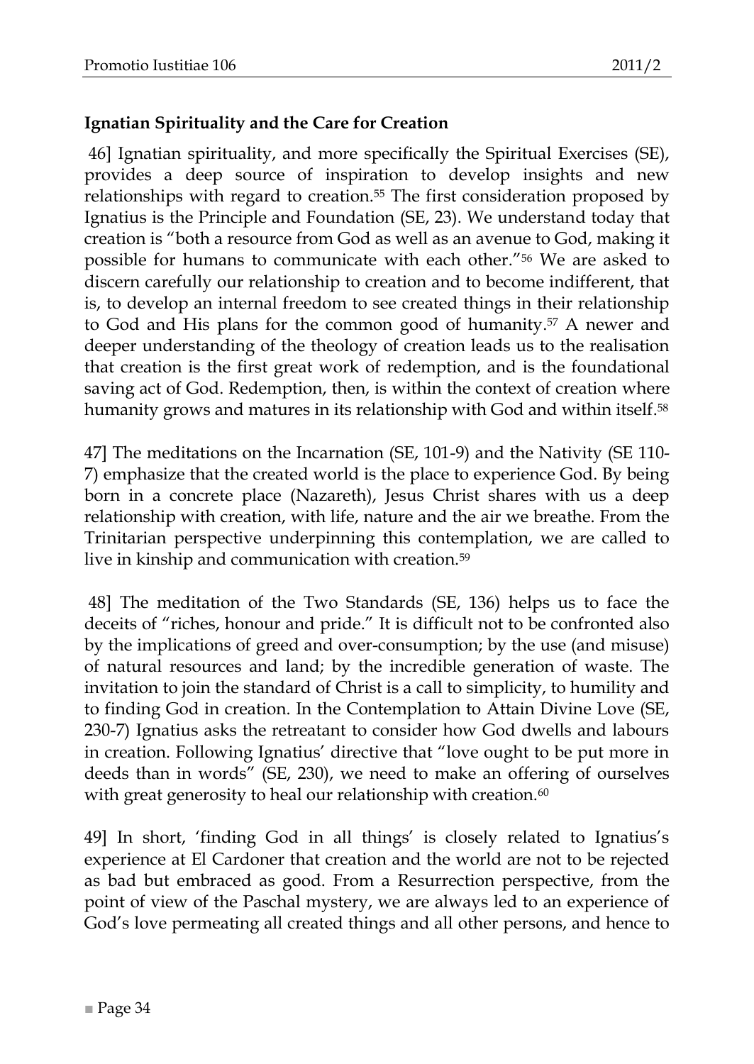**Ignatian Spirituality and the Care for Creation**

46] Ignatian spirituality, and more specifically the Spiritual Exercises (SE), provides a deep source of inspiration to develop insights and new relationships with regard to creation.[55] The first consideration proposed by Ignatius is the Principle and Foundation (SE, 23). We understand today that creation is "both a resource from God as well as an avenue to God, making it possible for humans to communicate with each other."[56] We are asked to discern carefully our relationship to creation and to become indifferent, that is, to develop an internal freedom to see created things in their relationship to God and His plans for the common good of humanity.[57] A newer and deeper understanding of the theology of creation leads us to the realisation that creation is the first great work of redemption, and is the foundational saving act of God. Redemption, then, is within the context of creation where humanity grows and matures in its relationship with God and within itself.[58]

47] The meditations on the Incarnation (SE, 101-9) and the Nativity (SE 110-7) emphasize that the created world is the place to experience God. By being born in a concrete place (Nazareth), Jesus Christ shares with us a deep relationship with creation, with life, nature and the air we breathe. From the Trinitarian perspective underpinning this contemplation, we are called to live in kinship and communication with creation.[59]

48] The meditation of the Two Standards (SE, 136) helps us to face the deceits of "riches, honour and pride." It is difficult not to be confronted also by the implications of greed and over-consumption; by the use (and misuse) of natural resources and land; by the incredible generation of waste. The invitation to join the standard of Christ is a call to simplicity, to humility and to finding God in creation. In the Contemplation to Attain Divine Love (SE, 230-7) Ignatius asks the retreatant to consider how God dwells and labours in creation. Following Ignatius' directive that "love ought to be put more in deeds than in words" (SE, 230), we need to make an offering of ourselves with great generosity to heal our relationship with creation.[60]

49] In short, 'finding God in all things' is closely related to Ignatius's experience at El Cardoner that creation and the world are not to be rejected as bad but embraced as good. From a Resurrection perspective, from the point of view of the Paschal mystery, we are always led to an experience of God's love permeating all created things and all other persons, and hence to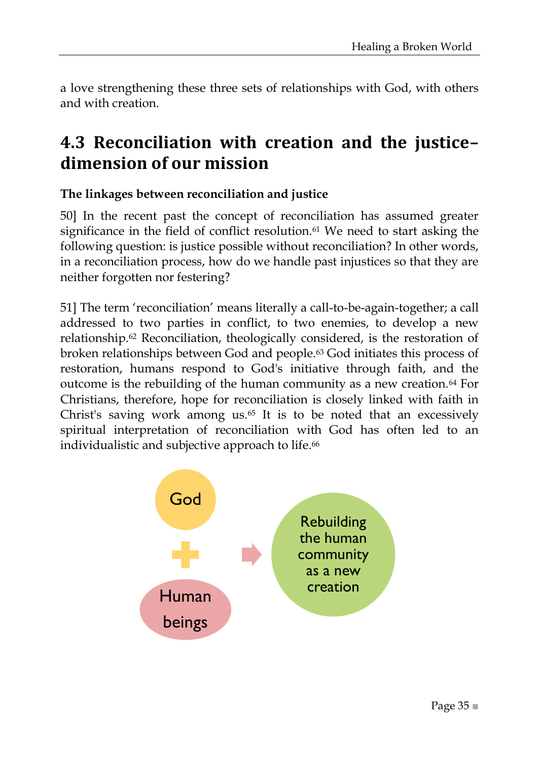a love strengthening these three sets of relationships with God, with others and with creation.

## 4.3 Reconciliation with creation and the justice–dimension of our mission

**The linkages between reconciliation and justice**

50] In the recent past the concept of reconciliation has assumed greater significance in the field of conflict resolution.[61] We need to start asking the following question: is justice possible without reconciliation? In other words, in a reconciliation process, how do we handle past injustices so that they are neither forgotten nor festering?

51] The term 'reconciliation' means literally a call-to-be-again-together; a call addressed to two parties in conflict, to two enemies, to develop a new relationship.[62] Reconciliation, theologically considered, is the restoration of broken relationships between God and people.[63] God initiates this process of restoration, humans respond to God's initiative through faith, and the outcome is the rebuilding of the human community as a new creation.[64] For Christians, therefore, hope for reconciliation is closely linked with faith in Christ's saving work among us.[65] It is to be noted that an excessively spiritual interpretation of reconciliation with God has often led to an individualistic and subjective approach to life.[66]

God + Human beings → Rebuilding the human community as a new creation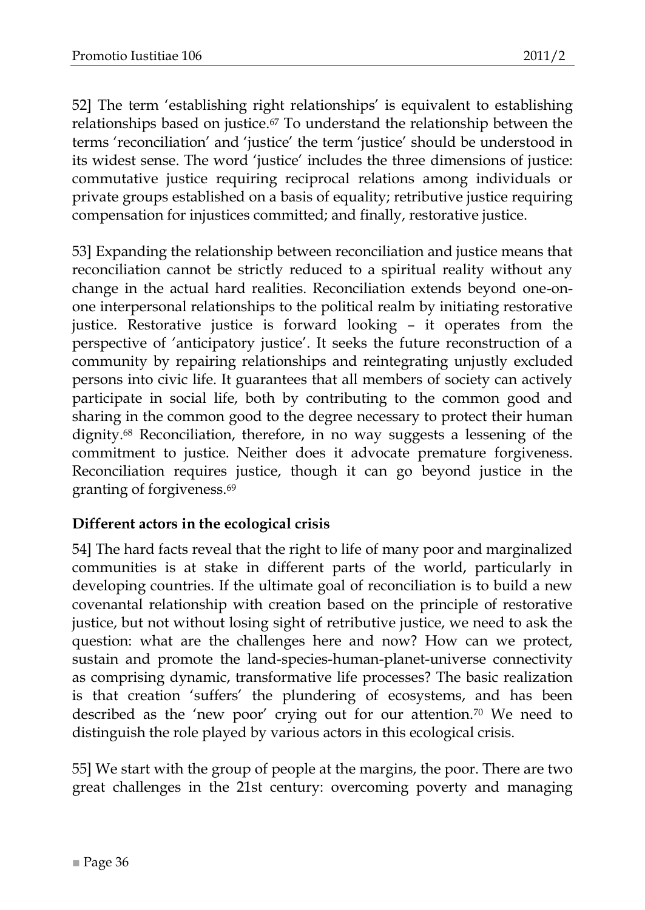52] The term 'establishing right relationships' is equivalent to establishing relationships based on justice.[67] To understand the relationship between the terms 'reconciliation' and 'justice' the term 'justice' should be understood in its widest sense. The word 'justice' includes the three dimensions of justice: commutative justice requiring reciprocal relations among individuals or private groups established on a basis of equality; retributive justice requiring compensation for injustices committed; and finally, restorative justice.

53] Expanding the relationship between reconciliation and justice means that reconciliation cannot be strictly reduced to a spiritual reality without any change in the actual hard realities. Reconciliation extends beyond one-on-one interpersonal relationships to the political realm by initiating restorative justice. Restorative justice is forward looking – it operates from the perspective of 'anticipatory justice'. It seeks the future reconstruction of a community by repairing relationships and reintegrating unjustly excluded persons into civic life. It guarantees that all members of society can actively participate in social life, both by contributing to the common good and sharing in the common good to the degree necessary to protect their human dignity.[68] Reconciliation, therefore, in no way suggests a lessening of the commitment to justice. Neither does it advocate premature forgiveness. Reconciliation requires justice, though it can go beyond justice in the granting of forgiveness.[69]

**Different actors in the ecological crisis**

54] The hard facts reveal that the right to life of many poor and marginalized communities is at stake in different parts of the world, particularly in developing countries. If the ultimate goal of reconciliation is to build a new covenantal relationship with creation based on the principle of restorative justice, but not without losing sight of retributive justice, we need to ask the question: what are the challenges here and now? How can we protect, sustain and promote the land-species-human-planet-universe connectivity as comprising dynamic, transformative life processes? The basic realization is that creation 'suffers' the plundering of ecosystems, and has been described as the 'new poor' crying out for our attention.[70] We need to distinguish the role played by various actors in this ecological crisis.

55] We start with the group of people at the margins, the poor. There are two great challenges in the 21st century: overcoming poverty and managing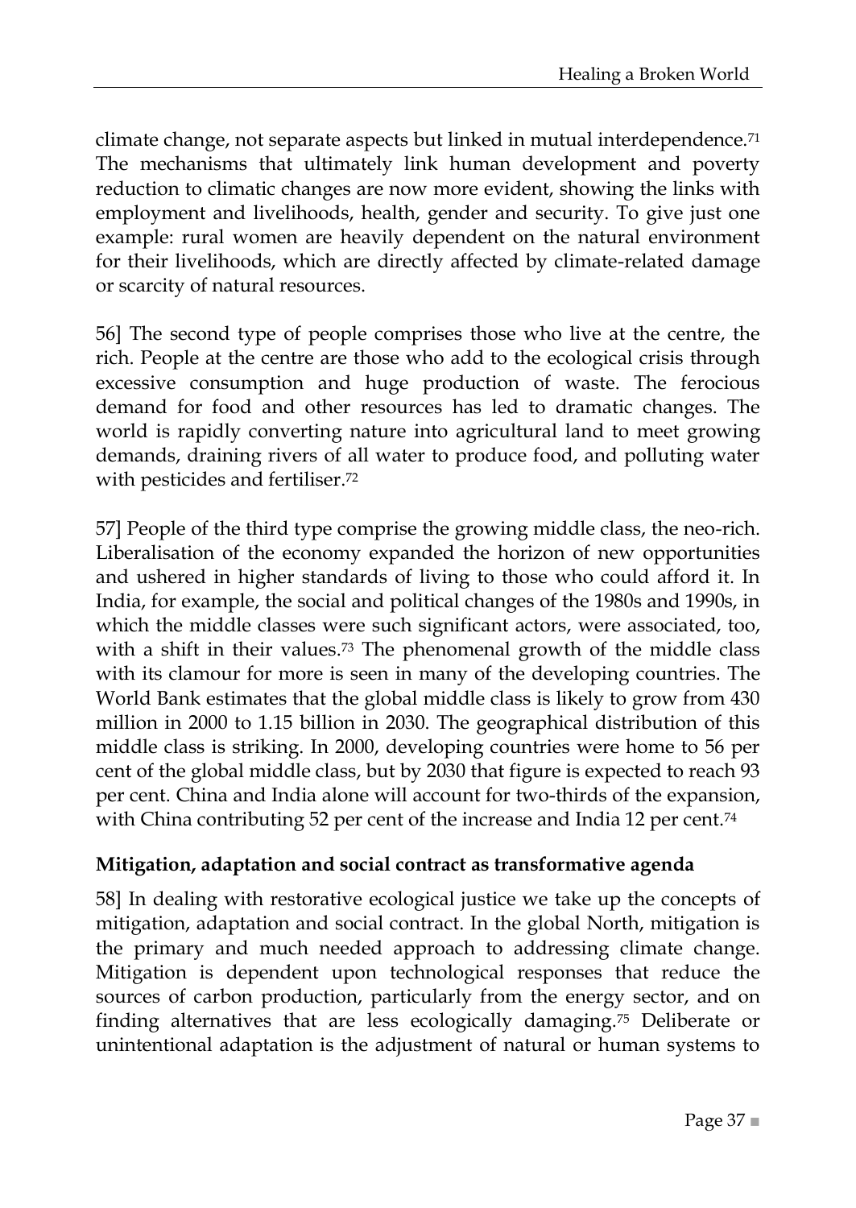climate change, not separate aspects but linked in mutual interdependence.[71] The mechanisms that ultimately link human development and poverty reduction to climatic changes are now more evident, showing the links with employment and livelihoods, health, gender and security. To give just one example: rural women are heavily dependent on the natural environment for their livelihoods, which are directly affected by climate-related damage or scarcity of natural resources.

56] The second type of people comprises those who live at the centre, the rich. People at the centre are those who add to the ecological crisis through excessive consumption and huge production of waste. The ferocious demand for food and other resources has led to dramatic changes. The world is rapidly converting nature into agricultural land to meet growing demands, draining rivers of all water to produce food, and polluting water with pesticides and fertiliser.[72]

57] People of the third type comprise the growing middle class, the neo-rich. Liberalisation of the economy expanded the horizon of new opportunities and ushered in higher standards of living to those who could afford it. In India, for example, the social and political changes of the 1980s and 1990s, in which the middle classes were such significant actors, were associated, too, with a shift in their values.[73] The phenomenal growth of the middle class with its clamour for more is seen in many of the developing countries. The World Bank estimates that the global middle class is likely to grow from 430 million in 2000 to 1.15 billion in 2030. The geographical distribution of this middle class is striking. In 2000, developing countries were home to 56 per cent of the global middle class, but by 2030 that figure is expected to reach 93 per cent. China and India alone will account for two-thirds of the expansion, with China contributing 52 per cent of the increase and India 12 per cent.[74]

**Mitigation, adaptation and social contract as transformative agenda**

58] In dealing with restorative ecological justice we take up the concepts of mitigation, adaptation and social contract. In the global North, mitigation is the primary and much needed approach to addressing climate change. Mitigation is dependent upon technological responses that reduce the sources of carbon production, particularly from the energy sector, and on finding alternatives that are less ecologically damaging.[75] Deliberate or unintentional adaptation is the adjustment of natural or human systems to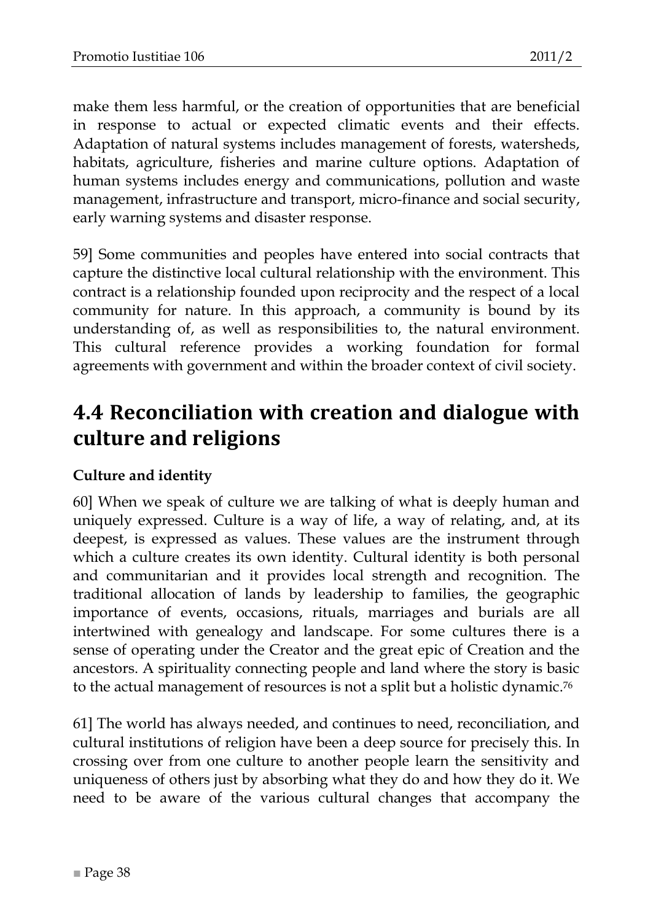make them less harmful, or the creation of opportunities that are beneficial in response to actual or expected climatic events and their effects. Adaptation of natural systems includes management of forests, watersheds, habitats, agriculture, fisheries and marine culture options. Adaptation of human systems includes energy and communications, pollution and waste management, infrastructure and transport, micro-finance and social security, early warning systems and disaster response.

59] Some communities and peoples have entered into social contracts that capture the distinctive local cultural relationship with the environment. This contract is a relationship founded upon reciprocity and the respect of a local community for nature. In this approach, a community is bound by its understanding of, as well as responsibilities to, the natural environment. This cultural reference provides a working foundation for formal agreements with government and within the broader context of civil society.

## 4.4 Reconciliation with creation and dialogue with culture and religions

### Culture and identity

60] When we speak of culture we are talking of what is deeply human and uniquely expressed. Culture is a way of life, a way of relating, and, at its deepest, is expressed as values. These values are the instrument through which a culture creates its own identity. Cultural identity is both personal and communitarian and it provides local strength and recognition. The traditional allocation of lands by leadership to families, the geographic importance of events, occasions, rituals, marriages and burials are all intertwined with genealogy and landscape. For some cultures there is a sense of operating under the Creator and the great epic of Creation and the ancestors. A spirituality connecting people and land where the story is basic to the actual management of resources is not a split but a holistic dynamic.[76]

61] The world has always needed, and continues to need, reconciliation, and cultural institutions of religion have been a deep source for precisely this. In crossing over from one culture to another people learn the sensitivity and uniqueness of others just by absorbing what they do and how they do it. We need to be aware of the various cultural changes that accompany the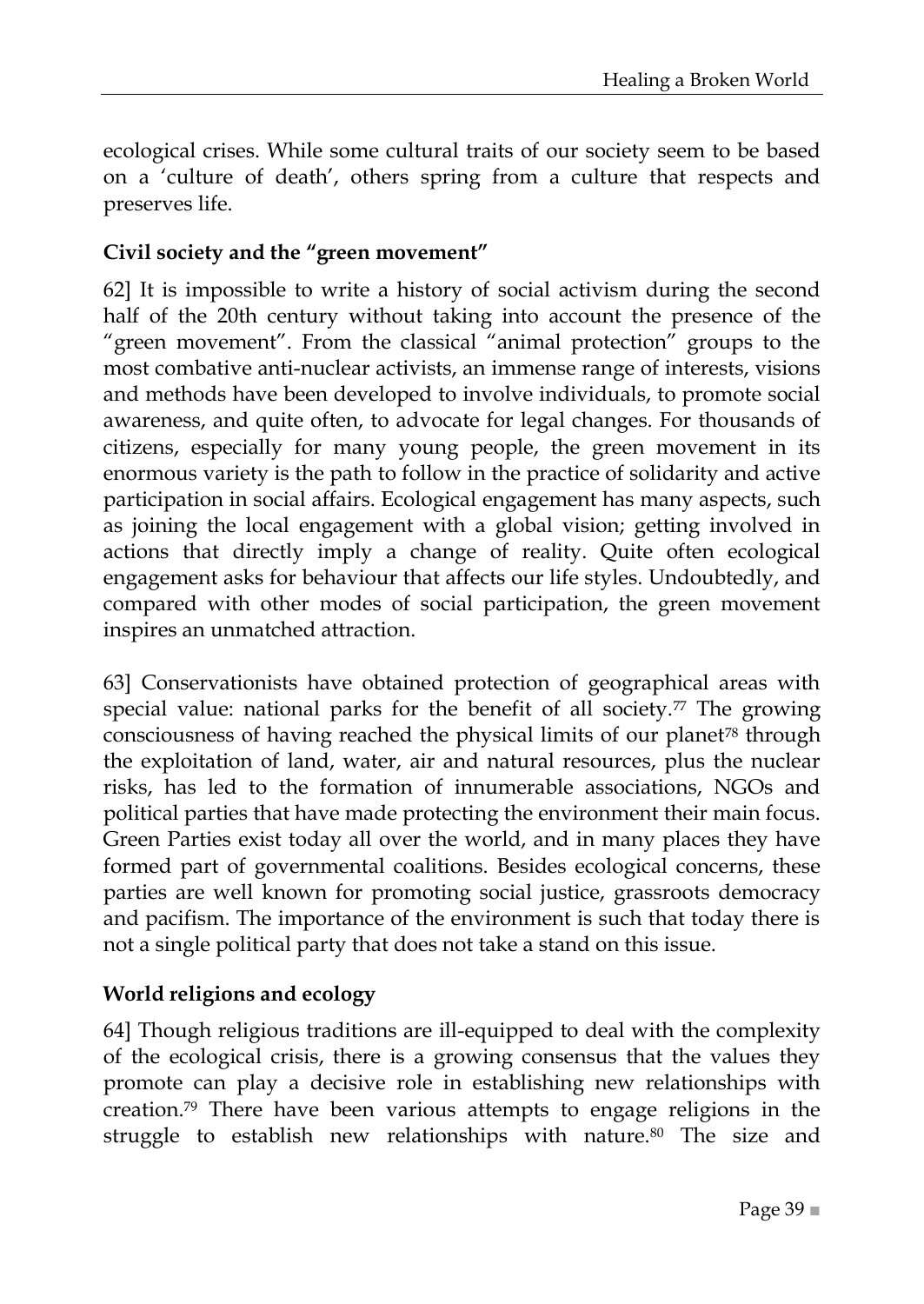ecological crises. While some cultural traits of our society seem to be based on a 'culture of death', others spring from a culture that respects and preserves life.

### Civil society and the "green movement"

62] It is impossible to write a history of social activism during the second half of the 20th century without taking into account the presence of the "green movement". From the classical "animal protection" groups to the most combative anti-nuclear activists, an immense range of interests, visions and methods have been developed to involve individuals, to promote social awareness, and quite often, to advocate for legal changes. For thousands of citizens, especially for many young people, the green movement in its enormous variety is the path to follow in the practice of solidarity and active participation in social affairs. Ecological engagement has many aspects, such as joining the local engagement with a global vision; getting involved in actions that directly imply a change of reality. Quite often ecological engagement asks for behaviour that affects our life styles. Undoubtedly, and compared with other modes of social participation, the green movement inspires an unmatched attraction.

63] Conservationists have obtained protection of geographical areas with special value: national parks for the benefit of all society.[77] The growing consciousness of having reached the physical limits of our planet[78] through the exploitation of land, water, air and natural resources, plus the nuclear risks, has led to the formation of innumerable associations, NGOs and political parties that have made protecting the environment their main focus. Green Parties exist today all over the world, and in many places they have formed part of governmental coalitions. Besides ecological concerns, these parties are well known for promoting social justice, grassroots democracy and pacifism. The importance of the environment is such that today there is not a single political party that does not take a stand on this issue.

### World religions and ecology

64] Though religious traditions are ill-equipped to deal with the complexity of the ecological crisis, there is a growing consensus that the values they promote can play a decisive role in establishing new relationships with creation.[79] There have been various attempts to engage religions in the struggle to establish new relationships with nature.[80] The size and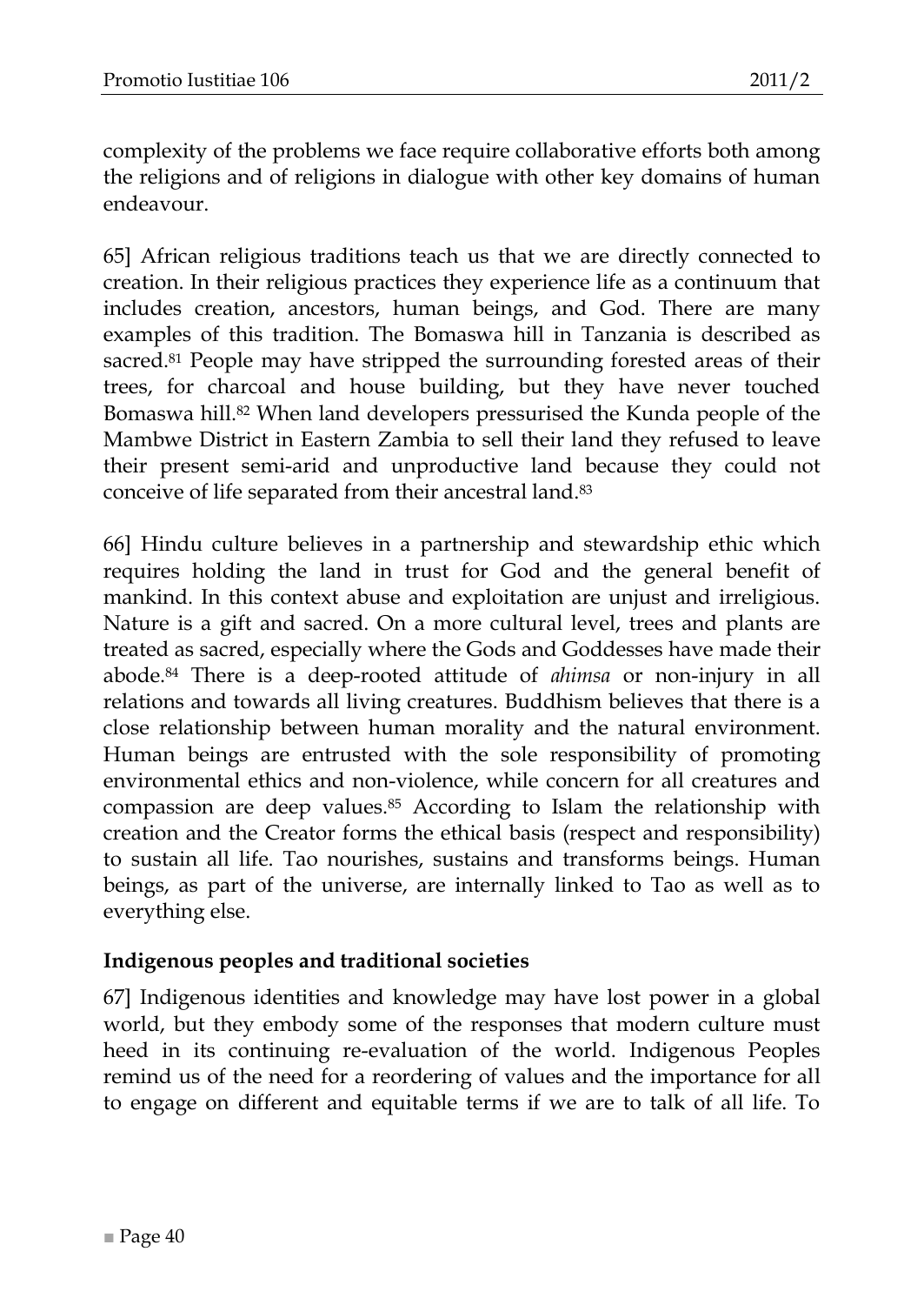complexity of the problems we face require collaborative efforts both among the religions and of religions in dialogue with other key domains of human endeavour.

65] African religious traditions teach us that we are directly connected to creation. In their religious practices they experience life as a continuum that includes creation, ancestors, human beings, and God. There are many examples of this tradition. The Bomaswa hill in Tanzania is described as sacred.[81] People may have stripped the surrounding forested areas of their trees, for charcoal and house building, but they have never touched Bomaswa hill.[82] When land developers pressurised the Kunda people of the Mambwe District in Eastern Zambia to sell their land they refused to leave their present semi-arid and unproductive land because they could not conceive of life separated from their ancestral land.[83]

66] Hindu culture believes in a partnership and stewardship ethic which requires holding the land in trust for God and the general benefit of mankind. In this context abuse and exploitation are unjust and irreligious. Nature is a gift and sacred. On a more cultural level, trees and plants are treated as sacred, especially where the Gods and Goddesses have made their abode.[84] There is a deep-rooted attitude of *ahimsa* or non-injury in all relations and towards all living creatures. Buddhism believes that there is a close relationship between human morality and the natural environment. Human beings are entrusted with the sole responsibility of promoting environmental ethics and non-violence, while concern for all creatures and compassion are deep values.[85] According to Islam the relationship with creation and the Creator forms the ethical basis (respect and responsibility) to sustain all life. Tao nourishes, sustains and transforms beings. Human beings, as part of the universe, are internally linked to Tao as well as to everything else.

**Indigenous peoples and traditional societies**

67] Indigenous identities and knowledge may have lost power in a global world, but they embody some of the responses that modern culture must heed in its continuing re-evaluation of the world. Indigenous Peoples remind us of the need for a reordering of values and the importance for all to engage on different and equitable terms if we are to talk of all life. To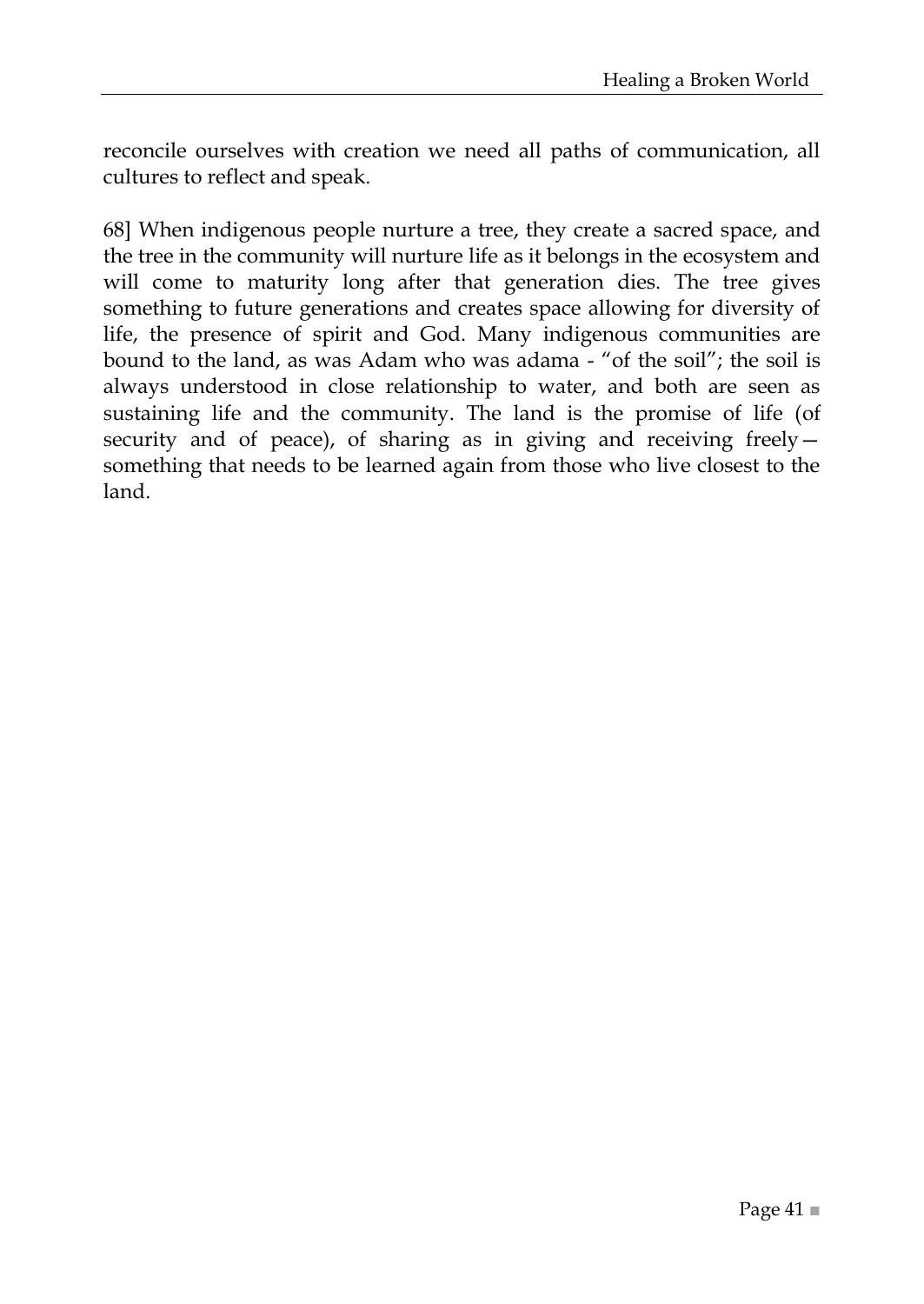reconcile ourselves with creation we need all paths of communication, all cultures to reflect and speak.

68] When indigenous people nurture a tree, they create a sacred space, and the tree in the community will nurture life as it belongs in the ecosystem and will come to maturity long after that generation dies. The tree gives something to future generations and creates space allowing for diversity of life, the presence of spirit and God. Many indigenous communities are bound to the land, as was Adam who was adama - "of the soil"; the soil is always understood in close relationship to water, and both are seen as sustaining life and the community. The land is the promise of life (of security and of peace), of sharing as in giving and receiving freely—something that needs to be learned again from those who live closest to the land.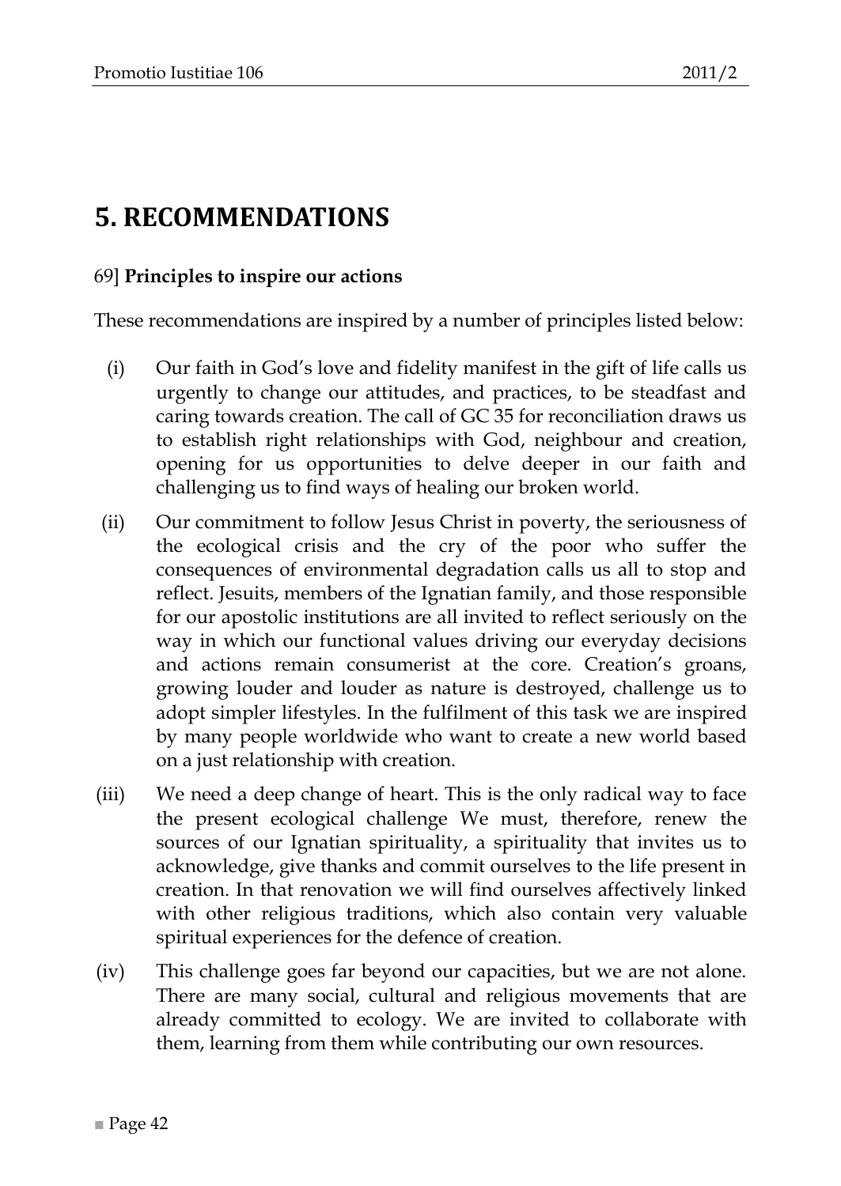# 5. RECOMMENDATIONS

69] **Principles to inspire our actions**

These recommendations are inspired by a number of principles listed below:

(i) Our faith in God's love and fidelity manifest in the gift of life calls us urgently to change our attitudes, and practices, to be steadfast and caring towards creation. The call of GC 35 for reconciliation draws us to establish right relationships with God, neighbour and creation, opening for us opportunities to delve deeper in our faith and challenging us to find ways of healing our broken world.

(ii) Our commitment to follow Jesus Christ in poverty, the seriousness of the ecological crisis and the cry of the poor who suffer the consequences of environmental degradation calls us all to stop and reflect. Jesuits, members of the Ignatian family, and those responsible for our apostolic institutions are all invited to reflect seriously on the way in which our functional values driving our everyday decisions and actions remain consumerist at the core. Creation's groans, growing louder and louder as nature is destroyed, challenge us to adopt simpler lifestyles. In the fulfilment of this task we are inspired by many people worldwide who want to create a new world based on a just relationship with creation.

(iii) We need a deep change of heart. This is the only radical way to face the present ecological challenge We must, therefore, renew the sources of our Ignatian spirituality, a spirituality that invites us to acknowledge, give thanks and commit ourselves to the life present in creation. In that renovation we will find ourselves affectively linked with other religious traditions, which also contain very valuable spiritual experiences for the defence of creation.

(iv) This challenge goes far beyond our capacities, but we are not alone. There are many social, cultural and religious movements that are already committed to ecology. We are invited to collaborate with them, learning from them while contributing our own resources.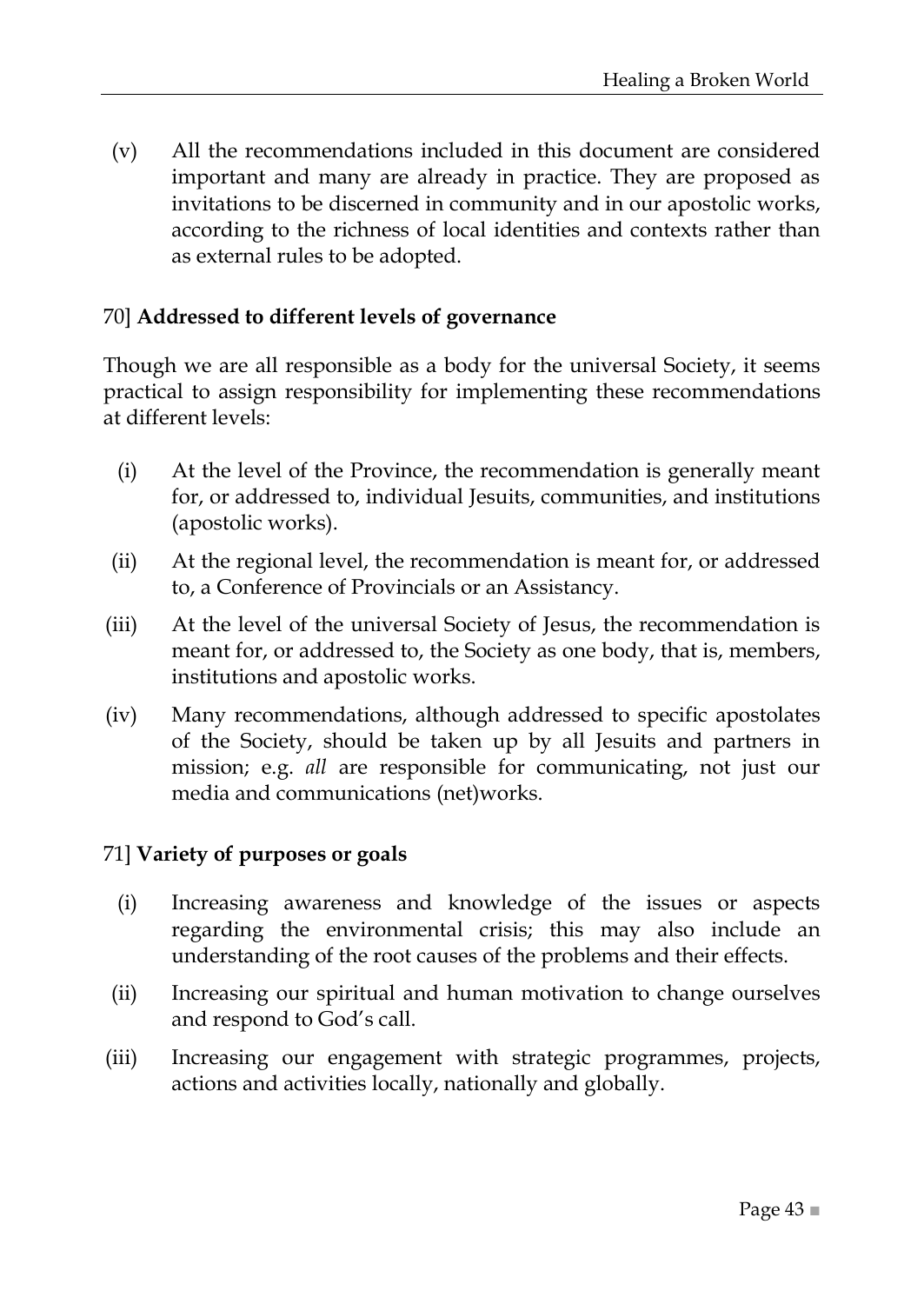(v) All the recommendations included in this document are considered important and many are already in practice. They are proposed as invitations to be discerned in community and in our apostolic works, according to the richness of local identities and contexts rather than as external rules to be adopted.

70] **Addressed to different levels of governance**

Though we are all responsible as a body for the universal Society, it seems practical to assign responsibility for implementing these recommendations at different levels:

(i) At the level of the Province, the recommendation is generally meant for, or addressed to, individual Jesuits, communities, and institutions (apostolic works).

(ii) At the regional level, the recommendation is meant for, or addressed to, a Conference of Provincials or an Assistancy.

(iii) At the level of the universal Society of Jesus, the recommendation is meant for, or addressed to, the Society as one body, that is, members, institutions and apostolic works.

(iv) Many recommendations, although addressed to specific apostolates of the Society, should be taken up by all Jesuits and partners in mission; e.g. *all* are responsible for communicating, not just our media and communications (net)works.

71] **Variety of purposes or goals**

(i) Increasing awareness and knowledge of the issues or aspects regarding the environmental crisis; this may also include an understanding of the root causes of the problems and their effects.

(ii) Increasing our spiritual and human motivation to change ourselves and respond to God's call.

(iii) Increasing our engagement with strategic programmes, projects, actions and activities locally, nationally and globally.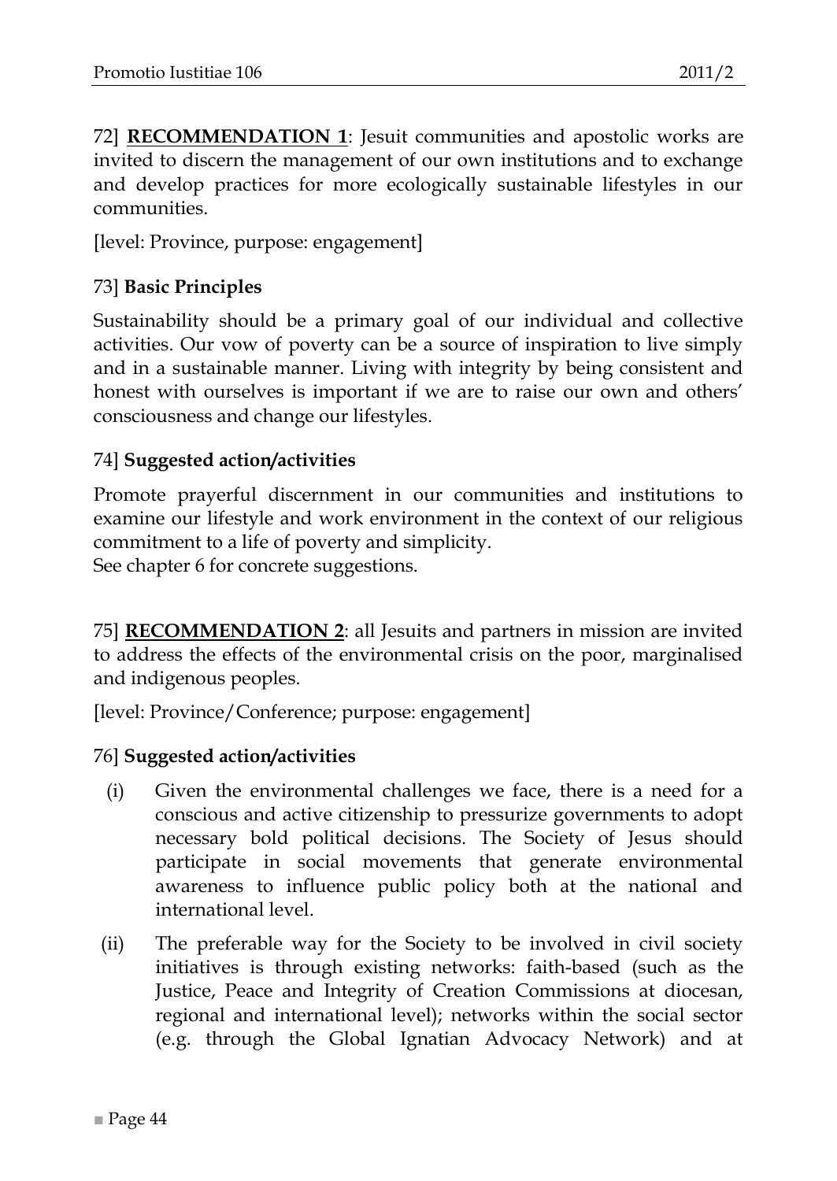72] **RECOMMENDATION 1**: Jesuit communities and apostolic works are invited to discern the management of our own institutions and to exchange and develop practices for more ecologically sustainable lifestyles in our communities.

[level: Province, purpose: engagement]

73] **Basic Principles**

Sustainability should be a primary goal of our individual and collective activities. Our vow of poverty can be a source of inspiration to live simply and in a sustainable manner. Living with integrity by being consistent and honest with ourselves is important if we are to raise our own and others' consciousness and change our lifestyles.

74] **Suggested action/activities**

Promote prayerful discernment in our communities and institutions to examine our lifestyle and work environment in the context of our religious commitment to a life of poverty and simplicity.
See chapter 6 for concrete suggestions.

75] **RECOMMENDATION 2**: all Jesuits and partners in mission are invited to address the effects of the environmental crisis on the poor, marginalised and indigenous peoples.

[level: Province/Conference; purpose: engagement]

76] **Suggested action/activities**

(i) Given the environmental challenges we face, there is a need for a conscious and active citizenship to pressurize governments to adopt necessary bold political decisions. The Society of Jesus should participate in social movements that generate environmental awareness to influence public policy both at the national and international level.

(ii) The preferable way for the Society to be involved in civil society initiatives is through existing networks: faith-based (such as the Justice, Peace and Integrity of Creation Commissions at diocesan, regional and international level); networks within the social sector (e.g. through the Global Ignatian Advocacy Network) and at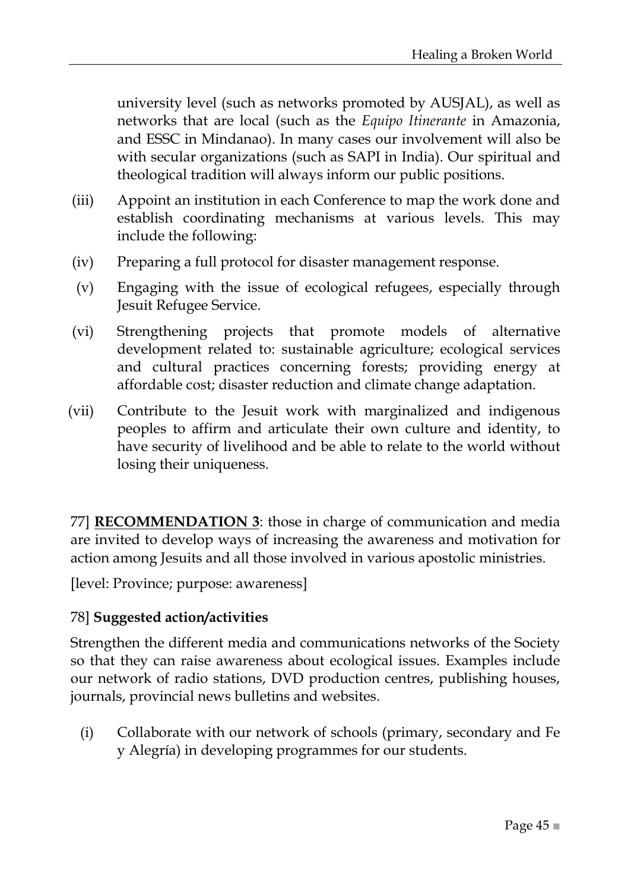university level (such as networks promoted by AUSJAL), as well as networks that are local (such as the *Equipo Itinerante* in Amazonia, and ESSC in Mindanao). In many cases our involvement will also be with secular organizations (such as SAPI in India). Our spiritual and theological tradition will always inform our public positions.

(iii) Appoint an institution in each Conference to map the work done and establish coordinating mechanisms at various levels. This may include the following:

(iv) Preparing a full protocol for disaster management response.

(v) Engaging with the issue of ecological refugees, especially through Jesuit Refugee Service.

(vi) Strengthening projects that promote models of alternative development related to: sustainable agriculture; ecological services and cultural practices concerning forests; providing energy at affordable cost; disaster reduction and climate change adaptation.

(vii) Contribute to the Jesuit work with marginalized and indigenous peoples to affirm and articulate their own culture and identity, to have security of livelihood and be able to relate to the world without losing their uniqueness.

77] **RECOMMENDATION 3**: those in charge of communication and media are invited to develop ways of increasing the awareness and motivation for action among Jesuits and all those involved in various apostolic ministries.

[level: Province; purpose: awareness]

78] **Suggested action/activities**

Strengthen the different media and communications networks of the Society so that they can raise awareness about ecological issues. Examples include our network of radio stations, DVD production centres, publishing houses, journals, provincial news bulletins and websites.

(i) Collaborate with our network of schools (primary, secondary and Fe y Alegría) in developing programmes for our students.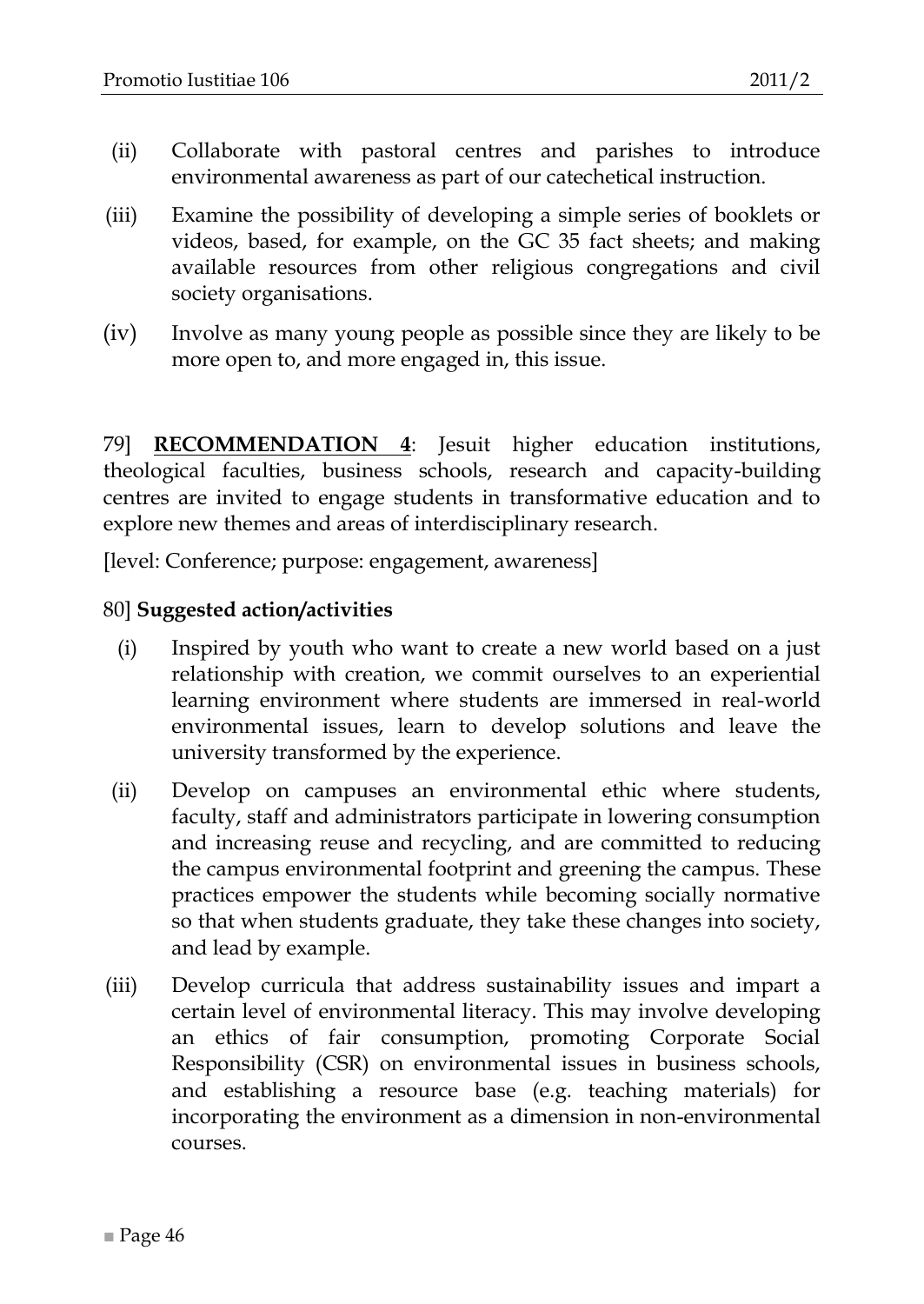(ii) Collaborate with pastoral centres and parishes to introduce environmental awareness as part of our catechetical instruction.

(iii) Examine the possibility of developing a simple series of booklets or videos, based, for example, on the GC 35 fact sheets; and making available resources from other religious congregations and civil society organisations.

(iv) Involve as many young people as possible since they are likely to be more open to, and more engaged in, this issue.

79] **RECOMMENDATION 4**: Jesuit higher education institutions, theological faculties, business schools, research and capacity-building centres are invited to engage students in transformative education and to explore new themes and areas of interdisciplinary research.

[level: Conference; purpose: engagement, awareness]

80] **Suggested action/activities**

(i) Inspired by youth who want to create a new world based on a just relationship with creation, we commit ourselves to an experiential learning environment where students are immersed in real-world environmental issues, learn to develop solutions and leave the university transformed by the experience.

(ii) Develop on campuses an environmental ethic where students, faculty, staff and administrators participate in lowering consumption and increasing reuse and recycling, and are committed to reducing the campus environmental footprint and greening the campus. These practices empower the students while becoming socially normative so that when students graduate, they take these changes into society, and lead by example.

(iii) Develop curricula that address sustainability issues and impart a certain level of environmental literacy. This may involve developing an ethics of fair consumption, promoting Corporate Social Responsibility (CSR) on environmental issues in business schools, and establishing a resource base (e.g. teaching materials) for incorporating the environment as a dimension in non-environmental courses.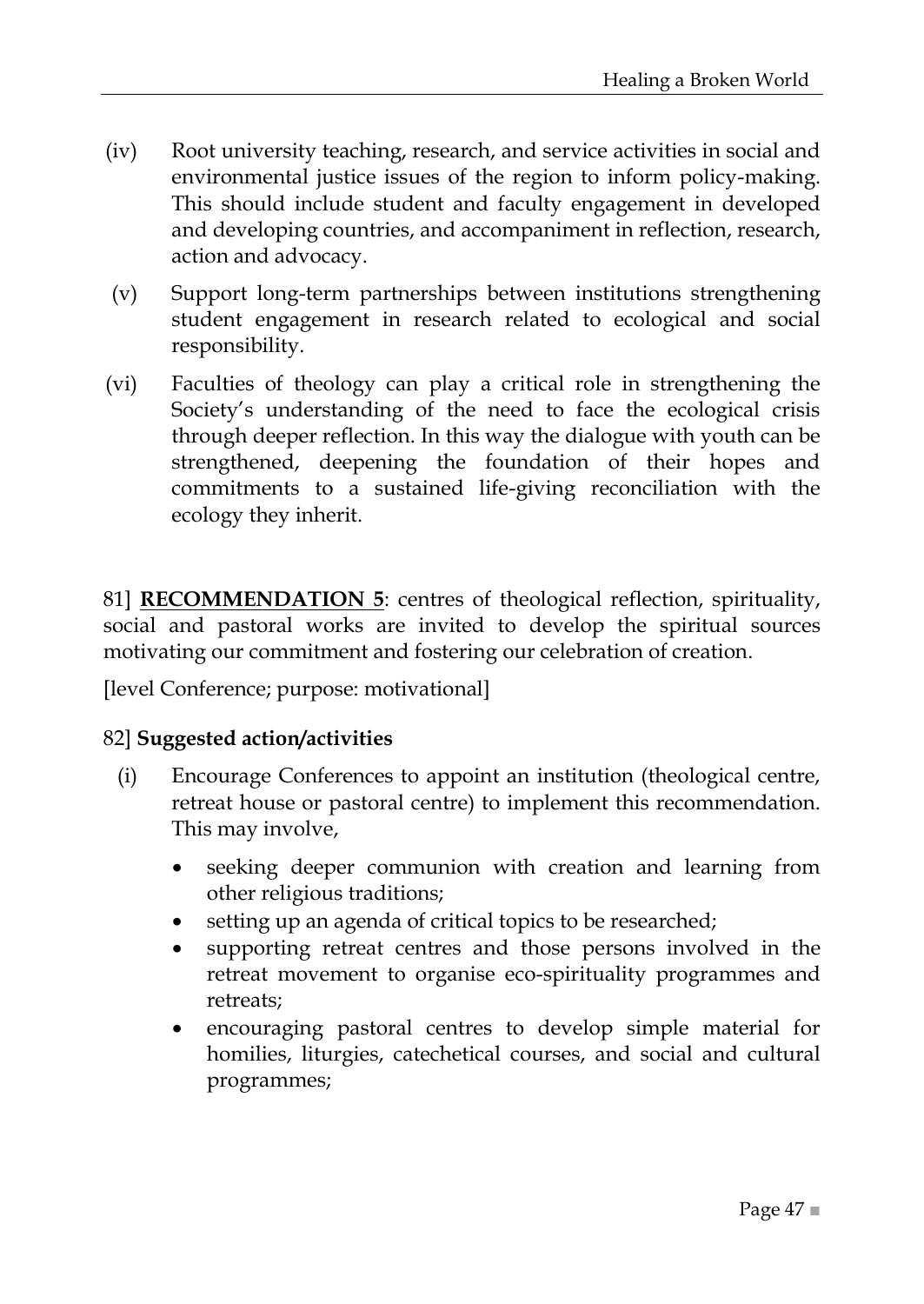(iv) Root university teaching, research, and service activities in social and environmental justice issues of the region to inform policy-making. This should include student and faculty engagement in developed and developing countries, and accompaniment in reflection, research, action and advocacy.

(v) Support long-term partnerships between institutions strengthening student engagement in research related to ecological and social responsibility.

(vi) Faculties of theology can play a critical role in strengthening the Society's understanding of the need to face the ecological crisis through deeper reflection. In this way the dialogue with youth can be strengthened, deepening the foundation of their hopes and commitments to a sustained life-giving reconciliation with the ecology they inherit.

81] **RECOMMENDATION 5**: centres of theological reflection, spirituality, social and pastoral works are invited to develop the spiritual sources motivating our commitment and fostering our celebration of creation.

[level Conference; purpose: motivational]

82] **Suggested action/activities**

(i) Encourage Conferences to appoint an institution (theological centre, retreat house or pastoral centre) to implement this recommendation. This may involve,

- seeking deeper communion with creation and learning from other religious traditions;
- setting up an agenda of critical topics to be researched;
- supporting retreat centres and those persons involved in the retreat movement to organise eco-spirituality programmes and retreats;
- encouraging pastoral centres to develop simple material for homilies, liturgies, catechetical courses, and social and cultural programmes;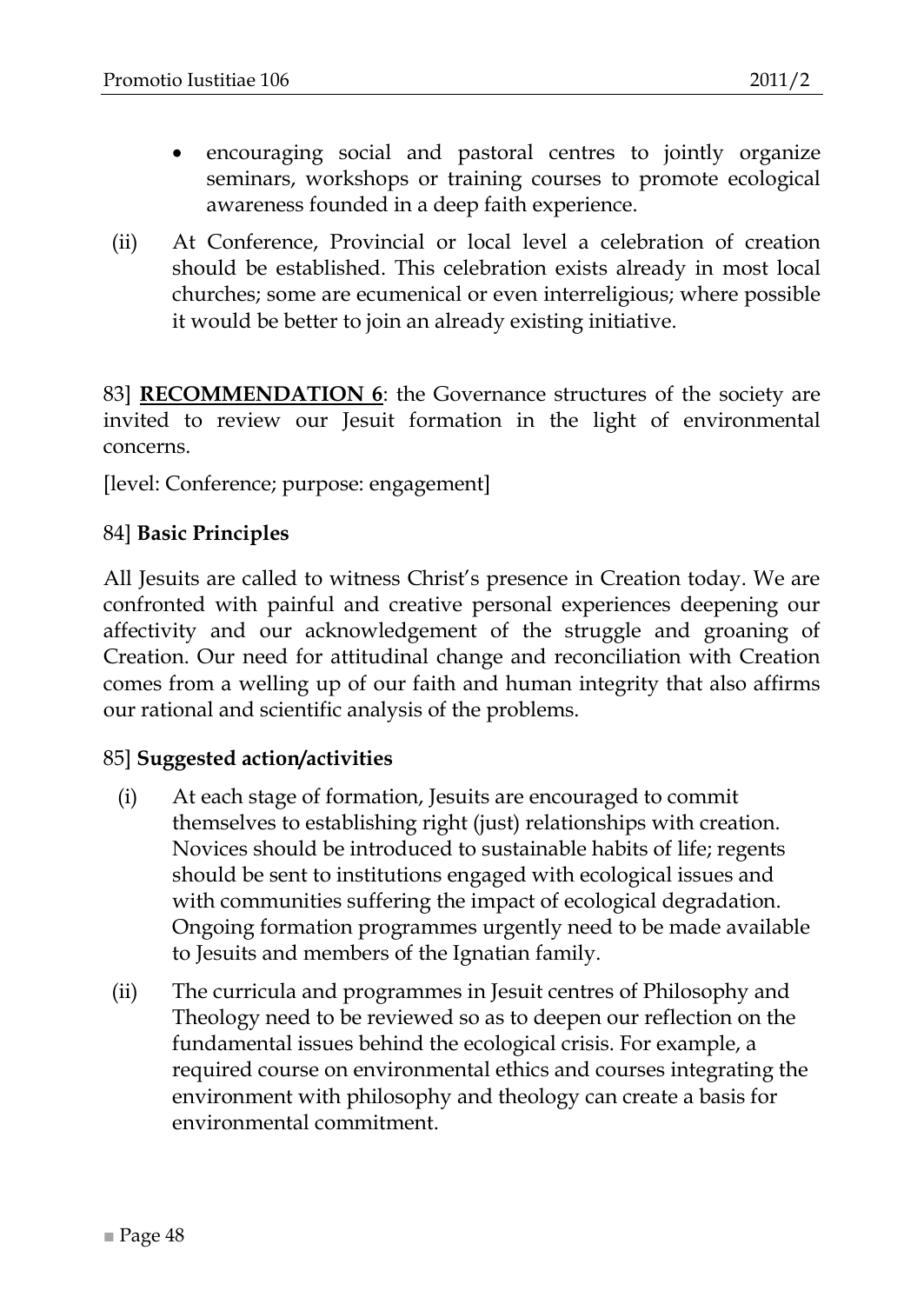- encouraging social and pastoral centres to jointly organize seminars, workshops or training courses to promote ecological awareness founded in a deep faith experience.

(ii) At Conference, Provincial or local level a celebration of creation should be established. This celebration exists already in most local churches; some are ecumenical or even interreligious; where possible it would be better to join an already existing initiative.

83] **RECOMMENDATION 6**: the Governance structures of the society are invited to review our Jesuit formation in the light of environmental concerns.

[level: Conference; purpose: engagement]

84] **Basic Principles**

All Jesuits are called to witness Christ's presence in Creation today. We are confronted with painful and creative personal experiences deepening our affectivity and our acknowledgement of the struggle and groaning of Creation. Our need for attitudinal change and reconciliation with Creation comes from a welling up of our faith and human integrity that also affirms our rational and scientific analysis of the problems.

85] **Suggested action/activities**

(i) At each stage of formation, Jesuits are encouraged to commit themselves to establishing right (just) relationships with creation. Novices should be introduced to sustainable habits of life; regents should be sent to institutions engaged with ecological issues and with communities suffering the impact of ecological degradation. Ongoing formation programmes urgently need to be made available to Jesuits and members of the Ignatian family.

(ii) The curricula and programmes in Jesuit centres of Philosophy and Theology need to be reviewed so as to deepen our reflection on the fundamental issues behind the ecological crisis. For example, a required course on environmental ethics and courses integrating the environment with philosophy and theology can create a basis for environmental commitment.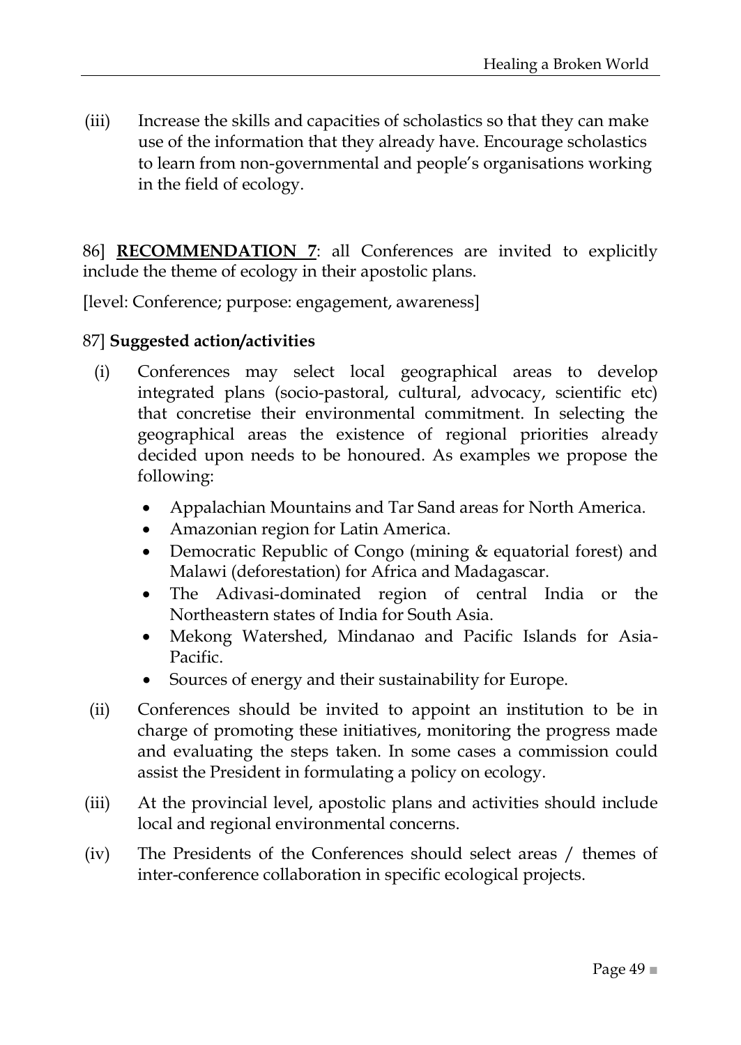(iii) Increase the skills and capacities of scholastics so that they can make use of the information that they already have. Encourage scholastics to learn from non-governmental and people's organisations working in the field of ecology.

86] **RECOMMENDATION 7**: all Conferences are invited to explicitly include the theme of ecology in their apostolic plans.

[level: Conference; purpose: engagement, awareness]

87] **Suggested action/activities**

(i) Conferences may select local geographical areas to develop integrated plans (socio-pastoral, cultural, advocacy, scientific etc) that concretise their environmental commitment. In selecting the geographical areas the existence of regional priorities already decided upon needs to be honoured. As examples we propose the following:

- Appalachian Mountains and Tar Sand areas for North America.
- Amazonian region for Latin America.
- Democratic Republic of Congo (mining & equatorial forest) and Malawi (deforestation) for Africa and Madagascar.
- The Adivasi-dominated region of central India or the Northeastern states of India for South Asia.
- Mekong Watershed, Mindanao and Pacific Islands for Asia-Pacific.
- Sources of energy and their sustainability for Europe.

(ii) Conferences should be invited to appoint an institution to be in charge of promoting these initiatives, monitoring the progress made and evaluating the steps taken. In some cases a commission could assist the President in formulating a policy on ecology.

(iii) At the provincial level, apostolic plans and activities should include local and regional environmental concerns.

(iv) The Presidents of the Conferences should select areas / themes of inter-conference collaboration in specific ecological projects.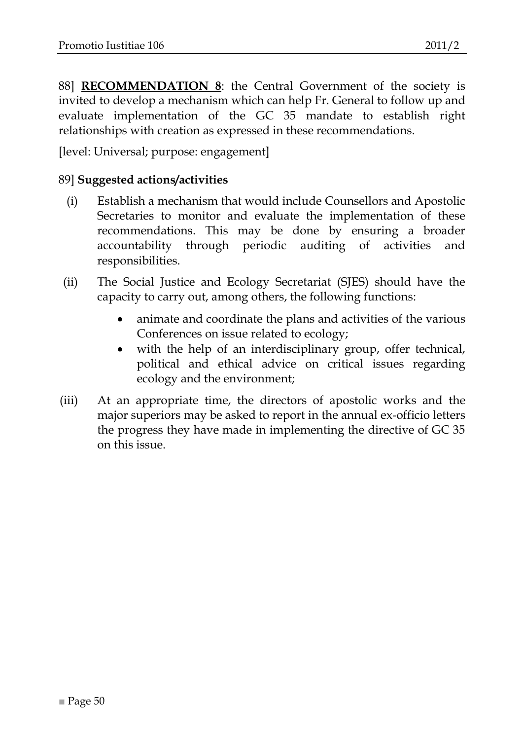88] **<u>RECOMMENDATION 8</u>**: the Central Government of the society is invited to develop a mechanism which can help Fr. General to follow up and evaluate implementation of the GC 35 mandate to establish right relationships with creation as expressed in these recommendations.

[level: Universal; purpose: engagement]

89] **Suggested actions/activities**

(i) Establish a mechanism that would include Counsellors and Apostolic Secretaries to monitor and evaluate the implementation of these recommendations. This may be done by ensuring a broader accountability through periodic auditing of activities and responsibilities.

(ii) The Social Justice and Ecology Secretariat (SJES) should have the capacity to carry out, among others, the following functions:

- animate and coordinate the plans and activities of the various Conferences on issue related to ecology;
- with the help of an interdisciplinary group, offer technical, political and ethical advice on critical issues regarding ecology and the environment;

(iii) At an appropriate time, the directors of apostolic works and the major superiors may be asked to report in the annual ex-officio letters the progress they have made in implementing the directive of GC 35 on this issue.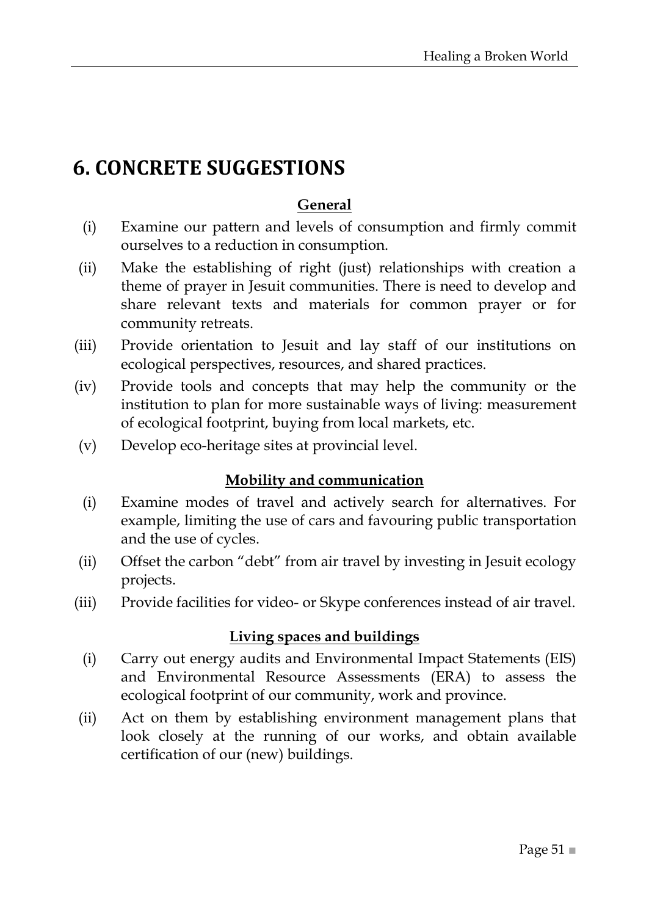# 6. CONCRETE SUGGESTIONS

**General**

(i) Examine our pattern and levels of consumption and firmly commit ourselves to a reduction in consumption.

(ii) Make the establishing of right (just) relationships with creation a theme of prayer in Jesuit communities. There is need to develop and share relevant texts and materials for common prayer or for community retreats.

(iii) Provide orientation to Jesuit and lay staff of our institutions on ecological perspectives, resources, and shared practices.

(iv) Provide tools and concepts that may help the community or the institution to plan for more sustainable ways of living: measurement of ecological footprint, buying from local markets, etc.

(v) Develop eco-heritage sites at provincial level.

**Mobility and communication**

(i) Examine modes of travel and actively search for alternatives. For example, limiting the use of cars and favouring public transportation and the use of cycles.

(ii) Offset the carbon “debt” from air travel by investing in Jesuit ecology projects.

(iii) Provide facilities for video- or Skype conferences instead of air travel.

**Living spaces and buildings**

(i) Carry out energy audits and Environmental Impact Statements (EIS) and Environmental Resource Assessments (ERA) to assess the ecological footprint of our community, work and province.

(ii) Act on them by establishing environment management plans that look closely at the running of our works, and obtain available certification of our (new) buildings.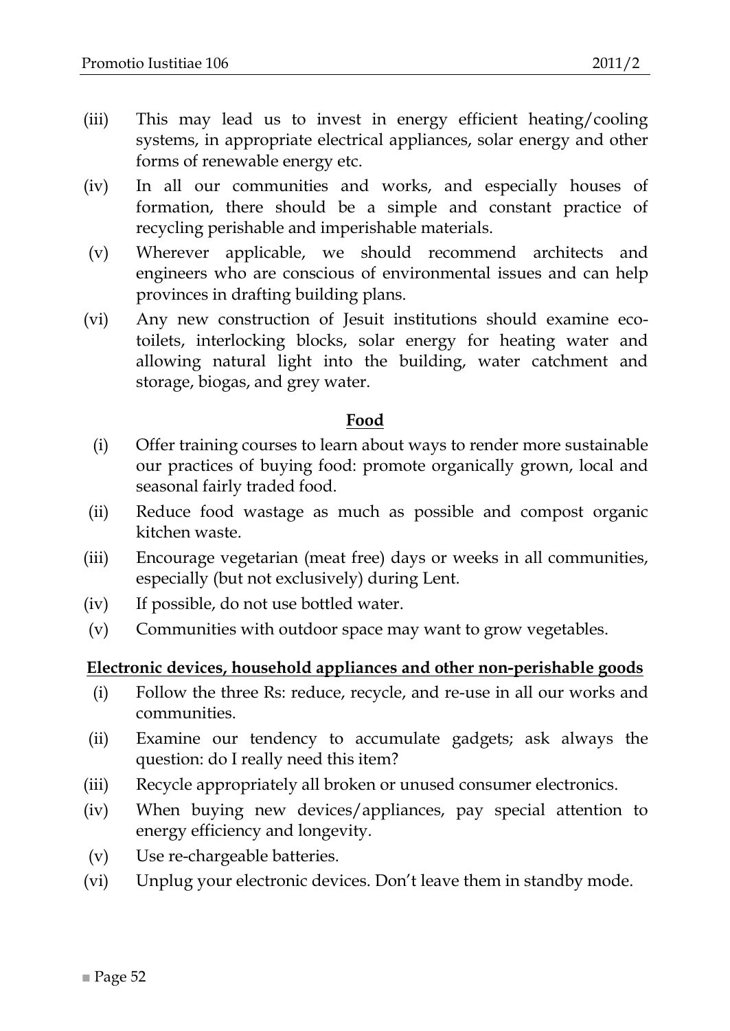(iii) This may lead us to invest in energy efficient heating/cooling systems, in appropriate electrical appliances, solar energy and other forms of renewable energy etc.

(iv) In all our communities and works, and especially houses of formation, there should be a simple and constant practice of recycling perishable and imperishable materials.

(v) Wherever applicable, we should recommend architects and engineers who are conscious of environmental issues and can help provinces in drafting building plans.

(vi) Any new construction of Jesuit institutions should examine eco-toilets, interlocking blocks, solar energy for heating water and allowing natural light into the building, water catchment and storage, biogas, and grey water.

**Food**

(i) Offer training courses to learn about ways to render more sustainable our practices of buying food: promote organically grown, local and seasonal fairly traded food.

(ii) Reduce food wastage as much as possible and compost organic kitchen waste.

(iii) Encourage vegetarian (meat free) days or weeks in all communities, especially (but not exclusively) during Lent.

(iv) If possible, do not use bottled water.

(v) Communities with outdoor space may want to grow vegetables.

**Electronic devices, household appliances and other non-perishable goods**

(i) Follow the three Rs: reduce, recycle, and re-use in all our works and communities.

(ii) Examine our tendency to accumulate gadgets; ask always the question: do I really need this item?

(iii) Recycle appropriately all broken or unused consumer electronics.

(iv) When buying new devices/appliances, pay special attention to energy efficiency and longevity.

(v) Use re-chargeable batteries.

(vi) Unplug your electronic devices. Don't leave them in standby mode.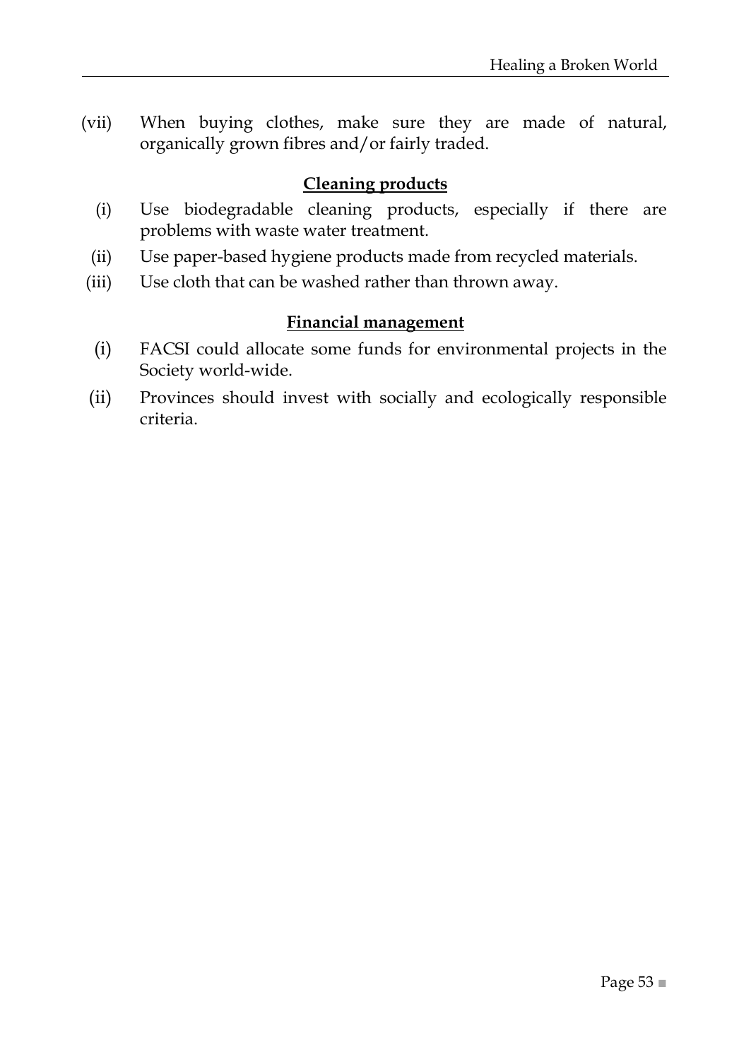(vii) When buying clothes, make sure they are made of natural, organically grown fibres and/or fairly traded.

**Cleaning products**

(i) Use biodegradable cleaning products, especially if there are problems with waste water treatment.

(ii) Use paper-based hygiene products made from recycled materials.

(iii) Use cloth that can be washed rather than thrown away.

**Financial management**

(i) FACSI could allocate some funds for environmental projects in the Society world-wide.

(ii) Provinces should invest with socially and ecologically responsible criteria.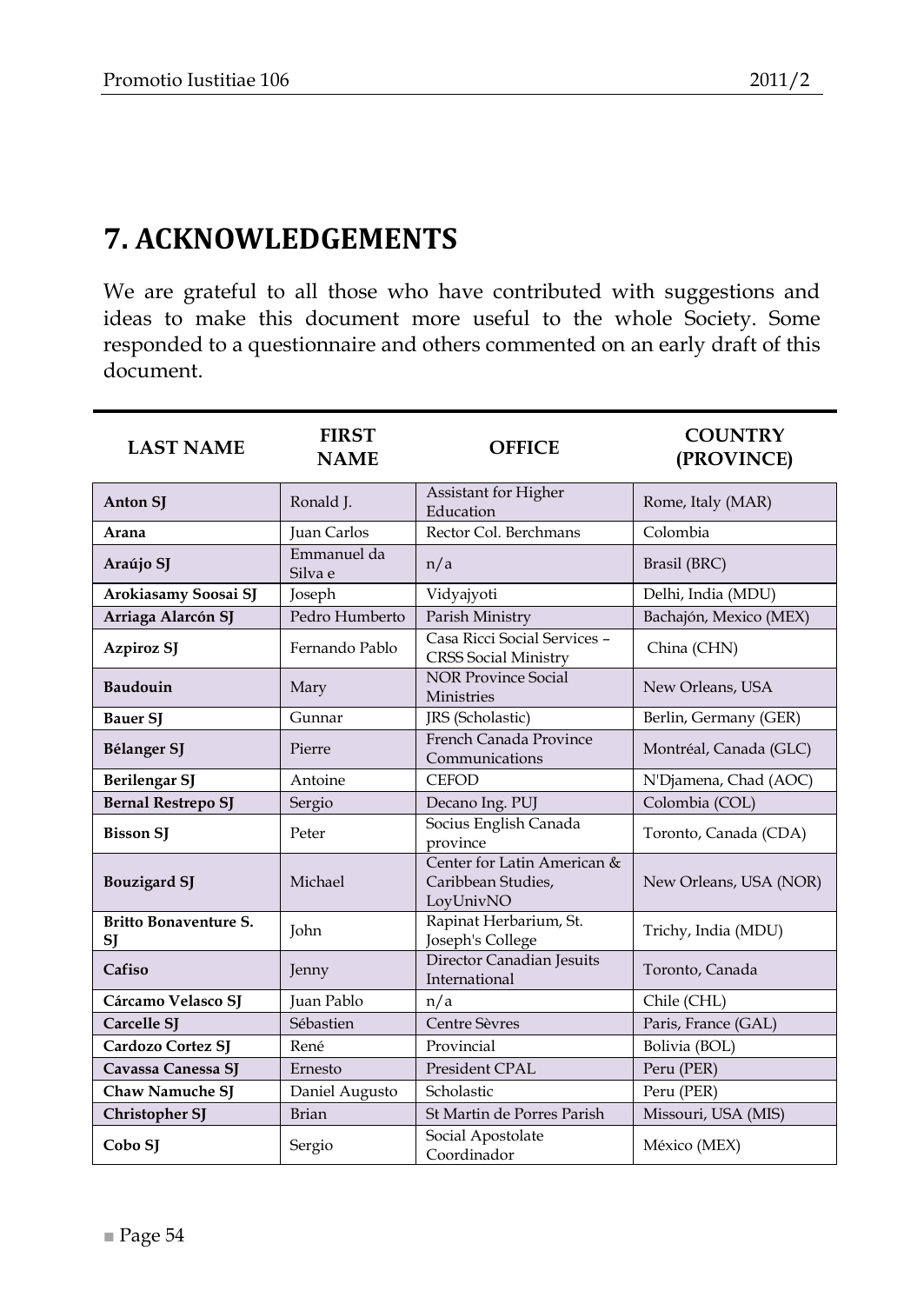# 7. ACKNOWLEDGEMENTS

We are grateful to all those who have contributed with suggestions and ideas to make this document more useful to the whole Society. Some responded to a questionnaire and others commented on an early draft of this document.

| LAST NAME | FIRST NAME | OFFICE | COUNTRY (PROVINCE) |
|---|---|---|---|
| **Anton SJ** | Ronald J. | Assistant for Higher Education | Rome, Italy (MAR) |
| **Arana** | Juan Carlos | Rector Col. Berchmans | Colombia |
| **Araújo SJ** | Emmanuel da Silva e | n/a | Brasil (BRC) |
| **Arokiasamy Soosai SJ** | Joseph | Vidyajyoti | Delhi, India (MDU) |
| **Arriaga Alarcón SJ** | Pedro Humberto | Parish Ministry | Bachajón, Mexico (MEX) |
| **Azpiroz SJ** | Fernando Pablo | Casa Ricci Social Services – CRSS Social Ministry | China (CHN) |
| **Baudouin** | Mary | NOR Province Social Ministries | New Orleans, USA |
| **Bauer SJ** | Gunnar | JRS (Scholastic) | Berlin, Germany (GER) |
| **Bélanger SJ** | Pierre | French Canada Province Communications | Montréal, Canada (GLC) |
| **Berilengar SJ** | Antoine | CEFOD | N'Djamena, Chad (AOC) |
| **Bernal Restrepo SJ** | Sergio | Decano Ing. PUJ | Colombia (COL) |
| **Bisson SJ** | Peter | Socius English Canada province | Toronto, Canada (CDA) |
| **Bouzigard SJ** | Michael | Center for Latin American & Caribbean Studies, LoyUnivNO | New Orleans, USA (NOR) |
| **Britto Bonaventure S. SJ** | John | Rapinat Herbarium, St. Joseph's College | Trichy, India (MDU) |
| **Cafiso** | Jenny | Director Canadian Jesuits International | Toronto, Canada |
| **Cárcamo Velasco SJ** | Juan Pablo | n/a | Chile (CHL) |
| **Carcelle SJ** | Sébastien | Centre Sèvres | Paris, France (GAL) |
| **Cardozo Cortez SJ** | René | Provincial | Bolivia (BOL) |
| **Cavassa Canessa SJ** | Ernesto | President CPAL | Peru (PER) |
| **Chaw Namuche SJ** | Daniel Augusto | Scholastic | Peru (PER) |
| **Christopher SJ** | Brian | St Martin de Porres Parish | Missouri, USA (MIS) |
| **Cobo SJ** | Sergio | Social Apostolate Coordinador | México (MEX) |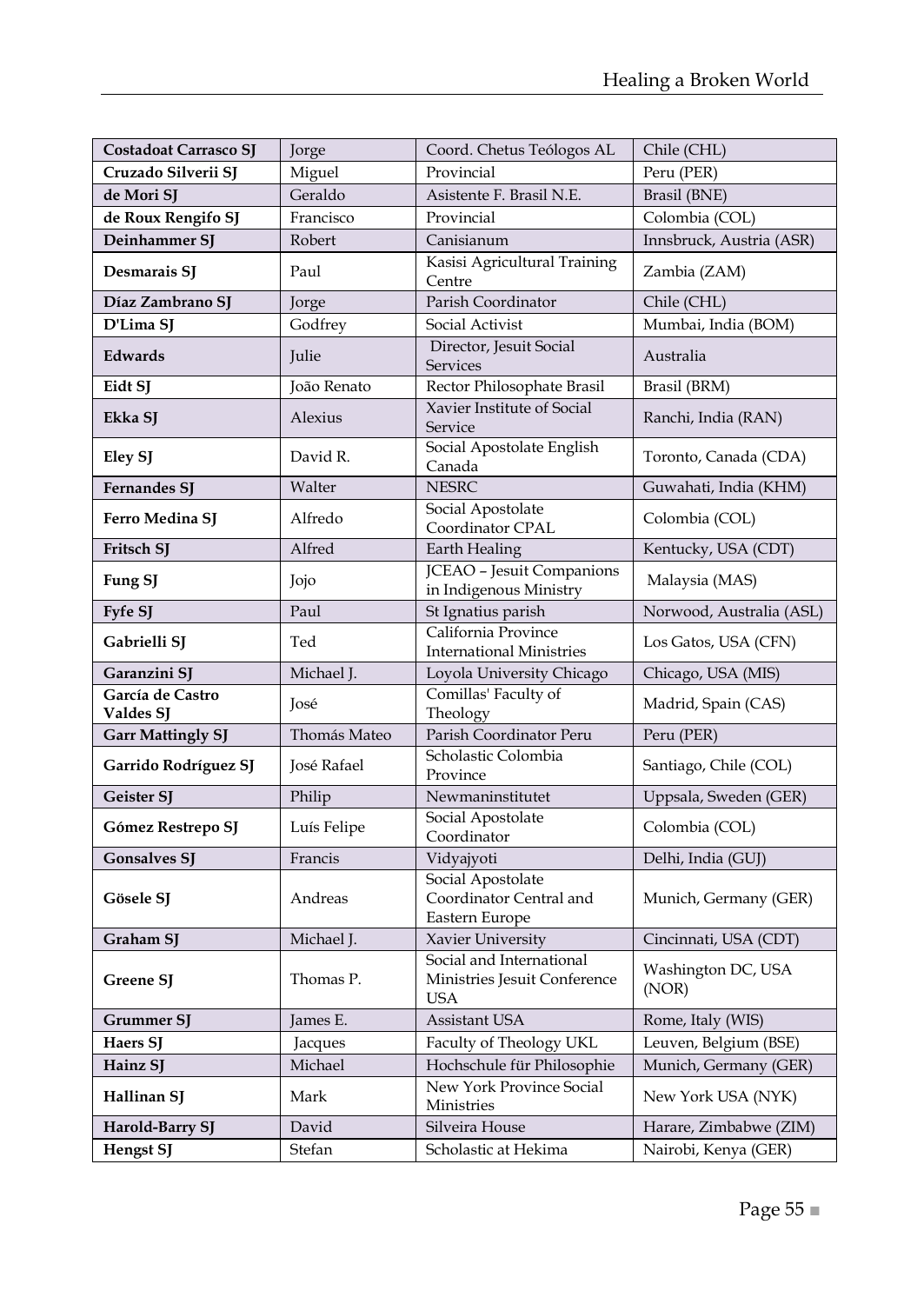| **Costadoat Carrasco SJ** | Jorge | Coord. Chetus Teólogos AL | Chile (CHL) |
|---|---|---|---|
| **Cruzado Silverii SJ** | Miguel | Provincial | Peru (PER) |
| **de Mori SJ** | Geraldo | Asistente F. Brasil N.E. | Brasil (BNE) |
| **de Roux Rengifo SJ** | Francisco | Provincial | Colombia (COL) |
| **Deinhammer SJ** | Robert | Canisianum | Innsbruck, Austria (ASR) |
| **Desmarais SJ** | Paul | Kasisi Agricultural Training Centre | Zambia (ZAM) |
| **Díaz Zambrano SJ** | Jorge | Parish Coordinator | Chile (CHL) |
| **D'Lima SJ** | Godfrey | Social Activist | Mumbai, India (BOM) |
| **Edwards** | Julie | Director, Jesuit Social Services | Australia |
| **Eidt SJ** | João Renato | Rector Philosophate Brasil | Brasil (BRM) |
| **Ekka SJ** | Alexius | Xavier Institute of Social Service | Ranchi, India (RAN) |
| **Eley SJ** | David R. | Social Apostolate English Canada | Toronto, Canada (CDA) |
| **Fernandes SJ** | Walter | NESRC | Guwahati, India (KHM) |
| **Ferro Medina SJ** | Alfredo | Social Apostolate Coordinator CPAL | Colombia (COL) |
| **Fritsch SJ** | Alfred | Earth Healing | Kentucky, USA (CDT) |
| **Fung SJ** | Jojo | JCEAO – Jesuit Companions in Indigenous Ministry | Malaysia (MAS) |
| **Fyfe SJ** | Paul | St Ignatius parish | Norwood, Australia (ASL) |
| **Gabrielli SJ** | Ted | California Province International Ministries | Los Gatos, USA (CFN) |
| **Garanzini SJ** | Michael J. | Loyola University Chicago | Chicago, USA (MIS) |
| **García de Castro Valdes SJ** | José | Comillas' Faculty of Theology | Madrid, Spain (CAS) |
| **Garr Mattingly SJ** | Thomás Mateo | Parish Coordinator Peru | Peru (PER) |
| **Garrido Rodríguez SJ** | José Rafael | Scholastic Colombia Province | Santiago, Chile (COL) |
| **Geister SJ** | Philip | Newmaninstitutet | Uppsala, Sweden (GER) |
| **Gómez Restrepo SJ** | Luís Felipe | Social Apostolate Coordinator | Colombia (COL) |
| **Gonsalves SJ** | Francis | Vidyajyoti | Delhi, India (GUJ) |
| **Gösele SJ** | Andreas | Social Apostolate Coordinator Central and Eastern Europe | Munich, Germany (GER) |
| **Graham SJ** | Michael J. | Xavier University | Cincinnati, USA (CDT) |
| **Greene SJ** | Thomas P. | Social and International Ministries Jesuit Conference USA | Washington DC, USA (NOR) |
| **Grummer SJ** | James E. | Assistant USA | Rome, Italy (WIS) |
| **Haers SJ** | Jacques | Faculty of Theology UKL | Leuven, Belgium (BSE) |
| **Hainz SJ** | Michael | Hochschule für Philosophie | Munich, Germany (GER) |
| **Hallinan SJ** | Mark | New York Province Social Ministries | New York USA (NYK) |
| **Harold-Barry SJ** | David | Silveira House | Harare, Zimbabwe (ZIM) |
| **Hengst SJ** | Stefan | Scholastic at Hekima | Nairobi, Kenya (GER) |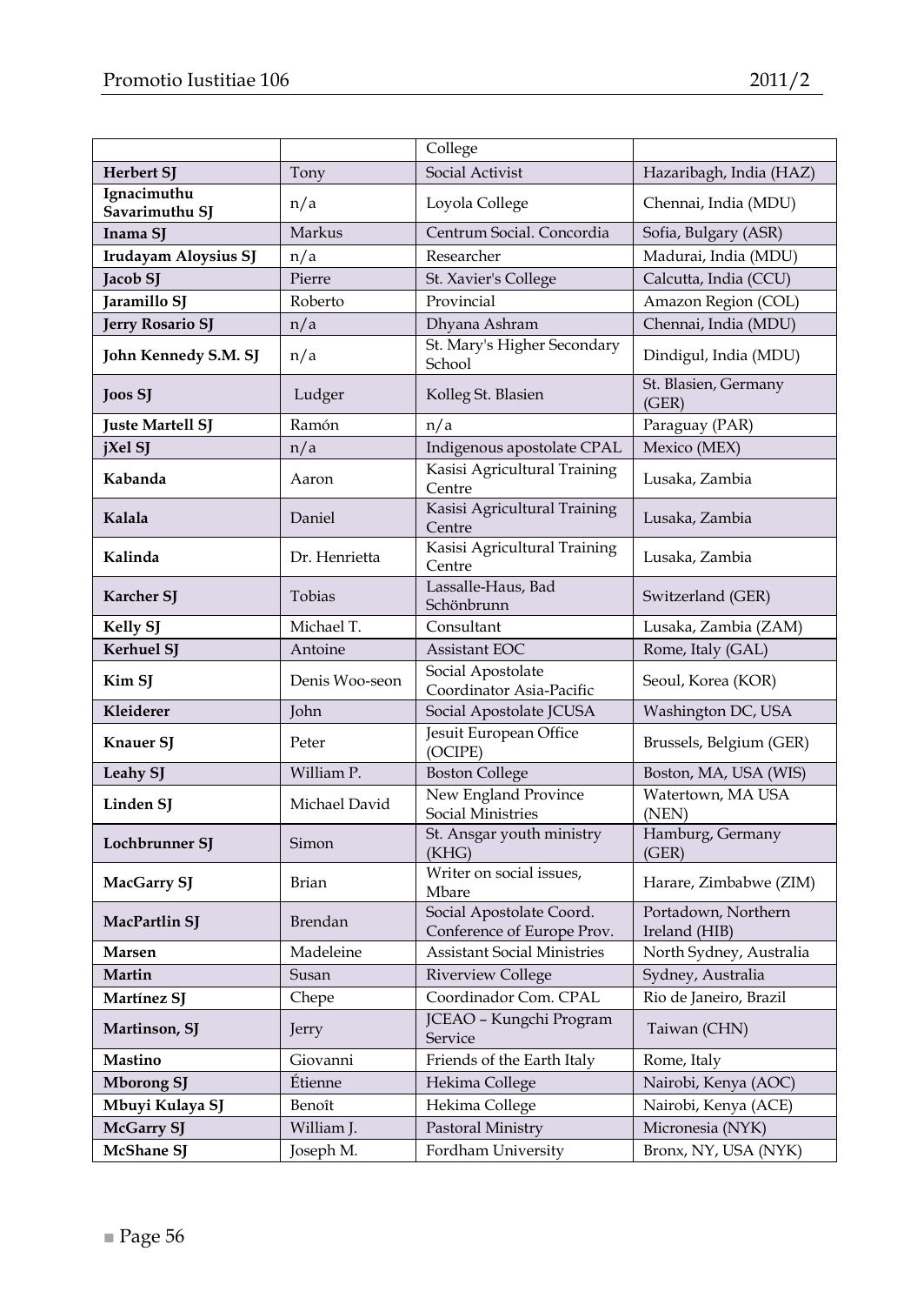| | | College | |
|---|---|---|---|
| **Herbert SJ** | Tony | Social Activist | Hazaribagh, India (HAZ) |
| **Ignacimuthu Savarimuthu SJ** | n/a | Loyola College | Chennai, India (MDU) |
| **Inama SJ** | Markus | Centrum Social. Concordia | Sofia, Bulgary (ASR) |
| **Irudayam Aloysius SJ** | n/a | Researcher | Madurai, India (MDU) |
| **Jacob SJ** | Pierre | St. Xavier's College | Calcutta, India (CCU) |
| **Jaramillo SJ** | Roberto | Provincial | Amazon Region (COL) |
| **Jerry Rosario SJ** | n/a | Dhyana Ashram | Chennai, India (MDU) |
| **John Kennedy S.M. SJ** | n/a | St. Mary's Higher Secondary School | Dindigul, India (MDU) |
| **Joos SJ** | Ludger | Kolleg St. Blasien | St. Blasien, Germany (GER) |
| **Juste Martell SJ** | Ramón | n/a | Paraguay (PAR) |
| **jXel SJ** | n/a | Indigenous apostolate CPAL | Mexico (MEX) |
| **Kabanda** | Aaron | Kasisi Agricultural Training Centre | Lusaka, Zambia |
| **Kalala** | Daniel | Kasisi Agricultural Training Centre | Lusaka, Zambia |
| **Kalinda** | Dr. Henrietta | Kasisi Agricultural Training Centre | Lusaka, Zambia |
| **Karcher SJ** | Tobias | Lassalle-Haus, Bad Schönbrunn | Switzerland (GER) |
| **Kelly SJ** | Michael T. | Consultant | Lusaka, Zambia (ZAM) |
| **Kerhuel SJ** | Antoine | Assistant EOC | Rome, Italy (GAL) |
| **Kim SJ** | Denis Woo-seon | Social Apostolate Coordinator Asia-Pacific | Seoul, Korea (KOR) |
| **Kleiderer** | John | Social Apostolate JCUSA | Washington DC, USA |
| **Knauer SJ** | Peter | Jesuit European Office (OCIPE) | Brussels, Belgium (GER) |
| **Leahy SJ** | William P. | Boston College | Boston, MA, USA (WIS) |
| **Linden SJ** | Michael David | New England Province Social Ministries | Watertown, MA USA (NEN) |
| **Lochbrunner SJ** | Simon | St. Ansgar youth ministry (KHG) | Hamburg, Germany (GER) |
| **MacGarry SJ** | Brian | Writer on social issues, Mbare | Harare, Zimbabwe (ZIM) |
| **MacPartlin SJ** | Brendan | Social Apostolate Coord. Conference of Europe Prov. | Portadown, Northern Ireland (HIB) |
| **Marsen** | Madeleine | Assistant Social Ministries | North Sydney, Australia |
| **Martin** | Susan | Riverview College | Sydney, Australia |
| **Martínez SJ** | Chepe | Coordinador Com. CPAL | Rio de Janeiro, Brazil |
| **Martinson, SJ** | Jerry | JCEAO – Kungchi Program Service | Taiwan (CHN) |
| **Mastino** | Giovanni | Friends of the Earth Italy | Rome, Italy |
| **Mborong SJ** | Étienne | Hekima College | Nairobi, Kenya (AOC) |
| **Mbuyi Kulaya SJ** | Benoît | Hekima College | Nairobi, Kenya (ACE) |
| **McGarry SJ** | William J. | Pastoral Ministry | Micronesia (NYK) |
| **McShane SJ** | Joseph M. | Fordham University | Bronx, NY, USA (NYK) |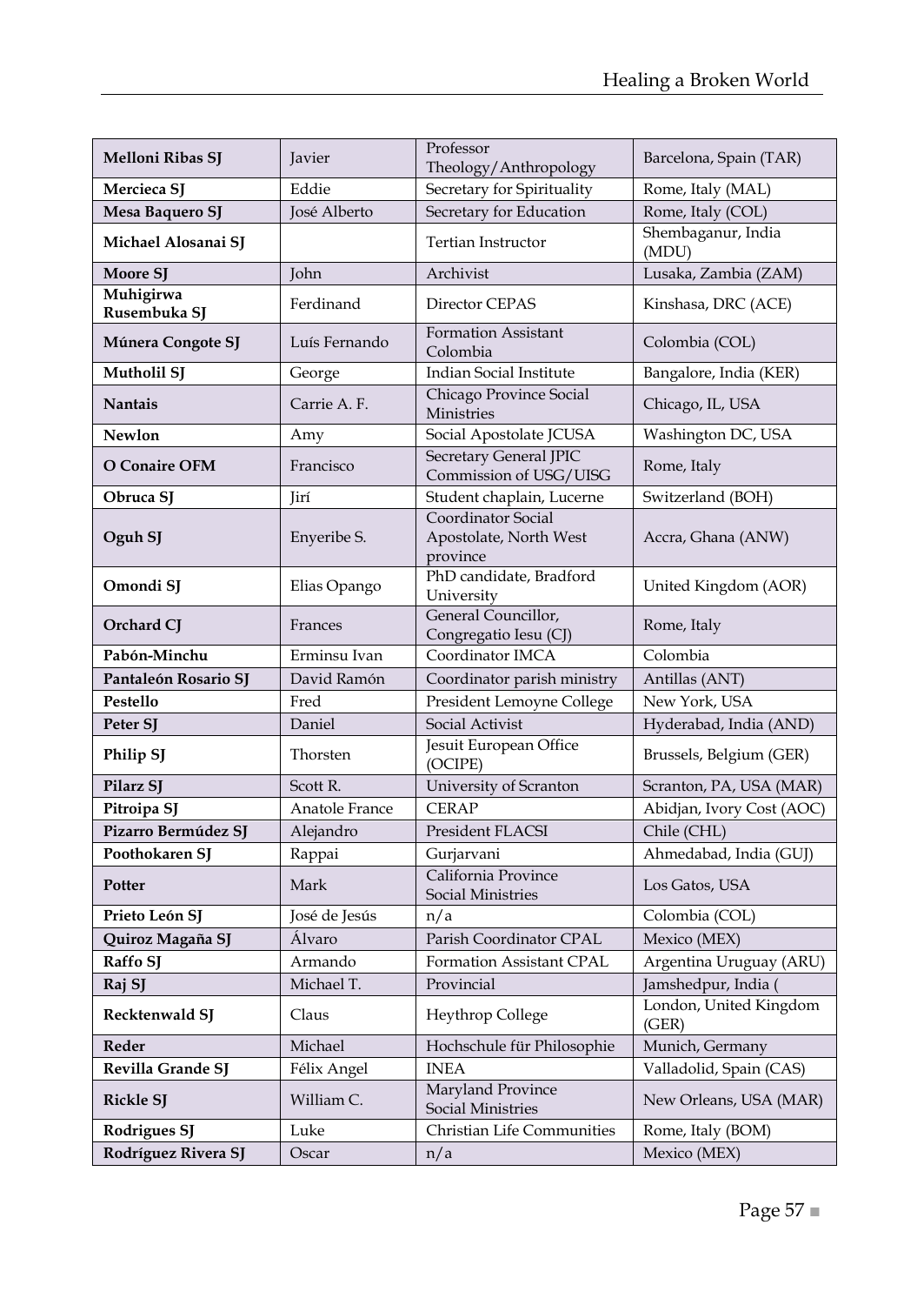| | | | |
|---|---|---|---|
| **Melloni Ribas SJ** | Javier | Professor Theology/Anthropology | Barcelona, Spain (TAR) |
| **Mercieca SJ** | Eddie | Secretary for Spirituality | Rome, Italy (MAL) |
| **Mesa Baquero SJ** | José Alberto | Secretary for Education | Rome, Italy (COL) |
| **Michael Alosanai SJ** | | Tertian Instructor | Shembaganur, India (MDU) |
| **Moore SJ** | John | Archivist | Lusaka, Zambia (ZAM) |
| **Muhigirwa Rusembuka SJ** | Ferdinand | Director CEPAS | Kinshasa, DRC (ACE) |
| **Múnera Congote SJ** | Luís Fernando | Formation Assistant Colombia | Colombia (COL) |
| **Mutholil SJ** | George | Indian Social Institute | Bangalore, India (KER) |
| **Nantais** | Carrie A. F. | Chicago Province Social Ministries | Chicago, IL, USA |
| **Newlon** | Amy | Social Apostolate JCUSA | Washington DC, USA |
| **O Conaire OFM** | Francisco | Secretary General JPIC Commission of USG/UISG | Rome, Italy |
| **Obruca SJ** | Jirí | Student chaplain, Lucerne | Switzerland (BOH) |
| **Oguh SJ** | Enyeribe S. | Coordinator Social Apostolate, North West province | Accra, Ghana (ANW) |
| **Omondi SJ** | Elias Opango | PhD candidate, Bradford University | United Kingdom (AOR) |
| **Orchard CJ** | Frances | General Councillor, Congregatio Iesu (CJ) | Rome, Italy |
| **Pabón-Minchu** | Erminsu Ivan | Coordinator IMCA | Colombia |
| **Pantaleón Rosario SJ** | David Ramón | Coordinator parish ministry | Antillas (ANT) |
| **Pestello** | Fred | President Lemoyne College | New York, USA |
| **Peter SJ** | Daniel | Social Activist | Hyderabad, India (AND) |
| **Philip SJ** | Thorsten | Jesuit European Office (OCIPE) | Brussels, Belgium (GER) |
| **Pilarz SJ** | Scott R. | University of Scranton | Scranton, PA, USA (MAR) |
| **Pitroipa SJ** | Anatole France | CERAP | Abidjan, Ivory Cost (AOC) |
| **Pizarro Bermúdez SJ** | Alejandro | President FLACSI | Chile (CHL) |
| **Poothokaren SJ** | Rappai | Gurjarvani | Ahmedabad, India (GUJ) |
| **Potter** | Mark | California Province Social Ministries | Los Gatos, USA |
| **Prieto León SJ** | José de Jesús | n/a | Colombia (COL) |
| **Quiroz Magaña SJ** | Álvaro | Parish Coordinator CPAL | Mexico (MEX) |
| **Raffo SJ** | Armando | Formation Assistant CPAL | Argentina Uruguay (ARU) |
| **Raj SJ** | Michael T. | Provincial | Jamshedpur, India ( |
| **Recktenwald SJ** | Claus | Heythrop College | London, United Kingdom (GER) |
| **Reder** | Michael | Hochschule für Philosophie | Munich, Germany |
| **Revilla Grande SJ** | Félix Angel | INEA | Valladolid, Spain (CAS) |
| **Rickle SJ** | William C. | Maryland Province Social Ministries | New Orleans, USA (MAR) |
| **Rodrigues SJ** | Luke | Christian Life Communities | Rome, Italy (BOM) |
| **Rodríguez Rivera SJ** | Oscar | n/a | Mexico (MEX) |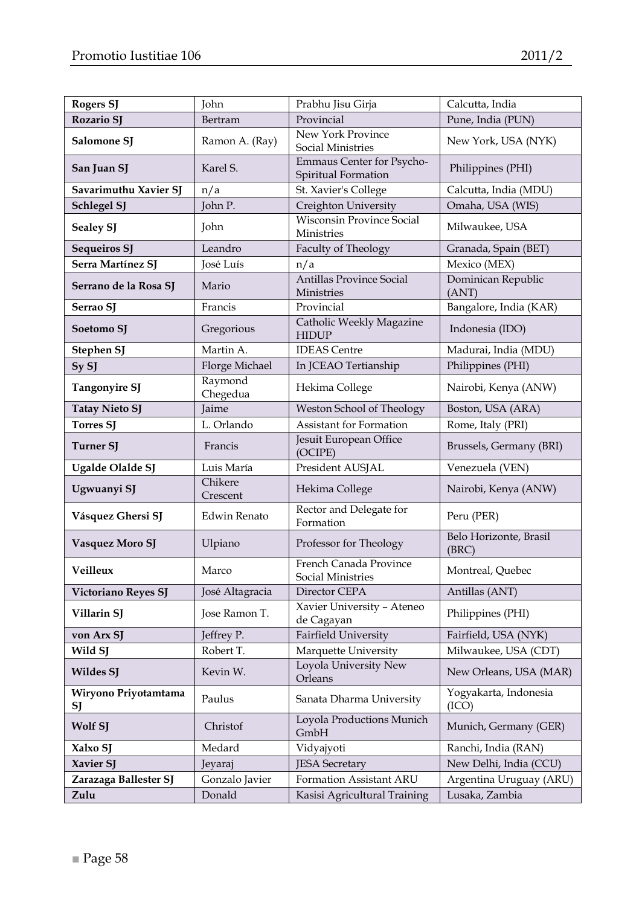| **Rogers SJ** | John | Prabhu Jisu Girja | Calcutta, India |
|---|---|---|---|
| **Rozario SJ** | Bertram | Provincial | Pune, India (PUN) |
| **Salomone SJ** | Ramon A. (Ray) | New York Province Social Ministries | New York, USA (NYK) |
| **San Juan SJ** | Karel S. | Emmaus Center for Psycho-Spiritual Formation | Philippines (PHI) |
| **Savarimuthu Xavier SJ** | n/a | St. Xavier's College | Calcutta, India (MDU) |
| **Schlegel SJ** | John P. | Creighton University | Omaha, USA (WIS) |
| **Sealey SJ** | John | Wisconsin Province Social Ministries | Milwaukee, USA |
| **Sequeiros SJ** | Leandro | Faculty of Theology | Granada, Spain (BET) |
| **Serra Martínez SJ** | José Luís | n/a | Mexico (MEX) |
| **Serrano de la Rosa SJ** | Mario | Antillas Province Social Ministries | Dominican Republic (ANT) |
| **Serrao SJ** | Francis | Provincial | Bangalore, India (KAR) |
| **Soetomo SJ** | Gregorious | Catholic Weekly Magazine HIDUP | Indonesia (IDO) |
| **Stephen SJ** | Martin A. | IDEAS Centre | Madurai, India (MDU) |
| **Sy SJ** | Florge Michael | In JCEAO Tertianship | Philippines (PHI) |
| **Tangonyire SJ** | Raymond Chegedua | Hekima College | Nairobi, Kenya (ANW) |
| **Tatay Nieto SJ** | Jaime | Weston School of Theology | Boston, USA (ARA) |
| **Torres SJ** | L. Orlando | Assistant for Formation | Rome, Italy (PRI) |
| **Turner SJ** | Francis | Jesuit European Office (OCIPE) | Brussels, Germany (BRI) |
| **Ugalde Olalde SJ** | Luis María | President AUSJAL | Venezuela (VEN) |
| **Ugwuanyi SJ** | Chikere Crescent | Hekima College | Nairobi, Kenya (ANW) |
| **Vásquez Ghersi SJ** | Edwin Renato | Rector and Delegate for Formation | Peru (PER) |
| **Vasquez Moro SJ** | Ulpiano | Professor for Theology | Belo Horizonte, Brasil (BRC) |
| **Veilleux** | Marco | French Canada Province Social Ministries | Montreal, Quebec |
| **Victoriano Reyes SJ** | José Altagracia | Director CEPA | Antillas (ANT) |
| **Villarin SJ** | Jose Ramon T. | Xavier University – Ateneo de Cagayan | Philippines (PHI) |
| **von Arx SJ** | Jeffrey P. | Fairfield University | Fairfield, USA (NYK) |
| **Wild SJ** | Robert T. | Marquette University | Milwaukee, USA (CDT) |
| **Wildes SJ** | Kevin W. | Loyola University New Orleans | New Orleans, USA (MAR) |
| **Wiryono Priyotamtama SJ** | Paulus | Sanata Dharma University | Yogyakarta, Indonesia (ICO) |
| **Wolf SJ** | Christof | Loyola Productions Munich GmbH | Munich, Germany (GER) |
| **Xalxo SJ** | Medard | Vidyajyoti | Ranchi, India (RAN) |
| **Xavier SJ** | Jeyaraj | JESA Secretary | New Delhi, India (CCU) |
| **Zarazaga Ballester SJ** | Gonzalo Javier | Formation Assistant ARU | Argentina Uruguay (ARU) |
| **Zulu** | Donald | Kasisi Agricultural Training | Lusaka, Zambia |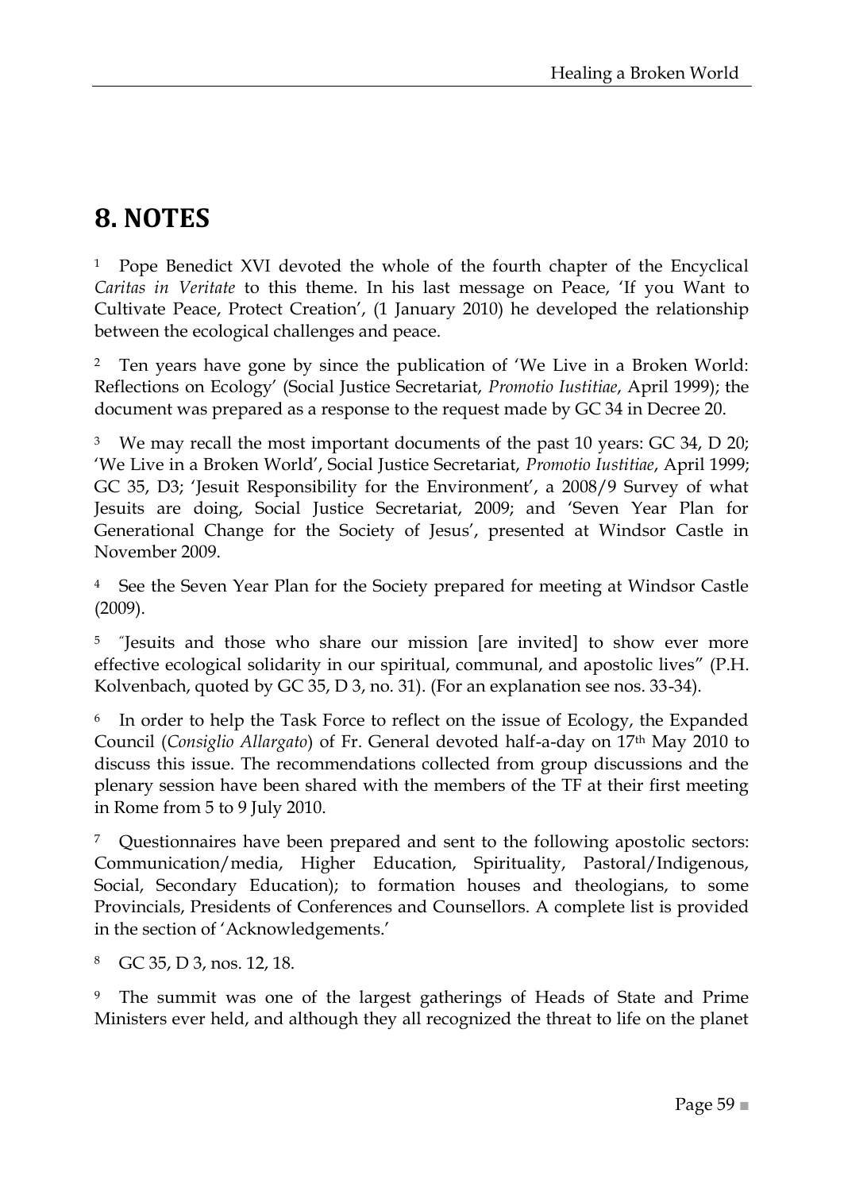## 8. NOTES

[1] Pope Benedict XVI devoted the whole of the fourth chapter of the Encyclical *Caritas in Veritate* to this theme. In his last message on Peace, 'If you Want to Cultivate Peace, Protect Creation', (1 January 2010) he developed the relationship between the ecological challenges and peace.

[2] Ten years have gone by since the publication of 'We Live in a Broken World: Reflections on Ecology' (Social Justice Secretariat, *Promotio Iustitiae*, April 1999); the document was prepared as a response to the request made by GC 34 in Decree 20.

[3] We may recall the most important documents of the past 10 years: GC 34, D 20; 'We Live in a Broken World', Social Justice Secretariat, *Promotio Iustitiae*, April 1999; GC 35, D3; 'Jesuit Responsibility for the Environment', a 2008/9 Survey of what Jesuits are doing, Social Justice Secretariat, 2009; and 'Seven Year Plan for Generational Change for the Society of Jesus', presented at Windsor Castle in November 2009.

[4] See the Seven Year Plan for the Society prepared for meeting at Windsor Castle (2009).

[5] "Jesuits and those who share our mission [are invited] to show ever more effective ecological solidarity in our spiritual, communal, and apostolic lives" (P.H. Kolvenbach, quoted by GC 35, D 3, no. 31). (For an explanation see nos. 33-34).

[6] In order to help the Task Force to reflect on the issue of Ecology, the Expanded Council (*Consiglio Allargato*) of Fr. General devoted half-a-day on 17th May 2010 to discuss this issue. The recommendations collected from group discussions and the plenary session have been shared with the members of the TF at their first meeting in Rome from 5 to 9 July 2010.

[7] Questionnaires have been prepared and sent to the following apostolic sectors: Communication/media, Higher Education, Spirituality, Pastoral/Indigenous, Social, Secondary Education); to formation houses and theologians, to some Provincials, Presidents of Conferences and Counsellors. A complete list is provided in the section of 'Acknowledgements.'

[8] GC 35, D 3, nos. 12, 18.

[9] The summit was one of the largest gatherings of Heads of State and Prime Ministers ever held, and although they all recognized the threat to life on the planet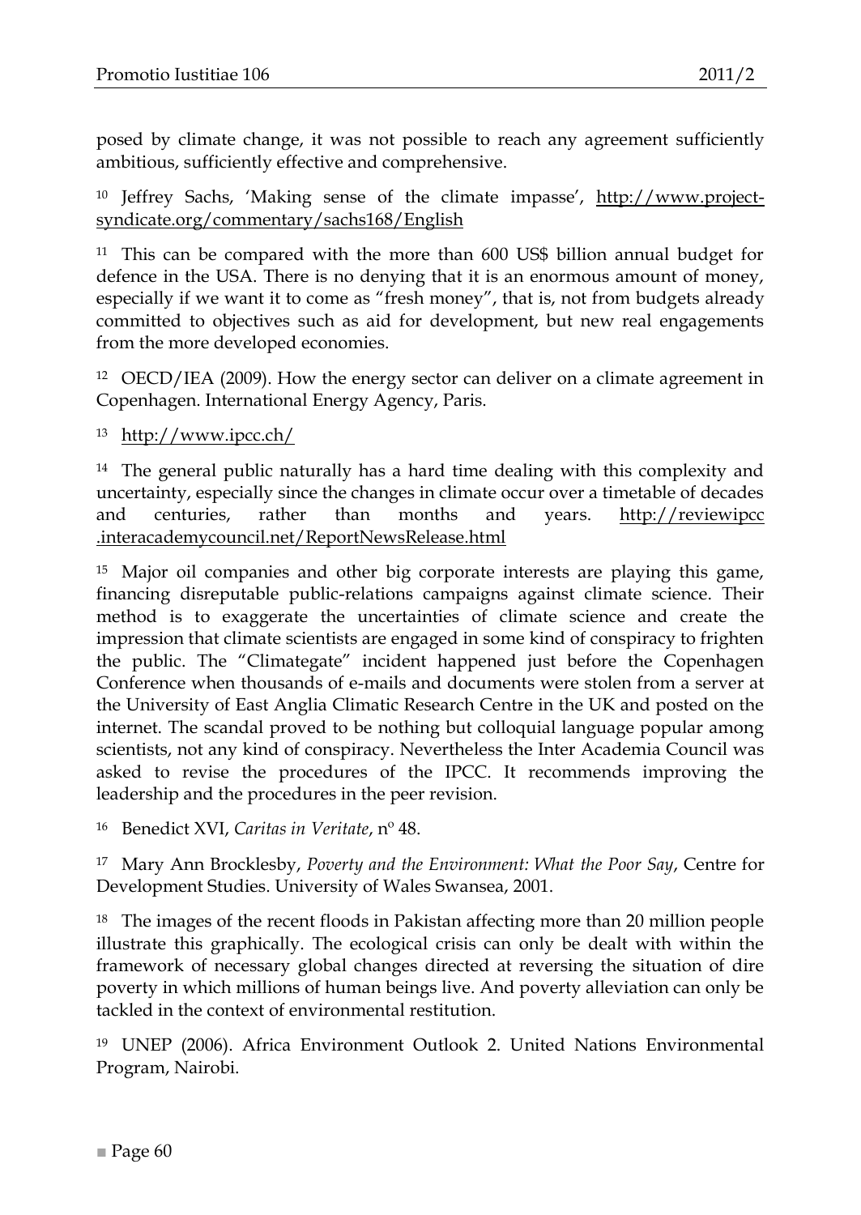posed by climate change, it was not possible to reach any agreement sufficiently ambitious, sufficiently effective and comprehensive.

[10] Jeffrey Sachs, 'Making sense of the climate impasse', http://www.project-syndicate.org/commentary/sachs168/English

[11] This can be compared with the more than 600 US$ billion annual budget for defence in the USA. There is no denying that it is an enormous amount of money, especially if we want it to come as "fresh money", that is, not from budgets already committed to objectives such as aid for development, but new real engagements from the more developed economies.

[12] OECD/IEA (2009). How the energy sector can deliver on a climate agreement in Copenhagen. International Energy Agency, Paris.

[13] http://www.ipcc.ch/

[14] The general public naturally has a hard time dealing with this complexity and uncertainty, especially since the changes in climate occur over a timetable of decades and centuries, rather than months and years. http://reviewipcc.interacademycouncil.net/ReportNewsRelease.html

[15] Major oil companies and other big corporate interests are playing this game, financing disreputable public-relations campaigns against climate science. Their method is to exaggerate the uncertainties of climate science and create the impression that climate scientists are engaged in some kind of conspiracy to frighten the public. The "Climategate" incident happened just before the Copenhagen Conference when thousands of e-mails and documents were stolen from a server at the University of East Anglia Climatic Research Centre in the UK and posted on the internet. The scandal proved to be nothing but colloquial language popular among scientists, not any kind of conspiracy. Nevertheless the Inter Academia Council was asked to revise the procedures of the IPCC. It recommends improving the leadership and the procedures in the peer revision.

[16] Benedict XVI, *Caritas in Veritate*, nº 48.

[17] Mary Ann Brocklesby, *Poverty and the Environment: What the Poor Say*, Centre for Development Studies. University of Wales Swansea, 2001.

[18] The images of the recent floods in Pakistan affecting more than 20 million people illustrate this graphically. The ecological crisis can only be dealt with within the framework of necessary global changes directed at reversing the situation of dire poverty in which millions of human beings live. And poverty alleviation can only be tackled in the context of environmental restitution.

[19] UNEP (2006). Africa Environment Outlook 2. United Nations Environmental Program, Nairobi.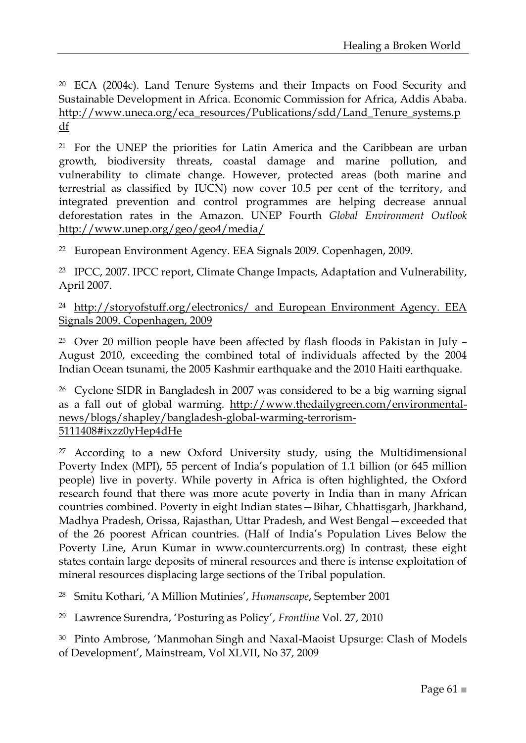[20] ECA (2004c). Land Tenure Systems and their Impacts on Food Security and Sustainable Development in Africa. Economic Commission for Africa, Addis Ababa. http://www.uneca.org/eca_resources/Publications/sdd/Land_Tenure_systems.pdf

[21] For the UNEP the priorities for Latin America and the Caribbean are urban growth, biodiversity threats, coastal damage and marine pollution, and vulnerability to climate change. However, protected areas (both marine and terrestrial as classified by IUCN) now cover 10.5 per cent of the territory, and integrated prevention and control programmes are helping decrease annual deforestation rates in the Amazon. UNEP Fourth *Global Environment Outlook* http://www.unep.org/geo/geo4/media/

[22] European Environment Agency. EEA Signals 2009. Copenhagen, 2009.

[23] IPCC, 2007. IPCC report, Climate Change Impacts, Adaptation and Vulnerability, April 2007.

[24] http://storyofstuff.org/electronics/ and European Environment Agency. EEA Signals 2009. Copenhagen, 2009

[25] Over 20 million people have been affected by flash floods in Pakistan in July – August 2010, exceeding the combined total of individuals affected by the 2004 Indian Ocean tsunami, the 2005 Kashmir earthquake and the 2010 Haiti earthquake.

[26] Cyclone SIDR in Bangladesh in 2007 was considered to be a big warning signal as a fall out of global warming. http://www.thedailygreen.com/environmental-news/blogs/shapley/bangladesh-global-warming-terrorism-5111408#ixzz0yHep4dHe

[27] According to a new Oxford University study, using the Multidimensional Poverty Index (MPI), 55 percent of India's population of 1.1 billion (or 645 million people) live in poverty. While poverty in Africa is often highlighted, the Oxford research found that there was more acute poverty in India than in many African countries combined. Poverty in eight Indian states—Bihar, Chhattisgarh, Jharkhand, Madhya Pradesh, Orissa, Rajasthan, Uttar Pradesh, and West Bengal—exceeded that of the 26 poorest African countries. (Half of India's Population Lives Below the Poverty Line, Arun Kumar in www.countercurrents.org) In contrast, these eight states contain large deposits of mineral resources and there is intense exploitation of mineral resources displacing large sections of the Tribal population.

[28] Smitu Kothari, 'A Million Mutinies', *Humanscape*, September 2001

[29] Lawrence Surendra, 'Posturing as Policy', *Frontline* Vol. 27, 2010

[30] Pinto Ambrose, 'Manmohan Singh and Naxal-Maoist Upsurge: Clash of Models of Development', Mainstream, Vol XLVII, No 37, 2009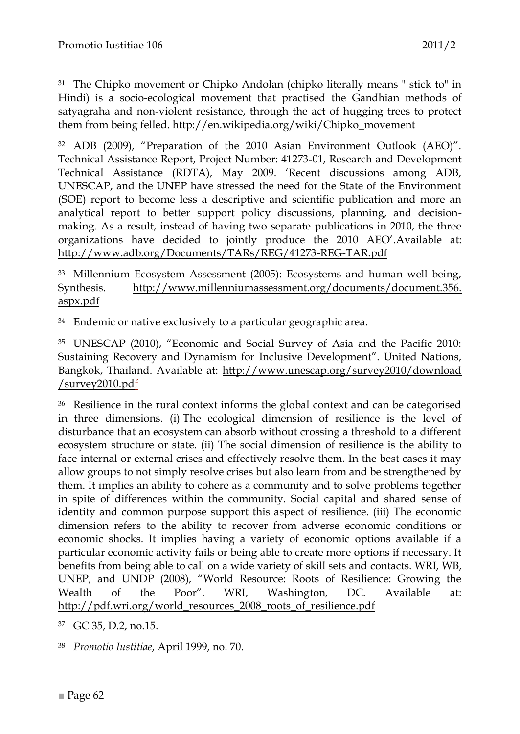[31] The Chipko movement or Chipko Andolan (chipko literally means " stick to" in Hindi) is a socio-ecological movement that practised the Gandhian methods of satyagraha and non-violent resistance, through the act of hugging trees to protect them from being felled. http://en.wikipedia.org/wiki/Chipko_movement

[32] ADB (2009), "Preparation of the 2010 Asian Environment Outlook (AEO)". Technical Assistance Report, Project Number: 41273-01, Research and Development Technical Assistance (RDTA), May 2009. 'Recent discussions among ADB, UNESCAP, and the UNEP have stressed the need for the State of the Environment (SOE) report to become less a descriptive and scientific publication and more an analytical report to better support policy discussions, planning, and decision-making. As a result, instead of having two separate publications in 2010, the three organizations have decided to jointly produce the 2010 AEO'.Available at: http://www.adb.org/Documents/TARs/REG/41273-REG-TAR.pdf

[33] Millennium Ecosystem Assessment (2005): Ecosystems and human well being, Synthesis. http://www.millenniumassessment.org/documents/document.356.aspx.pdf

[34] Endemic or native exclusively to a particular geographic area.

[35] UNESCAP (2010), "Economic and Social Survey of Asia and the Pacific 2010: Sustaining Recovery and Dynamism for Inclusive Development". United Nations, Bangkok, Thailand. Available at: http://www.unescap.org/survey2010/download/survey2010.pdf

[36] Resilience in the rural context informs the global context and can be categorised in three dimensions. (i) The ecological dimension of resilience is the level of disturbance that an ecosystem can absorb without crossing a threshold to a different ecosystem structure or state. (ii) The social dimension of resilience is the ability to face internal or external crises and effectively resolve them. In the best cases it may allow groups to not simply resolve crises but also learn from and be strengthened by them. It implies an ability to cohere as a community and to solve problems together in spite of differences within the community. Social capital and shared sense of identity and common purpose support this aspect of resilience. (iii) The economic dimension refers to the ability to recover from adverse economic conditions or economic shocks. It implies having a variety of economic options available if a particular economic activity fails or being able to create more options if necessary. It benefits from being able to call on a wide variety of skill sets and contacts. WRI, WB, UNEP, and UNDP (2008), "World Resource: Roots of Resilience: Growing the Wealth of the Poor". WRI, Washington, DC. Available at: http://pdf.wri.org/world_resources_2008_roots_of_resilience.pdf

[37] GC 35, D.2, no.15.

[38] *Promotio Iustitiae*, April 1999, no. 70.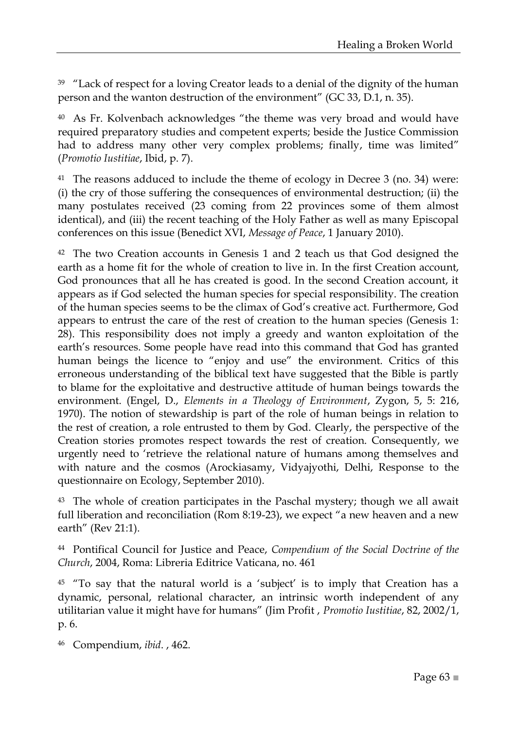[39] "Lack of respect for a loving Creator leads to a denial of the dignity of the human person and the wanton destruction of the environment" (GC 33, D.1, n. 35).

[40] As Fr. Kolvenbach acknowledges "the theme was very broad and would have required preparatory studies and competent experts; beside the Justice Commission had to address many other very complex problems; finally, time was limited" (*Promotio Iustitiae*, Ibid, p. 7).

[41] The reasons adduced to include the theme of ecology in Decree 3 (no. 34) were: (i) the cry of those suffering the consequences of environmental destruction; (ii) the many postulates received (23 coming from 22 provinces some of them almost identical), and (iii) the recent teaching of the Holy Father as well as many Episcopal conferences on this issue (Benedict XVI, *Message of Peace*, 1 January 2010).

[42] The two Creation accounts in Genesis 1 and 2 teach us that God designed the earth as a home fit for the whole of creation to live in. In the first Creation account, God pronounces that all he has created is good. In the second Creation account, it appears as if God selected the human species for special responsibility. The creation of the human species seems to be the climax of God's creative act. Furthermore, God appears to entrust the care of the rest of creation to the human species (Genesis 1: 28). This responsibility does not imply a greedy and wanton exploitation of the earth's resources. Some people have read into this command that God has granted human beings the licence to "enjoy and use" the environment. Critics of this erroneous understanding of the biblical text have suggested that the Bible is partly to blame for the exploitative and destructive attitude of human beings towards the environment. (Engel, D., *Elements in a Theology of Environment*, Zygon, 5, 5: 216, 1970). The notion of stewardship is part of the role of human beings in relation to the rest of creation, a role entrusted to them by God. Clearly, the perspective of the Creation stories promotes respect towards the rest of creation. Consequently, we urgently need to 'retrieve the relational nature of humans among themselves and with nature and the cosmos (Arockiasamy, Vidyajyothi, Delhi, Response to the questionnaire on Ecology, September 2010).

[43] The whole of creation participates in the Paschal mystery; though we all await full liberation and reconciliation (Rom 8:19-23), we expect "a new heaven and a new earth" (Rev 21:1).

[44] Pontifical Council for Justice and Peace, *Compendium of the Social Doctrine of the Church*, 2004, Roma: Libreria Editrice Vaticana, no. 461

[45] "To say that the natural world is a 'subject' is to imply that Creation has a dynamic, personal, relational character, an intrinsic worth independent of any utilitarian value it might have for humans" (Jim Profit , *Promotio Iustitiae*, 82, 2002/1, p. 6.

[46] Compendium, *ibid*. , 462.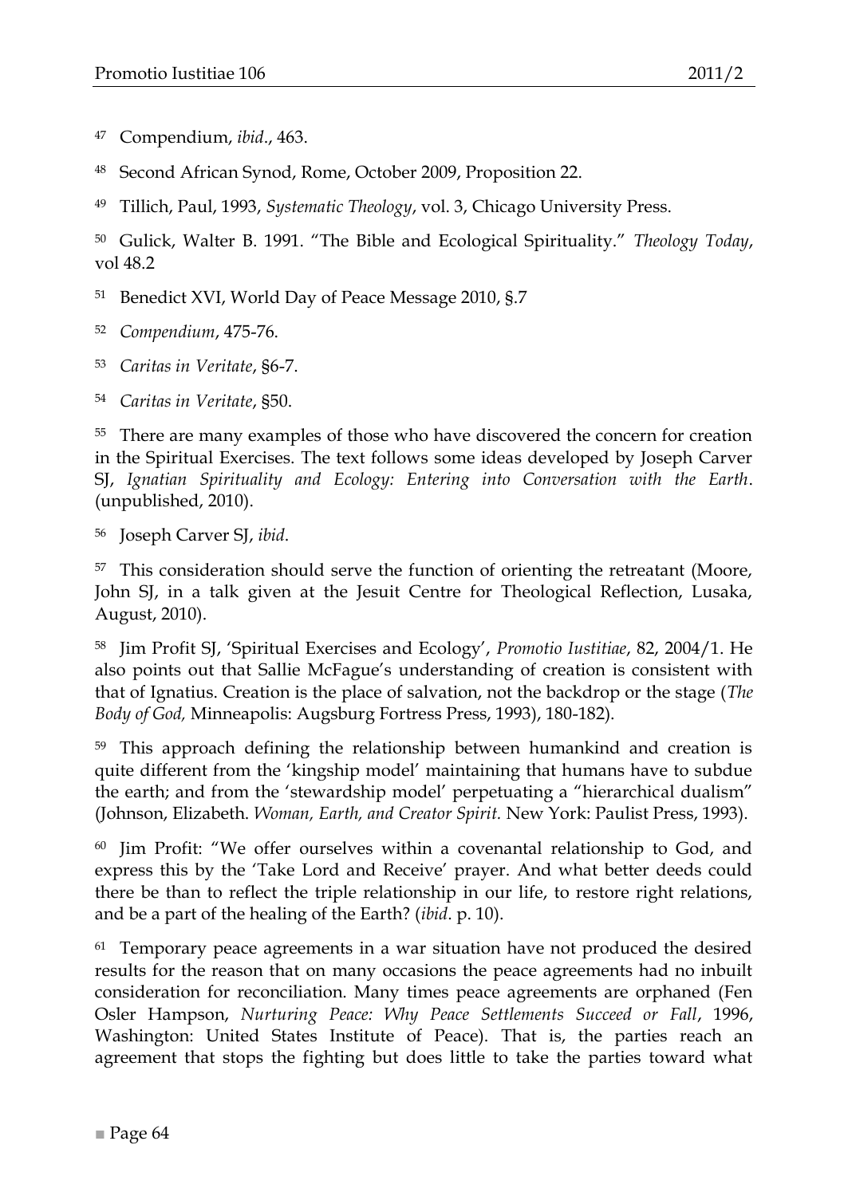[47] Compendium, *ibid*., 463.

[48] Second African Synod, Rome, October 2009, Proposition 22.

[49] Tillich, Paul, 1993, *Systematic Theology*, vol. 3, Chicago University Press.

[50] Gulick, Walter B. 1991. "The Bible and Ecological Spirituality." *Theology Today*, vol 48.2

[51] Benedict XVI, World Day of Peace Message 2010, §.7

[52] *Compendium*, 475-76.

[53] *Caritas in Veritate*, §6-7.

[54] *Caritas in Veritate*, §50.

[55] There are many examples of those who have discovered the concern for creation in the Spiritual Exercises. The text follows some ideas developed by Joseph Carver SJ, *Ignatian Spirituality and Ecology: Entering into Conversation with the Earth*. (unpublished, 2010).

[56] Joseph Carver SJ, *ibid*.

[57] This consideration should serve the function of orienting the retreatant (Moore, John SJ, in a talk given at the Jesuit Centre for Theological Reflection, Lusaka, August, 2010).

[58] Jim Profit SJ, 'Spiritual Exercises and Ecology', *Promotio Iustitiae*, 82, 2004/1. He also points out that Sallie McFague's understanding of creation is consistent with that of Ignatius. Creation is the place of salvation, not the backdrop or the stage (*The Body of God,* Minneapolis: Augsburg Fortress Press, 1993), 180-182).

[59] This approach defining the relationship between humankind and creation is quite different from the 'kingship model' maintaining that humans have to subdue the earth; and from the 'stewardship model' perpetuating a "hierarchical dualism" (Johnson, Elizabeth. *Woman, Earth, and Creator Spirit.* New York: Paulist Press, 1993).

[60] Jim Profit: "We offer ourselves within a covenantal relationship to God, and express this by the 'Take Lord and Receive' prayer. And what better deeds could there be than to reflect the triple relationship in our life, to restore right relations, and be a part of the healing of the Earth? (*ibid*. p. 10).

[61] Temporary peace agreements in a war situation have not produced the desired results for the reason that on many occasions the peace agreements had no inbuilt consideration for reconciliation. Many times peace agreements are orphaned (Fen Osler Hampson, *Nurturing Peace: Why Peace Settlements Succeed or Fall*, 1996, Washington: United States Institute of Peace). That is, the parties reach an agreement that stops the fighting but does little to take the parties toward what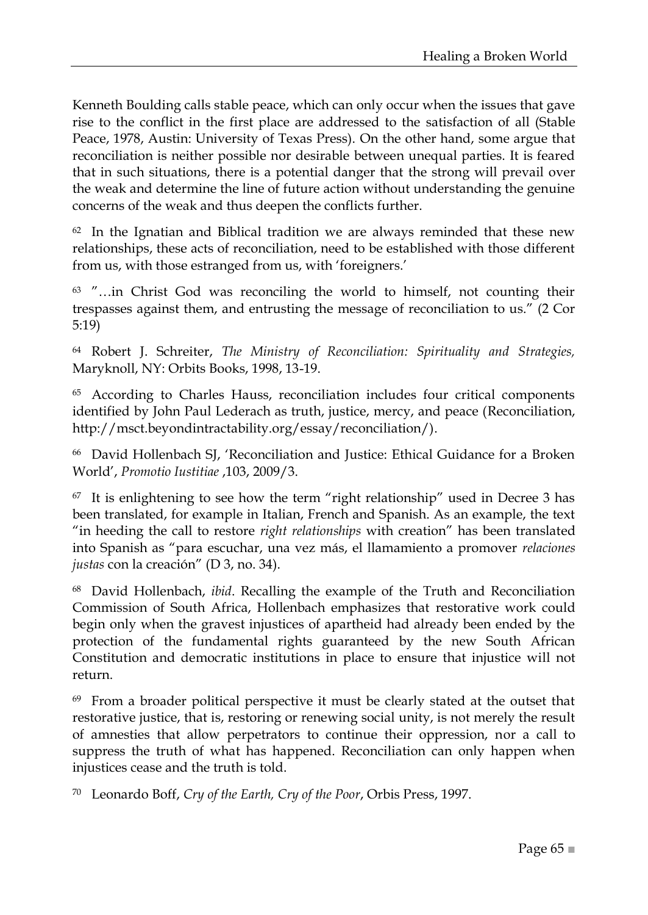Kenneth Boulding calls stable peace, which can only occur when the issues that gave rise to the conflict in the first place are addressed to the satisfaction of all (Stable Peace, 1978, Austin: University of Texas Press). On the other hand, some argue that reconciliation is neither possible nor desirable between unequal parties. It is feared that in such situations, there is a potential danger that the strong will prevail over the weak and determine the line of future action without understanding the genuine concerns of the weak and thus deepen the conflicts further.

[62] In the Ignatian and Biblical tradition we are always reminded that these new relationships, these acts of reconciliation, need to be established with those different from us, with those estranged from us, with 'foreigners.'

[63] "…in Christ God was reconciling the world to himself, not counting their trespasses against them, and entrusting the message of reconciliation to us." (2 Cor 5:19)

[64] Robert J. Schreiter, *The Ministry of Reconciliation: Spirituality and Strategies,* Maryknoll, NY: Orbits Books, 1998, 13-19.

[65] According to Charles Hauss, reconciliation includes four critical components identified by John Paul Lederach as truth, justice, mercy, and peace (Reconciliation, http://msct.beyondintractability.org/essay/reconciliation/).

[66] David Hollenbach SJ, 'Reconciliation and Justice: Ethical Guidance for a Broken World', *Promotio Iustitiae* ,103, 2009/3.

[67] It is enlightening to see how the term "right relationship" used in Decree 3 has been translated, for example in Italian, French and Spanish. As an example, the text "in heeding the call to restore *right relationships* with creation" has been translated into Spanish as "para escuchar, una vez más, el llamamiento a promover *relaciones justas* con la creación" (D 3, no. 34).

[68] David Hollenbach, *ibid*. Recalling the example of the Truth and Reconciliation Commission of South Africa, Hollenbach emphasizes that restorative work could begin only when the gravest injustices of apartheid had already been ended by the protection of the fundamental rights guaranteed by the new South African Constitution and democratic institutions in place to ensure that injustice will not return.

[69] From a broader political perspective it must be clearly stated at the outset that restorative justice, that is, restoring or renewing social unity, is not merely the result of amnesties that allow perpetrators to continue their oppression, nor a call to suppress the truth of what has happened. Reconciliation can only happen when injustices cease and the truth is told.

[70] Leonardo Boff, *Cry of the Earth, Cry of the Poor*, Orbis Press, 1997.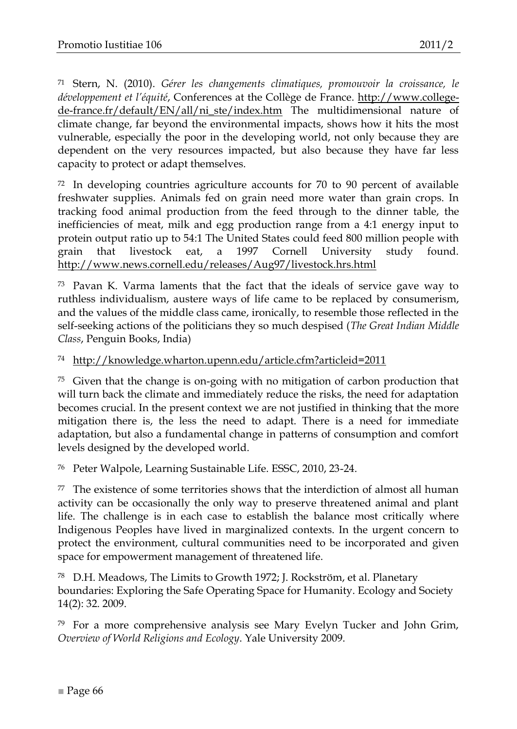[71] Stern, N. (2010). *Gérer les changements climatiques, promouvoir la croissance, le développement et l'équité*, Conferences at the Collège de France. http://www.college-de-france.fr/default/EN/all/ni_ste/index.htm The multidimensional nature of climate change, far beyond the environmental impacts, shows how it hits the most vulnerable, especially the poor in the developing world, not only because they are dependent on the very resources impacted, but also because they have far less capacity to protect or adapt themselves.

[72] In developing countries agriculture accounts for 70 to 90 percent of available freshwater supplies. Animals fed on grain need more water than grain crops. In tracking food animal production from the feed through to the dinner table, the inefficiencies of meat, milk and egg production range from a 4:1 energy input to protein output ratio up to 54:1 The United States could feed 800 million people with grain that livestock eat, a 1997 Cornell University study found. http://www.news.cornell.edu/releases/Aug97/livestock.hrs.html

[73] Pavan K. Varma laments that the fact that the ideals of service gave way to ruthless individualism, austere ways of life came to be replaced by consumerism, and the values of the middle class came, ironically, to resemble those reflected in the self-seeking actions of the politicians they so much despised (*The Great Indian Middle Class*, Penguin Books, India)

[74] http://knowledge.wharton.upenn.edu/article.cfm?articleid=2011

[75] Given that the change is on-going with no mitigation of carbon production that will turn back the climate and immediately reduce the risks, the need for adaptation becomes crucial. In the present context we are not justified in thinking that the more mitigation there is, the less the need to adapt. There is a need for immediate adaptation, but also a fundamental change in patterns of consumption and comfort levels designed by the developed world.

[76] Peter Walpole, Learning Sustainable Life. ESSC, 2010, 23-24.

[77] The existence of some territories shows that the interdiction of almost all human activity can be occasionally the only way to preserve threatened animal and plant life. The challenge is in each case to establish the balance most critically where Indigenous Peoples have lived in marginalized contexts. In the urgent concern to protect the environment, cultural communities need to be incorporated and given space for empowerment management of threatened life.

[78] D.H. Meadows, The Limits to Growth 1972; J. Rockström, et al. Planetary boundaries: Exploring the Safe Operating Space for Humanity. Ecology and Society 14(2): 32. 2009.

[79] For a more comprehensive analysis see Mary Evelyn Tucker and John Grim, *Overview of World Religions and Ecology*. Yale University 2009.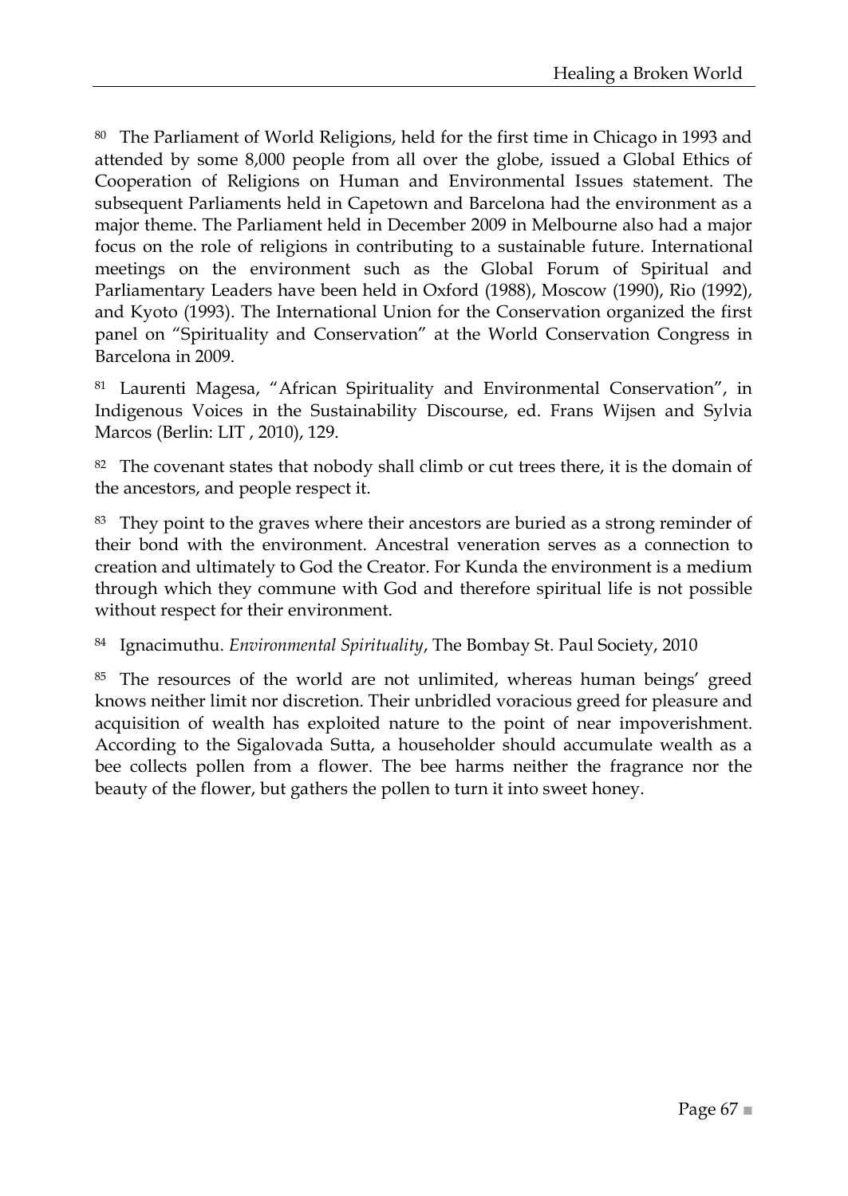[80] The Parliament of World Religions, held for the first time in Chicago in 1993 and attended by some 8,000 people from all over the globe, issued a Global Ethics of Cooperation of Religions on Human and Environmental Issues statement. The subsequent Parliaments held in Capetown and Barcelona had the environment as a major theme. The Parliament held in December 2009 in Melbourne also had a major focus on the role of religions in contributing to a sustainable future. International meetings on the environment such as the Global Forum of Spiritual and Parliamentary Leaders have been held in Oxford (1988), Moscow (1990), Rio (1992), and Kyoto (1993). The International Union for the Conservation organized the first panel on "Spirituality and Conservation" at the World Conservation Congress in Barcelona in 2009.

[81] Laurenti Magesa, "African Spirituality and Environmental Conservation", in Indigenous Voices in the Sustainability Discourse, ed. Frans Wijsen and Sylvia Marcos (Berlin: LIT , 2010), 129.

[82] The covenant states that nobody shall climb or cut trees there, it is the domain of the ancestors, and people respect it.

[83] They point to the graves where their ancestors are buried as a strong reminder of their bond with the environment. Ancestral veneration serves as a connection to creation and ultimately to God the Creator. For Kunda the environment is a medium through which they commune with God and therefore spiritual life is not possible without respect for their environment.

[84] Ignacimuthu. *Environmental Spirituality*, The Bombay St. Paul Society, 2010

[85] The resources of the world are not unlimited, whereas human beings' greed knows neither limit nor discretion. Their unbridled voracious greed for pleasure and acquisition of wealth has exploited nature to the point of near impoverishment. According to the Sigalovada Sutta, a householder should accumulate wealth as a bee collects pollen from a flower. The bee harms neither the fragrance nor the beauty of the flower, but gathers the pollen to turn it into sweet honey.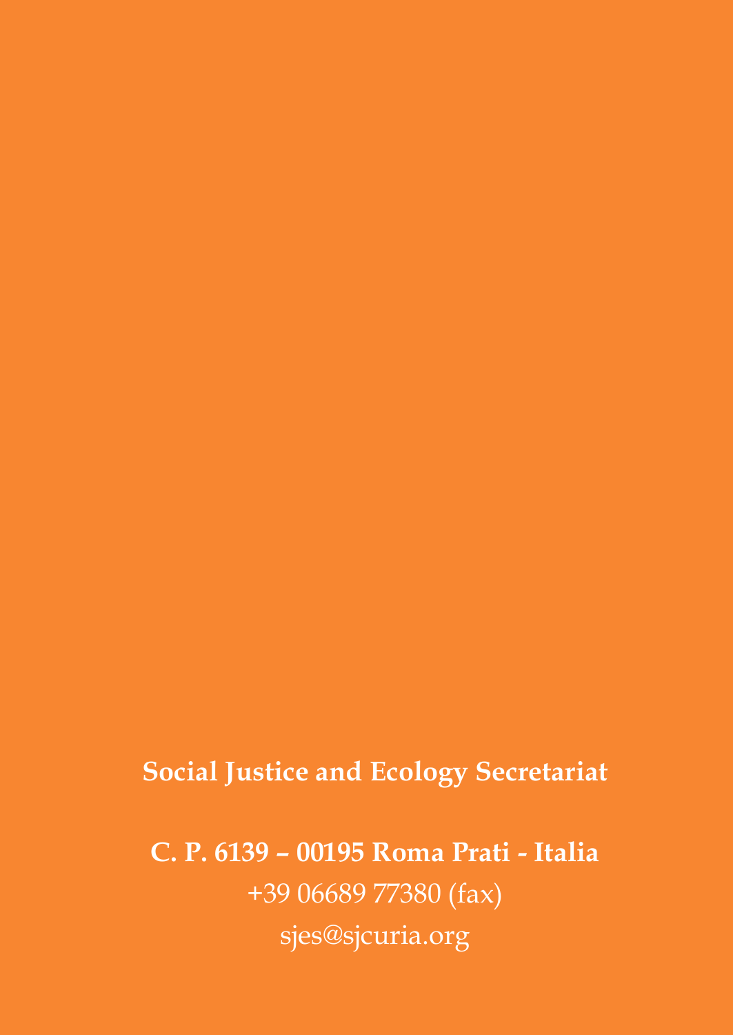**Social Justice and Ecology Secretariat**

**C. P. 6139 – 00195 Roma Prati - Italia**

+39 06689 77380 (fax)

sjes@sjcuria.org